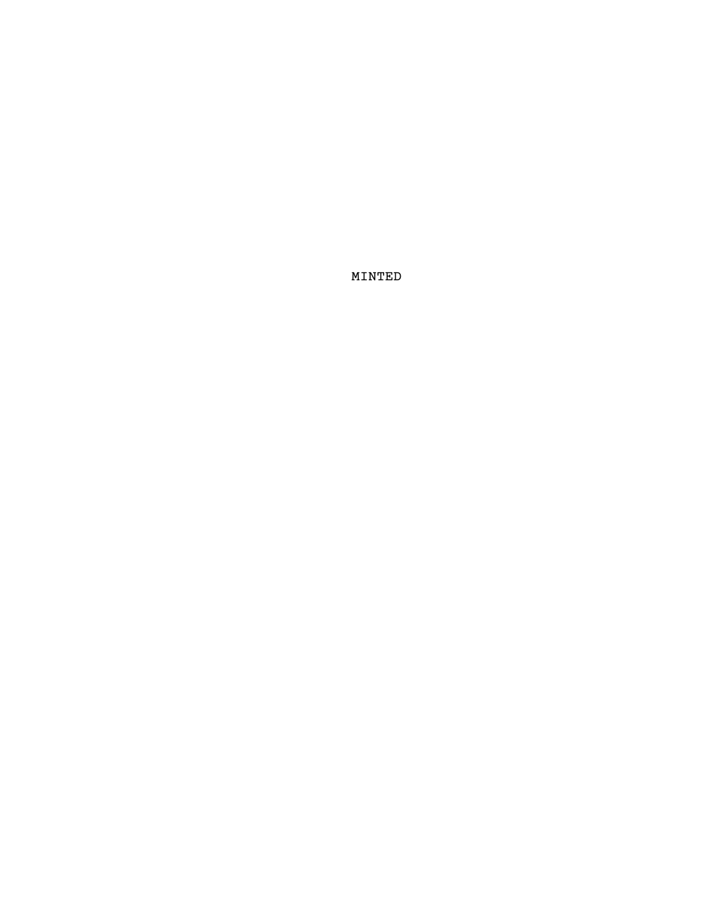MINTED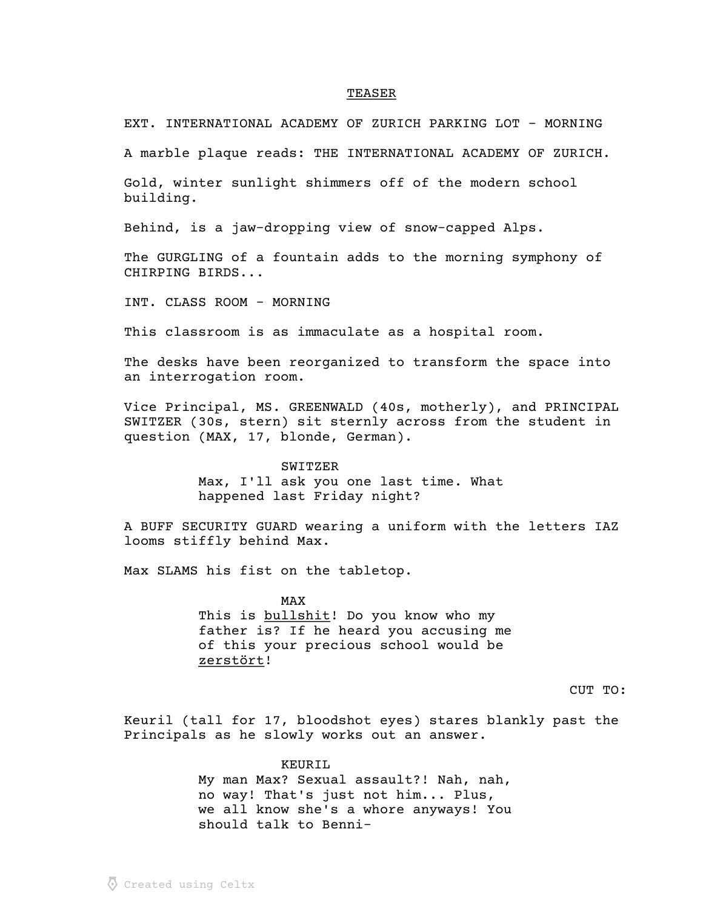## TEASER

EXT. INTERNATIONAL ACADEMY OF ZURICH PARKING LOT - MORNING

A marble plaque reads: THE INTERNATIONAL ACADEMY OF ZURICH.

Gold, winter sunlight shimmers off of the modern school building.

Behind, is a jaw-dropping view of snow-capped Alps.

The GURGLING of a fountain adds to the morning symphony of CHIRPING BIRDS...

INT. CLASS ROOM - MORNING

This classroom is as immaculate as a hospital room.

The desks have been reorganized to transform the space into an interrogation room.

Vice Principal, MS. GREENWALD (40s, motherly), and PRINCIPAL SWITZER (30s, stern) sit sternly across from the student in question (MAX, 17, blonde, German).

SWITZER
Max, I'll ask you one last time. What happened last Friday night?

A BUFF SECURITY GUARD wearing a uniform with the letters IAZ looms stiffly behind Max.

Max SLAMS his fist on the tabletop.

MAX
This is <u>bullshit</u>! Do you know who my father is? If he heard you accusing me of this your precious school would be <u>zerstört</u>!

CUT TO:

Keuril (tall for 17, bloodshot eyes) stares blankly past the Principals as he slowly works out an answer.

KEURIL
My man Max? Sexual assault?! Nah, nah, no way! That's just not him... Plus, we all know she's a whore anyways! You should talk to Benni-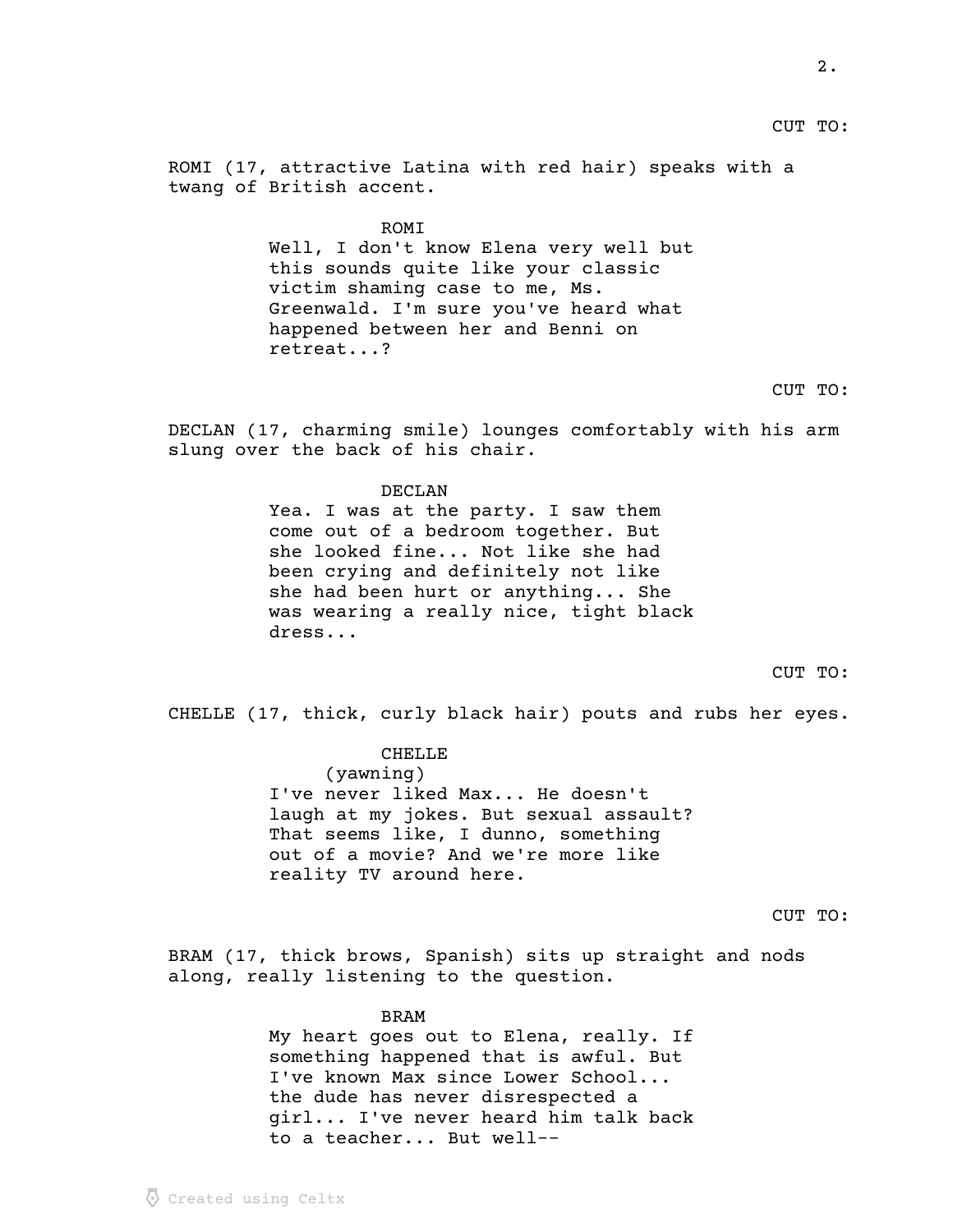CUT TO:

ROMI (17, attractive Latina with red hair) speaks with a twang of British accent.

ROMI
Well, I don't know Elena very well but this sounds quite like your classic victim shaming case to me, Ms. Greenwald. I'm sure you've heard what happened between her and Benni on retreat...?

CUT TO:

DECLAN (17, charming smile) lounges comfortably with his arm slung over the back of his chair.

DECLAN
Yea. I was at the party. I saw them come out of a bedroom together. But she looked fine... Not like she had been crying and definitely not like she had been hurt or anything... She was wearing a really nice, tight black dress...

CUT TO:

CHELLE (17, thick, curly black hair) pouts and rubs her eyes.

CHELLE
(yawning)
I've never liked Max... He doesn't laugh at my jokes. But sexual assault? That seems like, I dunno, something out of a movie? And we're more like reality TV around here.

CUT TO:

BRAM (17, thick brows, Spanish) sits up straight and nods along, really listening to the question.

BRAM
My heart goes out to Elena, really. If something happened that is awful. But I've known Max since Lower School... the dude has never disrespected a girl... I've never heard him talk back to a teacher... But well--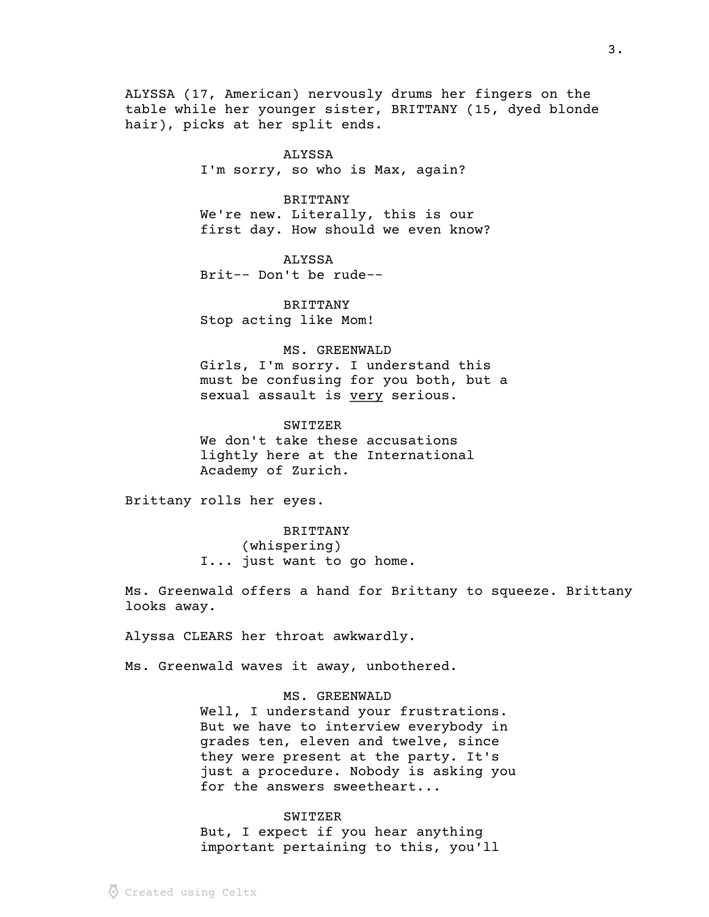ALYSSA (17, American) nervously drums her fingers on the table while her younger sister, BRITTANY (15, dyed blonde hair), picks at her split ends.

ALYSSA
I'm sorry, so who is Max, again?

BRITTANY
We're new. Literally, this is our first day. How should we even know?

ALYSSA
Brit-- Don't be rude--

BRITTANY
Stop acting like Mom!

MS. GREENWALD
Girls, I'm sorry. I understand this must be confusing for you both, but a sexual assault is <u>very</u> serious.

SWITZER
We don't take these accusations lightly here at the International Academy of Zurich.

Brittany rolls her eyes.

BRITTANY
(whispering)
I... just want to go home.

Ms. Greenwald offers a hand for Brittany to squeeze. Brittany looks away.

Alyssa CLEARS her throat awkwardly.

Ms. Greenwald waves it away, unbothered.

MS. GREENWALD
Well, I understand your frustrations. But we have to interview everybody in grades ten, eleven and twelve, since they were present at the party. It's just a procedure. Nobody is asking you for the answers sweetheart...

SWITZER
But, I expect if you hear anything important pertaining to this, you'll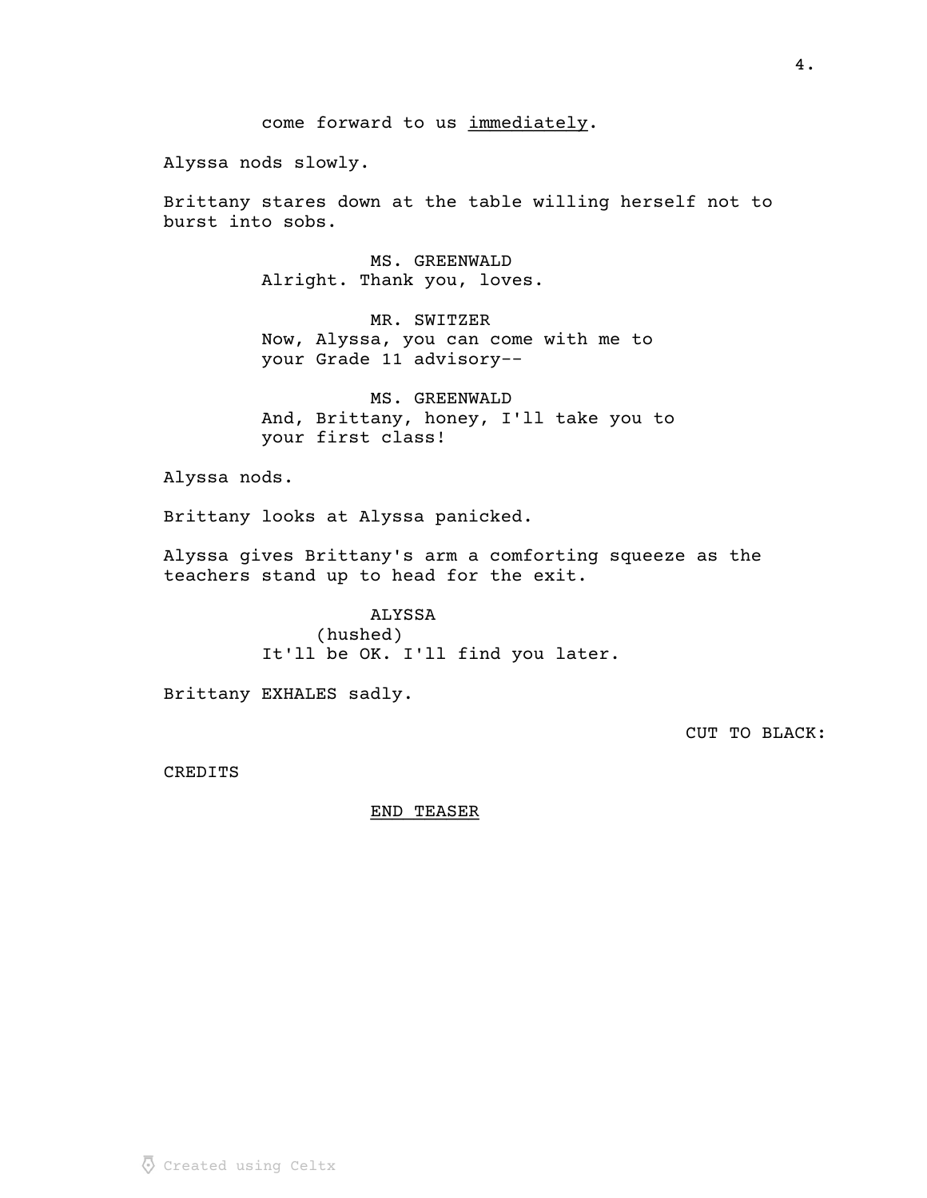come forward to us <u>immediately</u>.

Alyssa nods slowly.

Brittany stares down at the table willing herself not to burst into sobs.

MS. GREENWALD
Alright. Thank you, loves.

MR. SWITZER
Now, Alyssa, you can come with me to your Grade 11 advisory--

MS. GREENWALD
And, Brittany, honey, I'll take you to your first class!

Alyssa nods.

Brittany looks at Alyssa panicked.

Alyssa gives Brittany's arm a comforting squeeze as the teachers stand up to head for the exit.

ALYSSA
(hushed)
It'll be OK. I'll find you later.

Brittany EXHALES sadly.

CUT TO BLACK:

CREDITS

<u>END TEASER</u>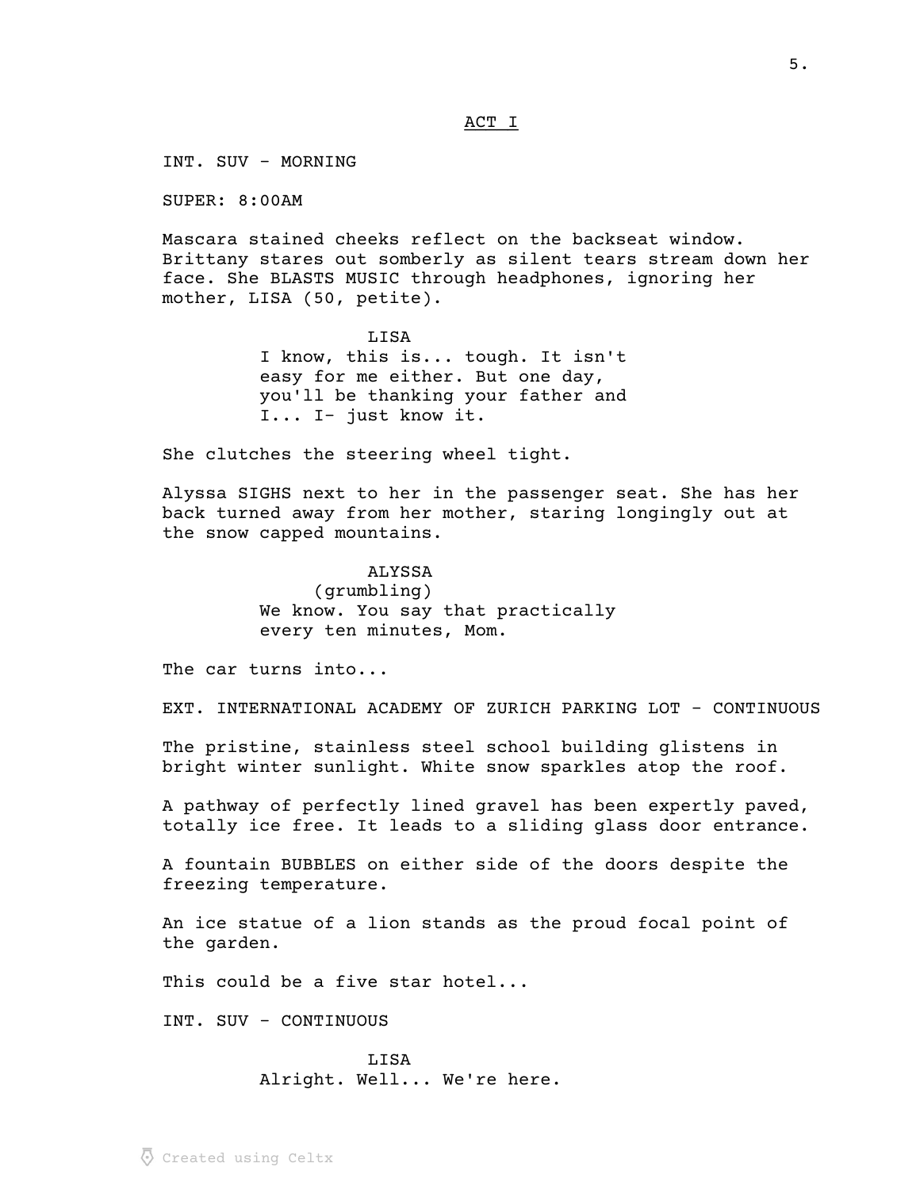ACT I

INT. SUV - MORNING

SUPER: 8:00AM

Mascara stained cheeks reflect on the backseat window. Brittany stares out somberly as silent tears stream down her face. She BLASTS MUSIC through headphones, ignoring her mother, LISA (50, petite).

LISA
I know, this is... tough. It isn't easy for me either. But one day, you'll be thanking your father and I... I- just know it.

She clutches the steering wheel tight.

Alyssa SIGHS next to her in the passenger seat. She has her back turned away from her mother, staring longingly out at the snow capped mountains.

ALYSSA
(grumbling)
We know. You say that practically every ten minutes, Mom.

The car turns into...

EXT. INTERNATIONAL ACADEMY OF ZURICH PARKING LOT - CONTINUOUS

The pristine, stainless steel school building glistens in bright winter sunlight. White snow sparkles atop the roof.

A pathway of perfectly lined gravel has been expertly paved, totally ice free. It leads to a sliding glass door entrance.

A fountain BUBBLES on either side of the doors despite the freezing temperature.

An ice statue of a lion stands as the proud focal point of the garden.

This could be a five star hotel...

INT. SUV - CONTINUOUS

LISA
Alright. Well... We're here.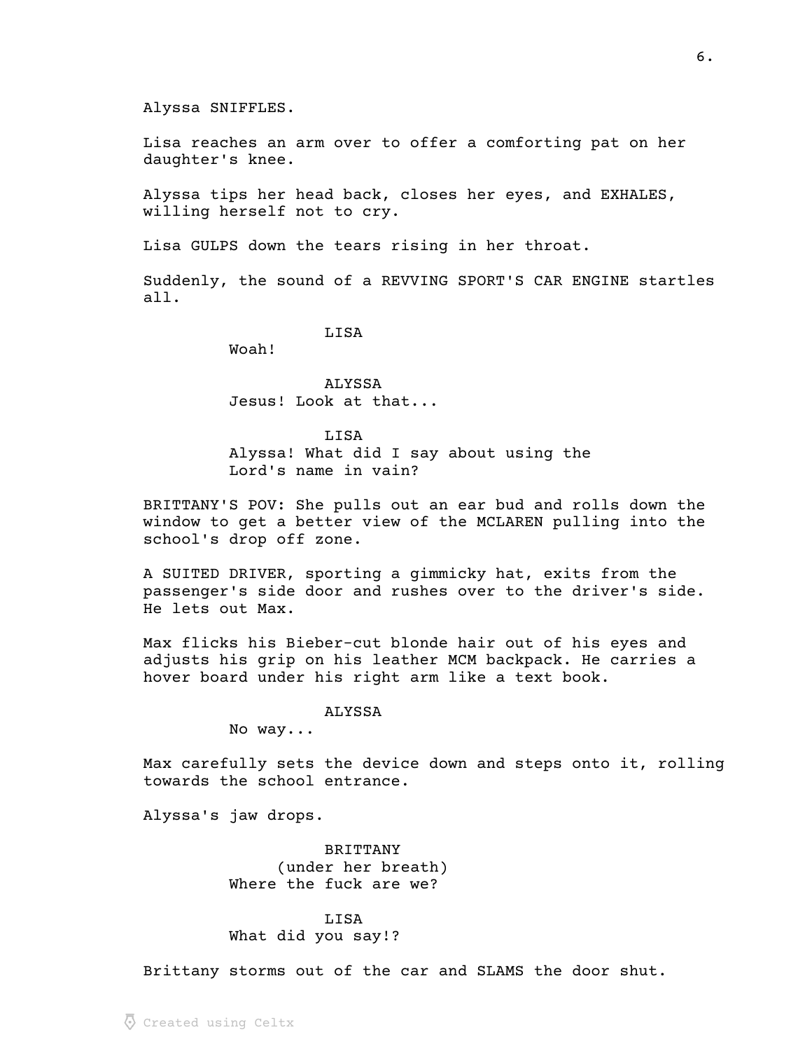Alyssa SNIFFLES.

Lisa reaches an arm over to offer a comforting pat on her daughter's knee.

Alyssa tips her head back, closes her eyes, and EXHALES, willing herself not to cry.

Lisa GULPS down the tears rising in her throat.

Suddenly, the sound of a REVVING SPORT'S CAR ENGINE startles all.

LISA

Woah!

ALYSSA

Jesus! Look at that...

LISA

Alyssa! What did I say about using the Lord's name in vain?

BRITTANY'S POV: She pulls out an ear bud and rolls down the window to get a better view of the MCLAREN pulling into the school's drop off zone.

A SUITED DRIVER, sporting a gimmicky hat, exits from the passenger's side door and rushes over to the driver's side. He lets out Max.

Max flicks his Bieber-cut blonde hair out of his eyes and adjusts his grip on his leather MCM backpack. He carries a hover board under his right arm like a text book.

ALYSSA

No way...

Max carefully sets the device down and steps onto it, rolling towards the school entrance.

Alyssa's jaw drops.

BRITTANY

(under her breath)

Where the fuck are we?

LISA

What did you say!?

Brittany storms out of the car and SLAMS the door shut.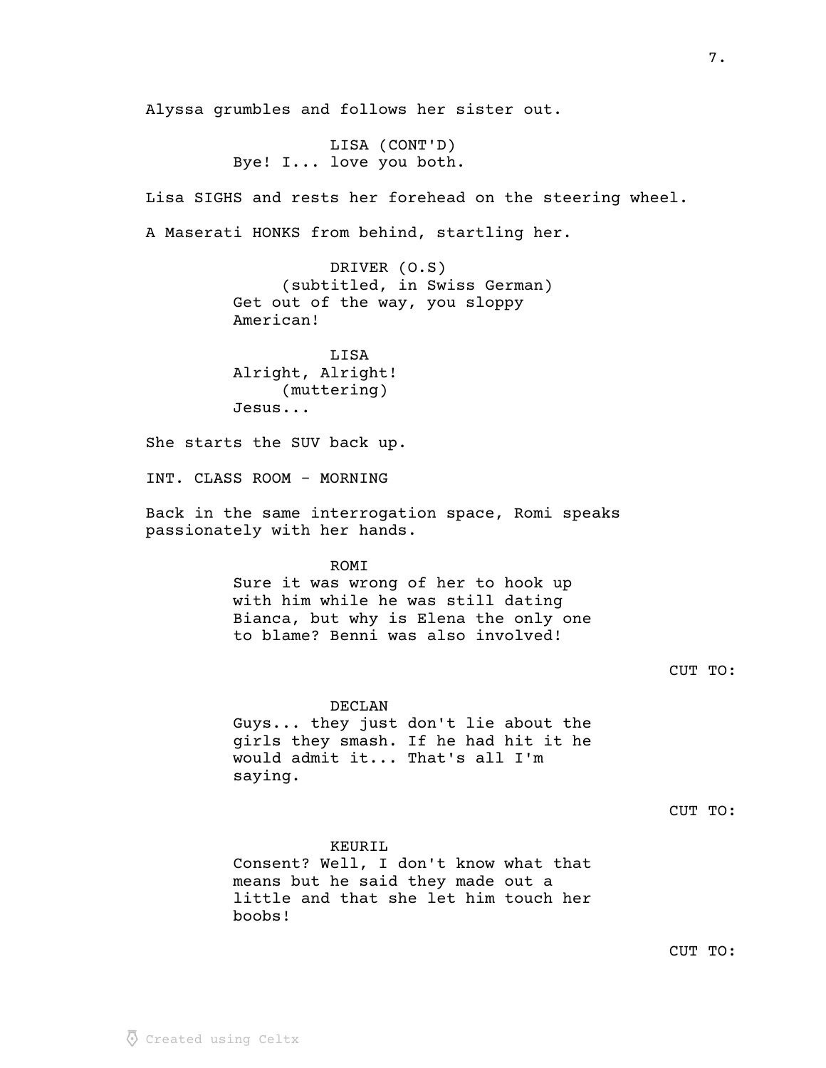Alyssa grumbles and follows her sister out.

LISA (CONT'D)
Bye! I... love you both.

Lisa SIGHS and rests her forehead on the steering wheel.

A Maserati HONKS from behind, startling her.

DRIVER (O.S)
(subtitled, in Swiss German)
Get out of the way, you sloppy American!

LISA
Alright, Alright!
(muttering)
Jesus...

She starts the SUV back up.

INT. CLASS ROOM - MORNING

Back in the same interrogation space, Romi speaks passionately with her hands.

ROMI
Sure it was wrong of her to hook up with him while he was still dating Bianca, but why is Elena the only one to blame? Benni was also involved!

CUT TO:

DECLAN
Guys... they just don't lie about the girls they smash. If he had hit it he would admit it... That's all I'm saying.

CUT TO:

KEURIL
Consent? Well, I don't know what that means but he said they made out a little and that she let him touch her boobs!

CUT TO: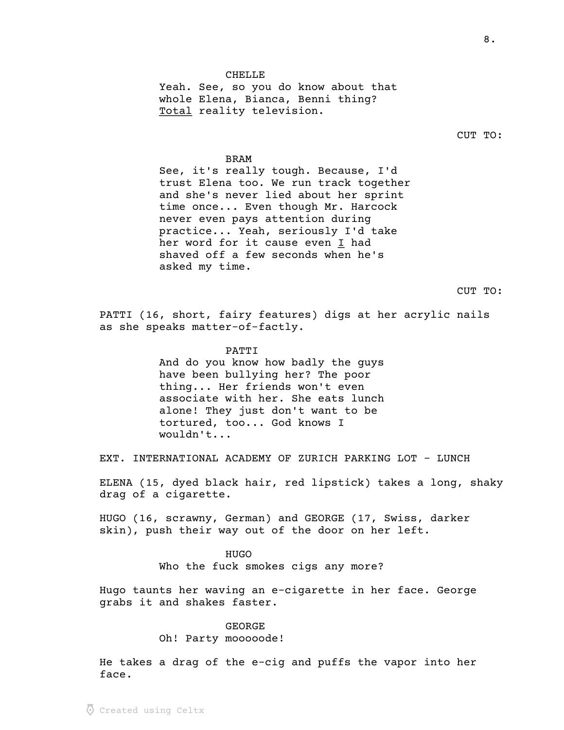CHELLE
Yeah. See, so you do know about that whole Elena, Bianca, Benni thing? <u>Total</u> reality television.

CUT TO:

BRAM
See, it's really tough. Because, I'd trust Elena too. We run track together and she's never lied about her sprint time once... Even though Mr. Harcock never even pays attention during practice... Yeah, seriously I'd take her word for it cause even <u>I</u> had shaved off a few seconds when he's asked my time.

CUT TO:

PATTI (16, short, fairy features) digs at her acrylic nails as she speaks matter-of-factly.

PATTI
And do you know how badly the guys have been bullying her? The poor thing... Her friends won't even associate with her. She eats lunch alone! They just don't want to be tortured, too... God knows I wouldn't...

EXT. INTERNATIONAL ACADEMY OF ZURICH PARKING LOT - LUNCH

ELENA (15, dyed black hair, red lipstick) takes a long, shaky drag of a cigarette.

HUGO (16, scrawny, German) and GEORGE (17, Swiss, darker skin), push their way out of the door on her left.

HUGO
Who the fuck smokes cigs any more?

Hugo taunts her waving an e-cigarette in her face. George grabs it and shakes faster.

GEORGE
Oh! Party mooooode!

He takes a drag of the e-cig and puffs the vapor into her face.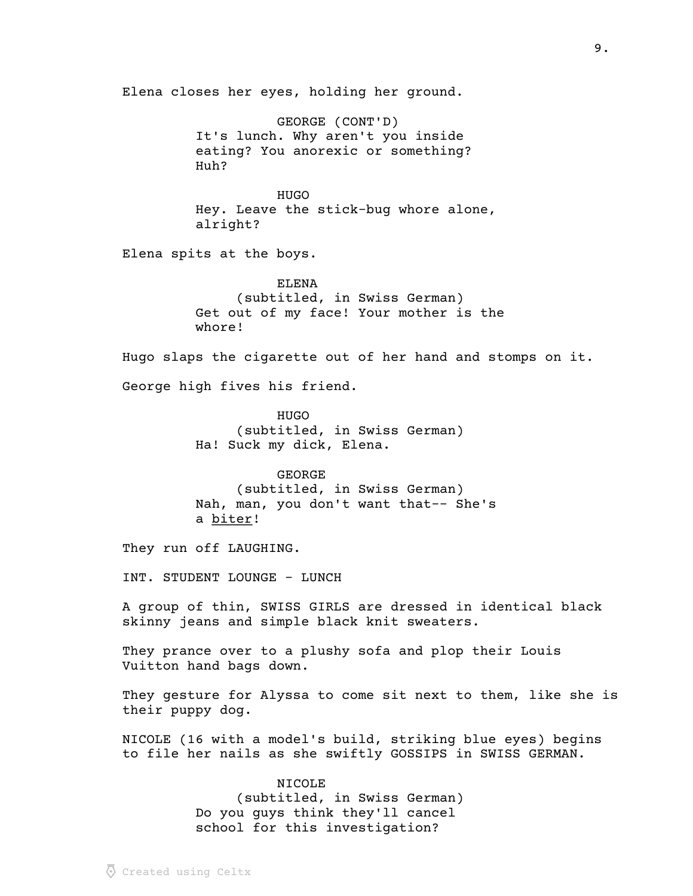Elena closes her eyes, holding her ground.

GEORGE (CONT'D)
It's lunch. Why aren't you inside eating? You anorexic or something? Huh?

HUGO
Hey. Leave the stick-bug whore alone, alright?

Elena spits at the boys.

ELENA
(subtitled, in Swiss German)
Get out of my face! Your mother is the whore!

Hugo slaps the cigarette out of her hand and stomps on it.

George high fives his friend.

HUGO
(subtitled, in Swiss German)
Ha! Suck my dick, Elena.

GEORGE
(subtitled, in Swiss German)
Nah, man, you don't want that-- She's a biter!

They run off LAUGHING.

INT. STUDENT LOUNGE - LUNCH

A group of thin, SWISS GIRLS are dressed in identical black skinny jeans and simple black knit sweaters.

They prance over to a plushy sofa and plop their Louis Vuitton hand bags down.

They gesture for Alyssa to come sit next to them, like she is their puppy dog.

NICOLE (16 with a model's build, striking blue eyes) begins to file her nails as she swiftly GOSSIPS in SWISS GERMAN.

NICOLE
(subtitled, in Swiss German)
Do you guys think they'll cancel school for this investigation?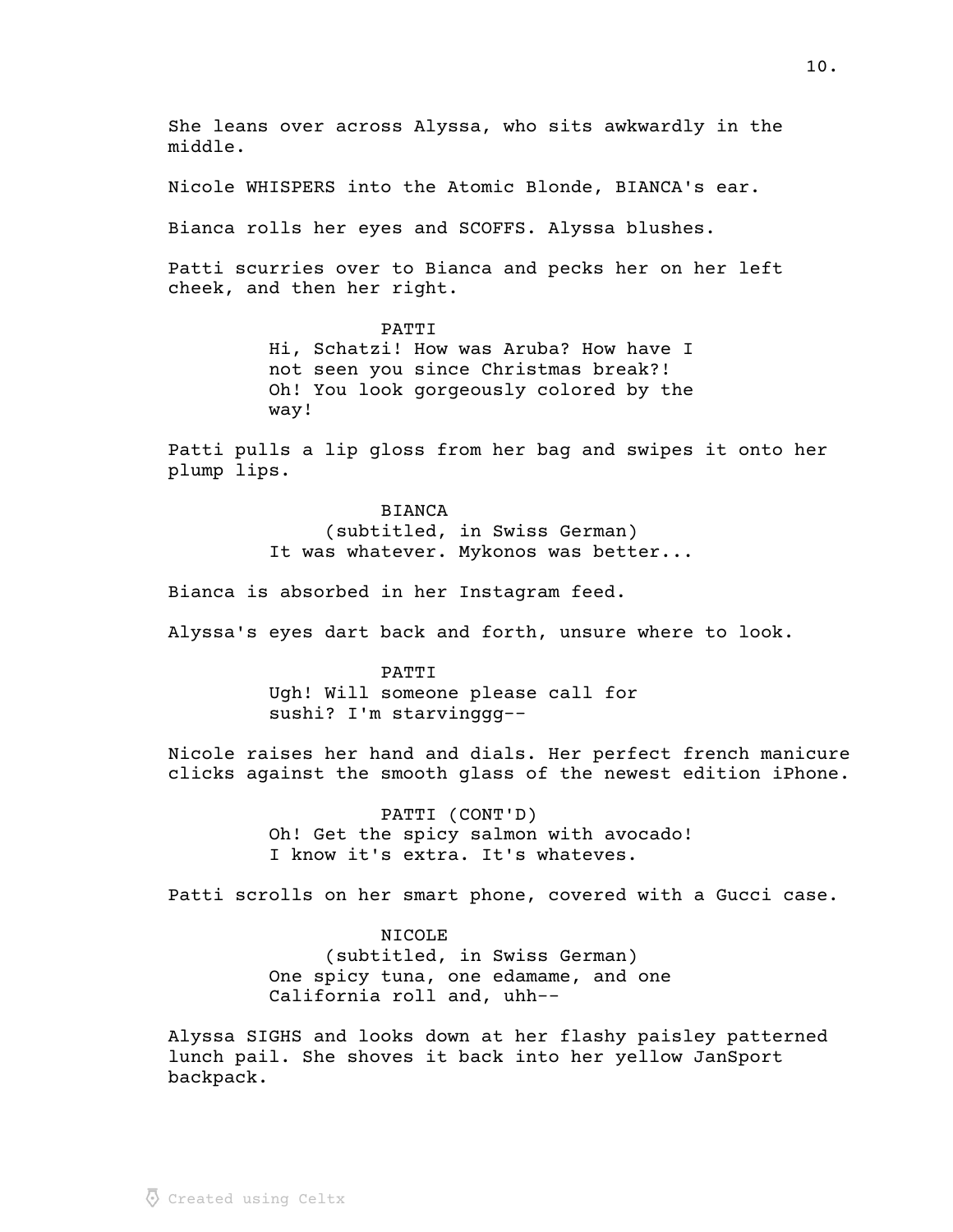She leans over across Alyssa, who sits awkwardly in the middle.

Nicole WHISPERS into the Atomic Blonde, BIANCA's ear.

Bianca rolls her eyes and SCOFFS. Alyssa blushes.

Patti scurries over to Bianca and pecks her on her left cheek, and then her right.

PATTI
Hi, Schatzi! How was Aruba? How have I not seen you since Christmas break?! Oh! You look gorgeously colored by the way!

Patti pulls a lip gloss from her bag and swipes it onto her plump lips.

BIANCA
(subtitled, in Swiss German)
It was whatever. Mykonos was better...

Bianca is absorbed in her Instagram feed.

Alyssa's eyes dart back and forth, unsure where to look.

PATTI
Ugh! Will someone please call for sushi? I'm starvinggg--

Nicole raises her hand and dials. Her perfect french manicure clicks against the smooth glass of the newest edition iPhone.

PATTI (CONT'D)
Oh! Get the spicy salmon with avocado! I know it's extra. It's whateves.

Patti scrolls on her smart phone, covered with a Gucci case.

NICOLE
(subtitled, in Swiss German)
One spicy tuna, one edamame, and one California roll and, uhh--

Alyssa SIGHS and looks down at her flashy paisley patterned lunch pail. She shoves it back into her yellow JanSport backpack.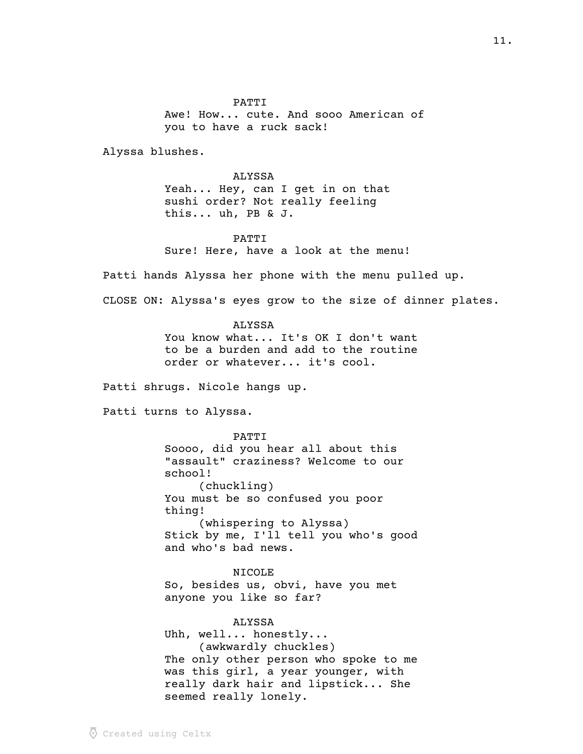PATTI
Awe! How... cute. And sooo American of you to have a ruck sack!

Alyssa blushes.

ALYSSA
Yeah... Hey, can I get in on that sushi order? Not really feeling this... uh, PB & J.

PATTI
Sure! Here, have a look at the menu!

Patti hands Alyssa her phone with the menu pulled up.

CLOSE ON: Alyssa's eyes grow to the size of dinner plates.

ALYSSA
You know what... It's OK I don't want to be a burden and add to the routine order or whatever... it's cool.

Patti shrugs. Nicole hangs up.

Patti turns to Alyssa.

PATTI
Soooo, did you hear all about this "assault" craziness? Welcome to our school!
(chuckling)
You must be so confused you poor thing!
(whispering to Alyssa)
Stick by me, I'll tell you who's good and who's bad news.

NICOLE
So, besides us, obvi, have you met anyone you like so far?

ALYSSA
Uhh, well... honestly...
(awkwardly chuckles)
The only other person who spoke to me was this girl, a year younger, with really dark hair and lipstick... She seemed really lonely.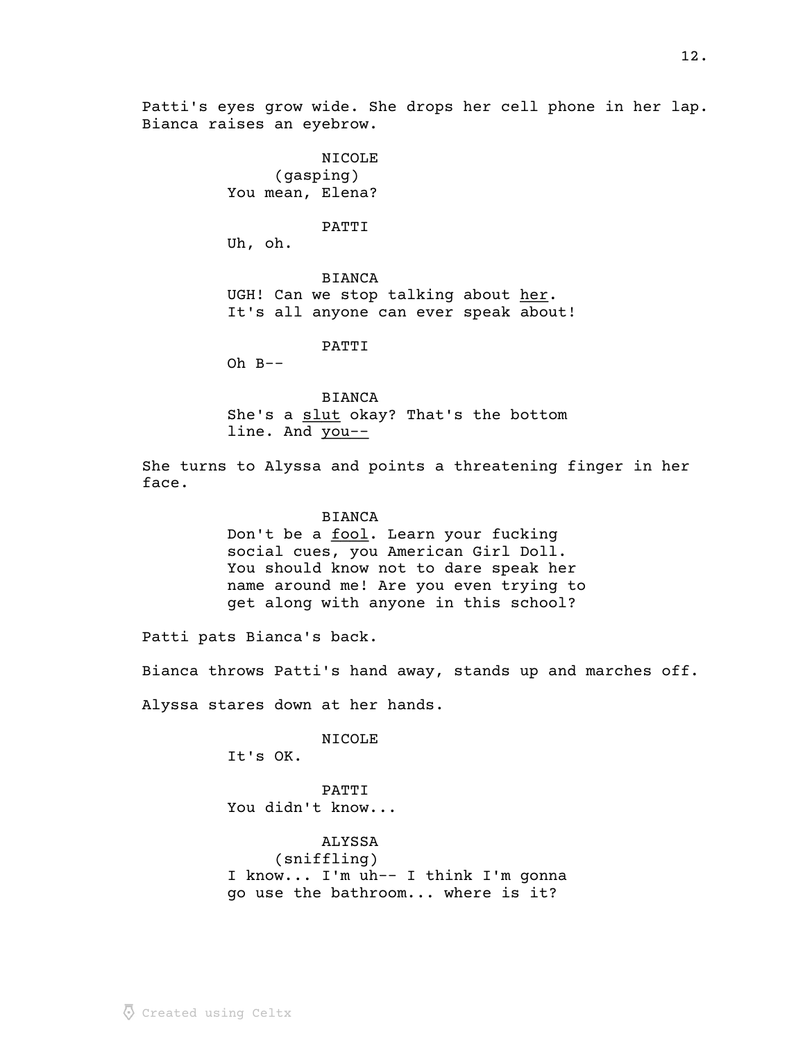Patti's eyes grow wide. She drops her cell phone in her lap. Bianca raises an eyebrow.

NICOLE
(gasping)
You mean, Elena?

PATTI
Uh, oh.

BIANCA
UGH! Can we stop talking about <u>her</u>. It's all anyone can ever speak about!

PATTI
Oh B--

BIANCA
She's a <u>slut</u> okay? That's the bottom line. And <u>you--</u>

She turns to Alyssa and points a threatening finger in her face.

BIANCA
Don't be a <u>fool</u>. Learn your fucking social cues, you American Girl Doll. You should know not to dare speak her name around me! Are you even trying to get along with anyone in this school?

Patti pats Bianca's back.

Bianca throws Patti's hand away, stands up and marches off.

Alyssa stares down at her hands.

NICOLE
It's OK.

PATTI
You didn't know...

ALYSSA
(sniffling)
I know... I'm uh-- I think I'm gonna go use the bathroom... where is it?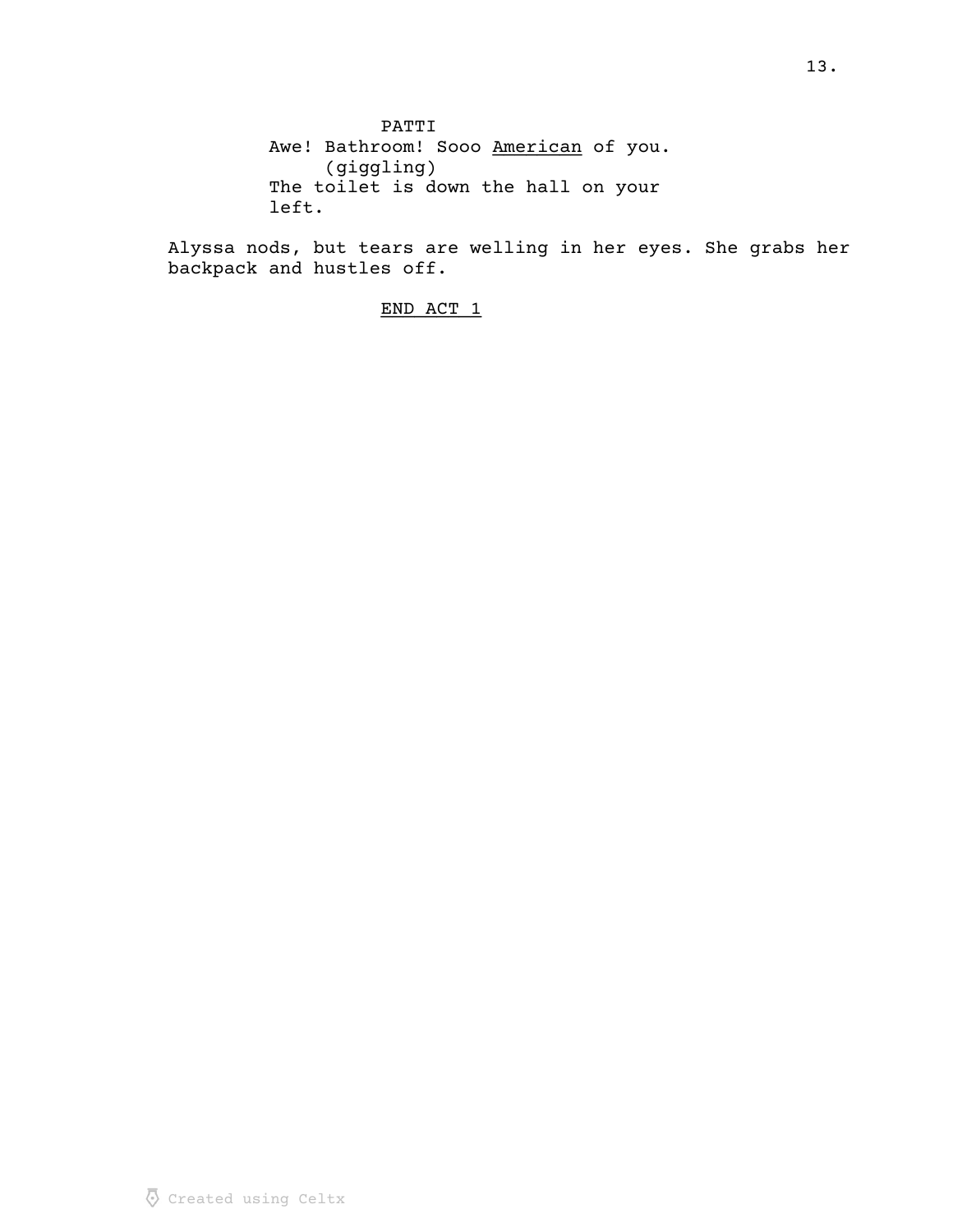PATTI
Awe! Bathroom! Sooo <u>American</u> of you.
(giggling)
The toilet is down the hall on your left.

Alyssa nods, but tears are welling in her eyes. She grabs her backpack and hustles off.

<u>END ACT 1</u>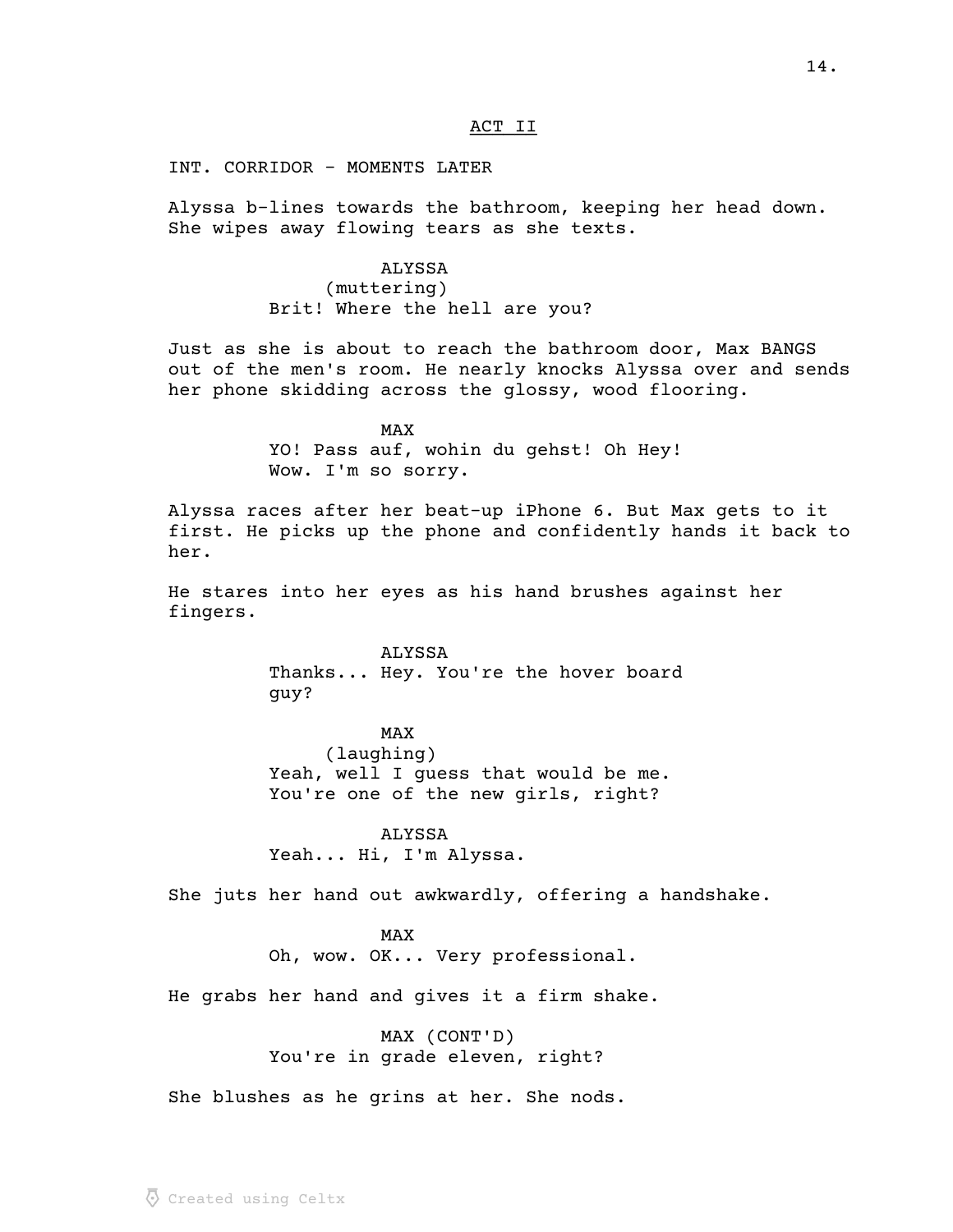## ACT II

INT. CORRIDOR - MOMENTS LATER

Alyssa b-lines towards the bathroom, keeping her head down. She wipes away flowing tears as she texts.

ALYSSA
(muttering)
Brit! Where the hell are you?

Just as she is about to reach the bathroom door, Max BANGS out of the men's room. He nearly knocks Alyssa over and sends her phone skidding across the glossy, wood flooring.

MAX
YO! Pass auf, wohin du gehst! Oh Hey! Wow. I'm so sorry.

Alyssa races after her beat-up iPhone 6. But Max gets to it first. He picks up the phone and confidently hands it back to her.

He stares into her eyes as his hand brushes against her fingers.

ALYSSA
Thanks... Hey. You're the hover board guy?

MAX
(laughing)
Yeah, well I guess that would be me. You're one of the new girls, right?

ALYSSA
Yeah... Hi, I'm Alyssa.

She juts her hand out awkwardly, offering a handshake.

MAX
Oh, wow. OK... Very professional.

He grabs her hand and gives it a firm shake.

MAX (CONT'D)
You're in grade eleven, right?

She blushes as he grins at her. She nods.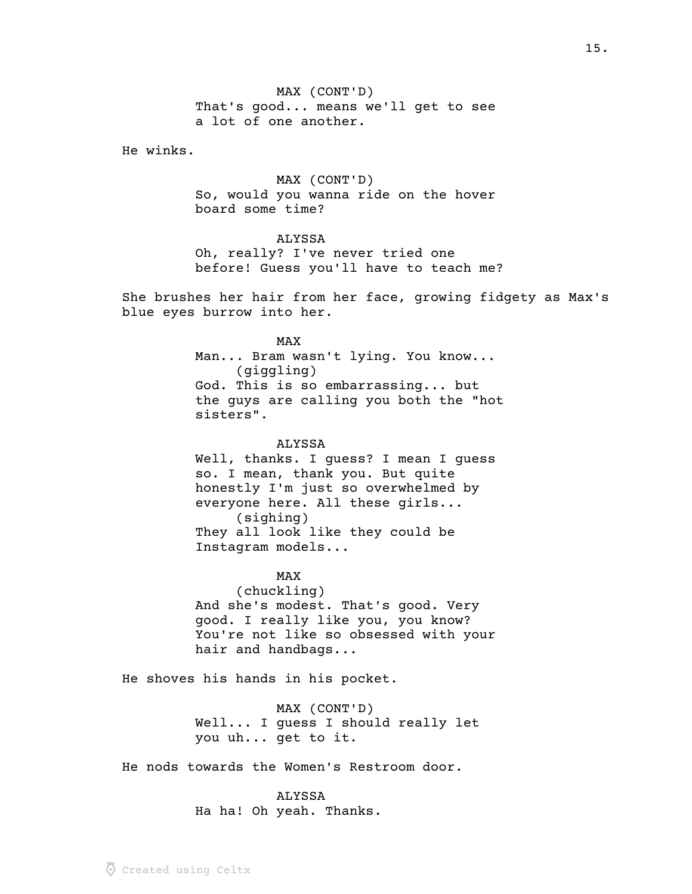MAX (CONT'D)
That's good... means we'll get to see a lot of one another.

He winks.

MAX (CONT'D)
So, would you wanna ride on the hover board some time?

ALYSSA
Oh, really? I've never tried one before! Guess you'll have to teach me?

She brushes her hair from her face, growing fidgety as Max's blue eyes burrow into her.

MAX
Man... Bram wasn't lying. You know...
(giggling)
God. This is so embarrassing... but the guys are calling you both the "hot sisters".

ALYSSA
Well, thanks. I guess? I mean I guess so. I mean, thank you. But quite honestly I'm just so overwhelmed by everyone here. All these girls...
(sighing)
They all look like they could be Instagram models...

MAX
(chuckling)
And she's modest. That's good. Very good. I really like you, you know? You're not like so obsessed with your hair and handbags...

He shoves his hands in his pocket.

MAX (CONT'D)
Well... I guess I should really let you uh... get to it.

He nods towards the Women's Restroom door.

ALYSSA
Ha ha! Oh yeah. Thanks.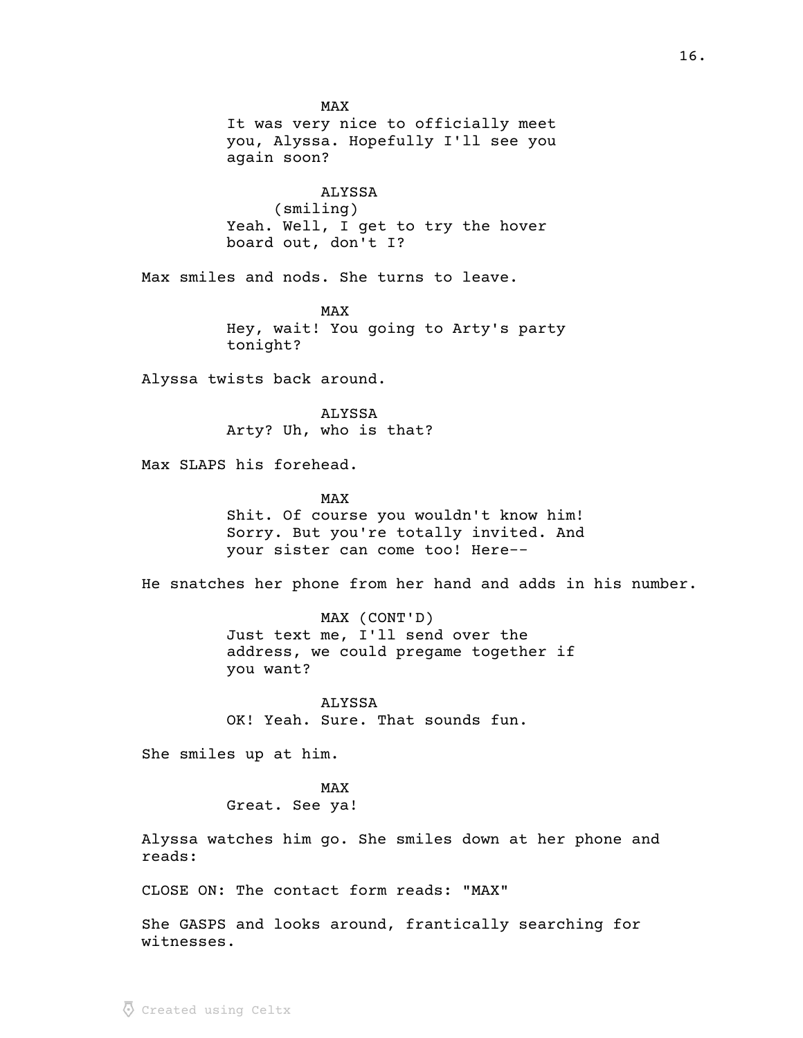MAX
It was very nice to officially meet you, Alyssa. Hopefully I'll see you again soon?

ALYSSA
(smiling)
Yeah. Well, I get to try the hover board out, don't I?

Max smiles and nods. She turns to leave.

MAX
Hey, wait! You going to Arty's party tonight?

Alyssa twists back around.

ALYSSA
Arty? Uh, who is that?

Max SLAPS his forehead.

MAX
Shit. Of course you wouldn't know him! Sorry. But you're totally invited. And your sister can come too! Here--

He snatches her phone from her hand and adds in his number.

MAX (CONT'D)
Just text me, I'll send over the address, we could pregame together if you want?

ALYSSA
OK! Yeah. Sure. That sounds fun.

She smiles up at him.

MAX
Great. See ya!

Alyssa watches him go. She smiles down at her phone and reads:

CLOSE ON: The contact form reads: "MAX"

She GASPS and looks around, frantically searching for witnesses.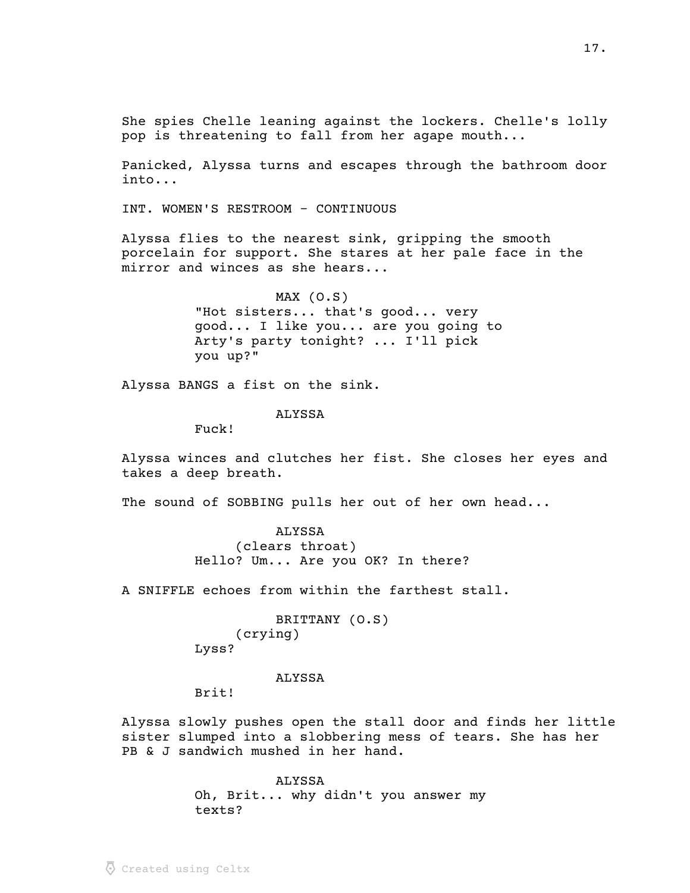She spies Chelle leaning against the lockers. Chelle's lolly pop is threatening to fall from her agape mouth...

Panicked, Alyssa turns and escapes through the bathroom door into...

INT. WOMEN'S RESTROOM - CONTINUOUS

Alyssa flies to the nearest sink, gripping the smooth porcelain for support. She stares at her pale face in the mirror and winces as she hears...

MAX (O.S)
"Hot sisters... that's good... very good... I like you... are you going to Arty's party tonight? ... I'll pick you up?"

Alyssa BANGS a fist on the sink.

ALYSSA
Fuck!

Alyssa winces and clutches her fist. She closes her eyes and takes a deep breath.

The sound of SOBBING pulls her out of her own head...

ALYSSA
(clears throat)
Hello? Um... Are you OK? In there?

A SNIFFLE echoes from within the farthest stall.

BRITTANY (O.S)
(crying)
Lyss?

ALYSSA
Brit!

Alyssa slowly pushes open the stall door and finds her little sister slumped into a slobbering mess of tears. She has her PB & J sandwich mushed in her hand.

ALYSSA
Oh, Brit... why didn't you answer my texts?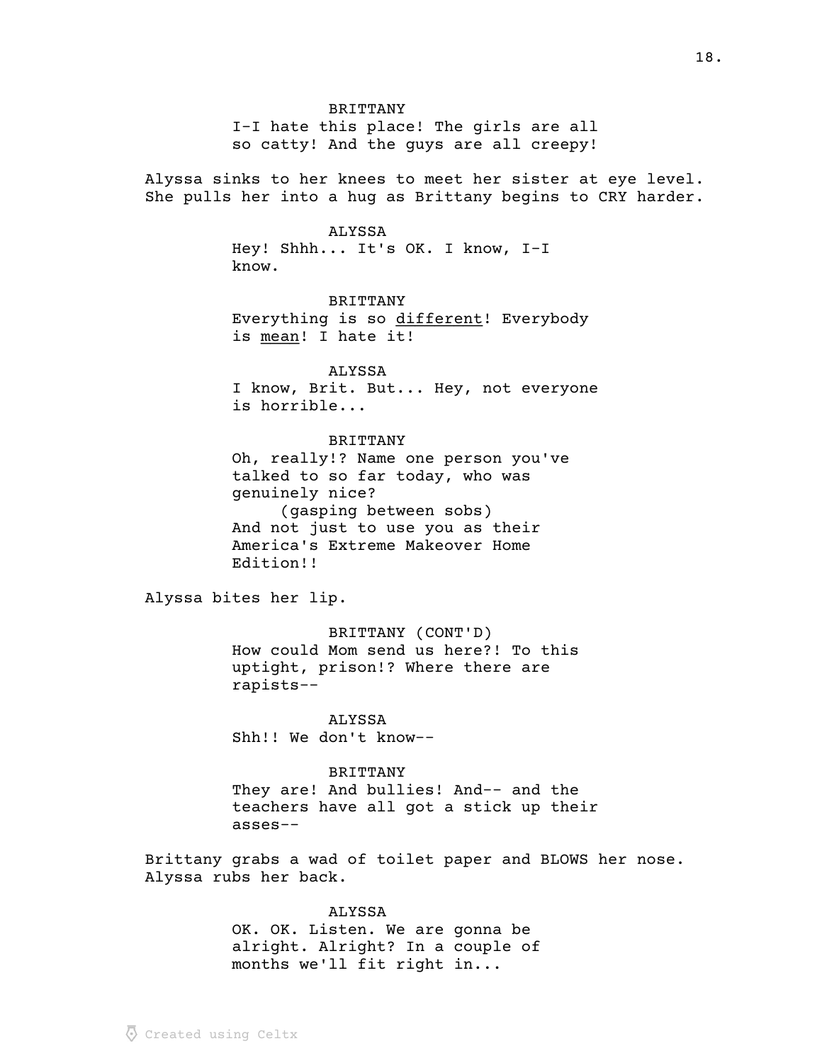BRITTANY
I-I hate this place! The girls are all so catty! And the guys are all creepy!

Alyssa sinks to her knees to meet her sister at eye level. She pulls her into a hug as Brittany begins to CRY harder.

ALYSSA
Hey! Shhh... It's OK. I know, I-I know.

BRITTANY
Everything is so <u>different</u>! Everybody is <u>mean</u>! I hate it!

ALYSSA
I know, Brit. But... Hey, not everyone is horrible...

BRITTANY
Oh, really!? Name one person you've talked to so far today, who was genuinely nice?
(gasping between sobs)
And not just to use you as their America's Extreme Makeover Home Edition!!

Alyssa bites her lip.

BRITTANY (CONT'D)
How could Mom send us here?! To this uptight, prison!? Where there are rapists--

ALYSSA
Shh!! We don't know--

BRITTANY
They are! And bullies! And-- and the teachers have all got a stick up their asses--

Brittany grabs a wad of toilet paper and BLOWS her nose. Alyssa rubs her back.

ALYSSA
OK. OK. Listen. We are gonna be alright. Alright? In a couple of months we'll fit right in...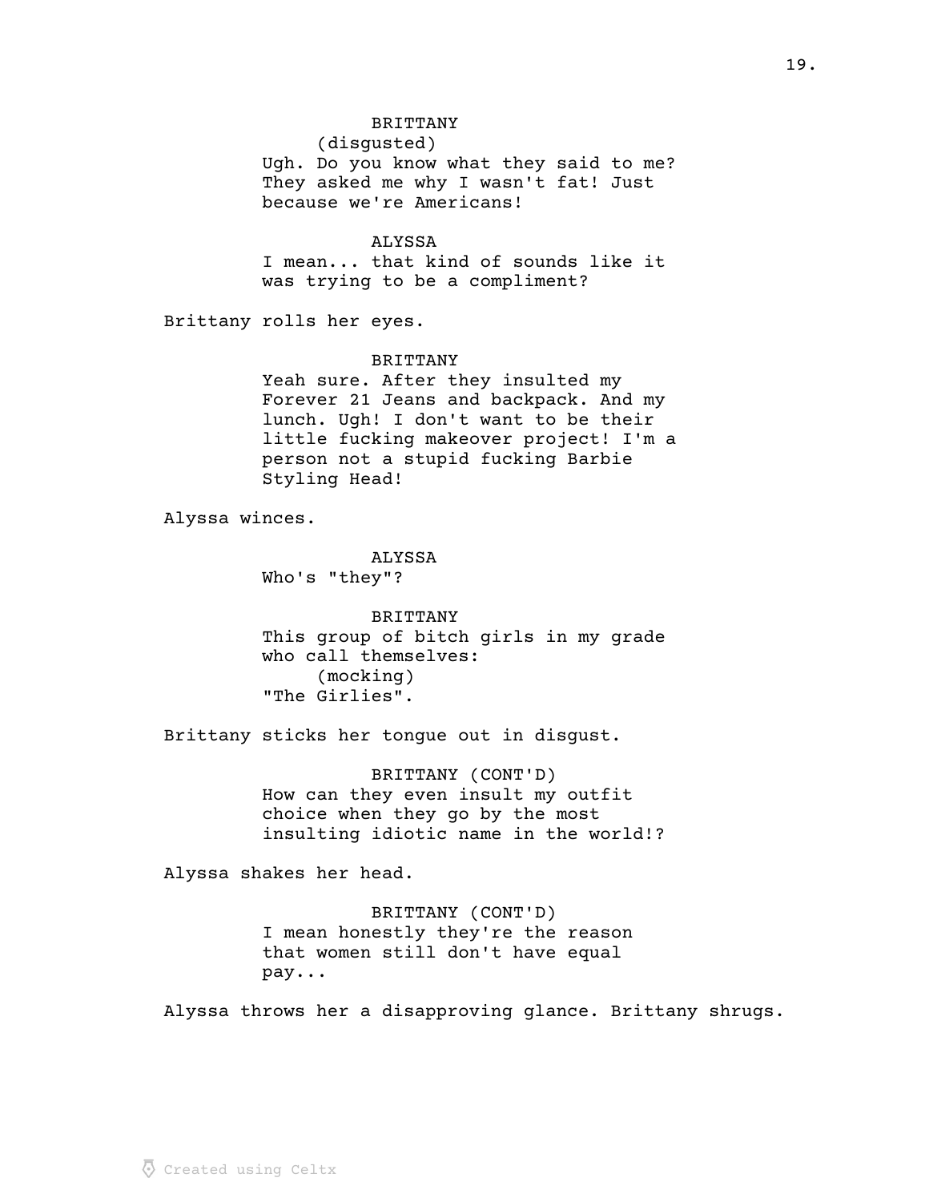BRITTANY
(disgusted)
Ugh. Do you know what they said to me? They asked me why I wasn't fat! Just because we're Americans!

ALYSSA
I mean... that kind of sounds like it was trying to be a compliment?

Brittany rolls her eyes.

BRITTANY
Yeah sure. After they insulted my Forever 21 Jeans and backpack. And my lunch. Ugh! I don't want to be their little fucking makeover project! I'm a person not a stupid fucking Barbie Styling Head!

Alyssa winces.

ALYSSA
Who's "they"?

BRITTANY
This group of bitch girls in my grade who call themselves:
(mocking)
"The Girlies".

Brittany sticks her tongue out in disgust.

BRITTANY (CONT'D)
How can they even insult my outfit choice when they go by the most insulting idiotic name in the world!?

Alyssa shakes her head.

BRITTANY (CONT'D)
I mean honestly they're the reason that women still don't have equal pay...

Alyssa throws her a disapproving glance. Brittany shrugs.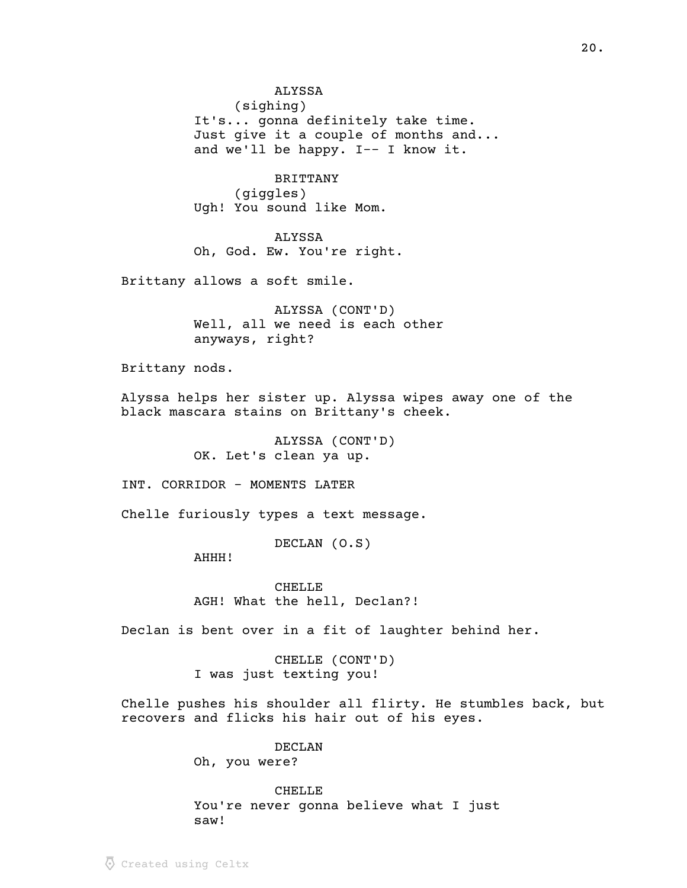ALYSSA
(sighing)
It's... gonna definitely take time.
Just give it a couple of months and...
and we'll be happy. I-- I know it.

BRITTANY
(giggles)
Ugh! You sound like Mom.

ALYSSA
Oh, God. Ew. You're right.

Brittany allows a soft smile.

ALYSSA (CONT'D)
Well, all we need is each other
anyways, right?

Brittany nods.

Alyssa helps her sister up. Alyssa wipes away one of the black mascara stains on Brittany's cheek.

ALYSSA (CONT'D)
OK. Let's clean ya up.

INT. CORRIDOR - MOMENTS LATER

Chelle furiously types a text message.

DECLAN (O.S)
AHHH!

CHELLE
AGH! What the hell, Declan?!

Declan is bent over in a fit of laughter behind her.

CHELLE (CONT'D)
I was just texting you!

Chelle pushes his shoulder all flirty. He stumbles back, but recovers and flicks his hair out of his eyes.

DECLAN
Oh, you were?

CHELLE
You're never gonna believe what I just
saw!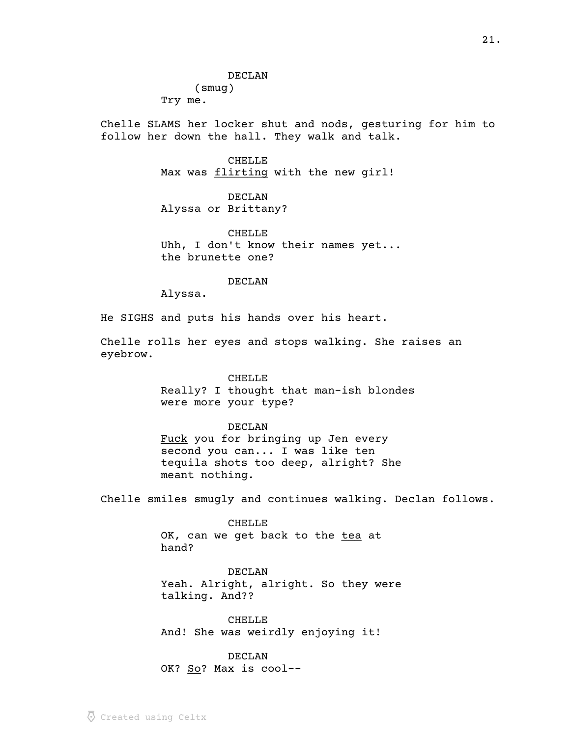DECLAN
(smug)
Try me.

Chelle SLAMS her locker shut and nods, gesturing for him to follow her down the hall. They walk and talk.

CHELLE
Max was <u>flirting</u> with the new girl!

DECLAN
Alyssa or Brittany?

CHELLE
Uhh, I don't know their names yet... the brunette one?

DECLAN
Alyssa.

He SIGHS and puts his hands over his heart.

Chelle rolls her eyes and stops walking. She raises an eyebrow.

CHELLE
Really? I thought that man-ish blondes were more your type?

DECLAN
<u>Fuck</u> you for bringing up Jen every second you can... I was like ten tequila shots too deep, alright? She meant nothing.

Chelle smiles smugly and continues walking. Declan follows.

CHELLE
OK, can we get back to the <u>tea</u> at hand?

DECLAN
Yeah. Alright, alright. So they were talking. And??

CHELLE
And! She was weirdly enjoying it!

DECLAN
OK? <u>So</u>? Max is cool--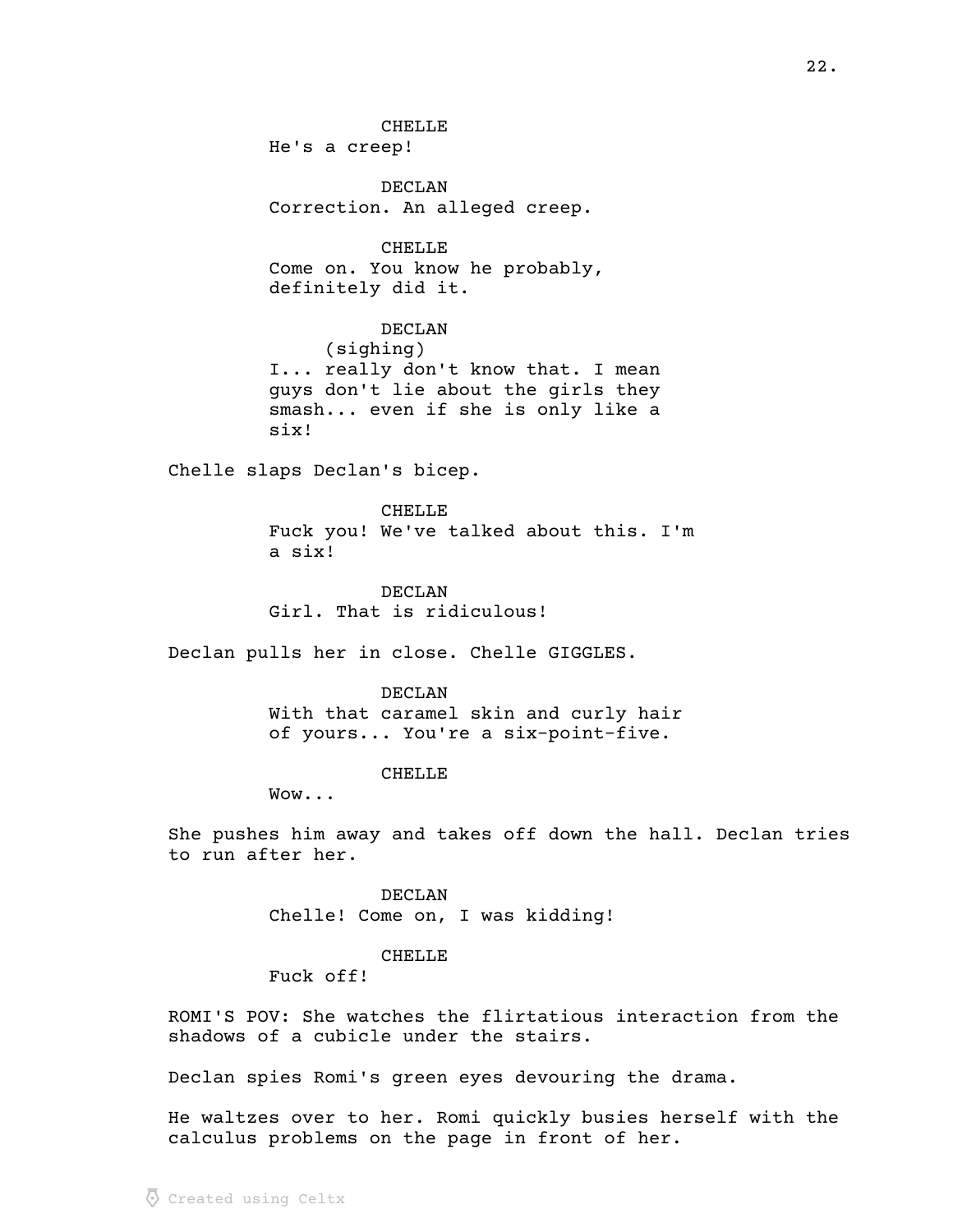CHELLE
He's a creep!

DECLAN
Correction. An alleged creep.

CHELLE
Come on. You know he probably, definitely did it.

DECLAN
(sighing)
I... really don't know that. I mean guys don't lie about the girls they smash... even if she is only like a six!

Chelle slaps Declan's bicep.

CHELLE
Fuck you! We've talked about this. I'm a six!

DECLAN
Girl. That is ridiculous!

Declan pulls her in close. Chelle GIGGLES.

DECLAN
With that caramel skin and curly hair of yours... You're a six-point-five.

CHELLE
Wow...

She pushes him away and takes off down the hall. Declan tries to run after her.

DECLAN
Chelle! Come on, I was kidding!

CHELLE
Fuck off!

ROMI'S POV: She watches the flirtatious interaction from the shadows of a cubicle under the stairs.

Declan spies Romi's green eyes devouring the drama.

He waltzes over to her. Romi quickly busies herself with the calculus problems on the page in front of her.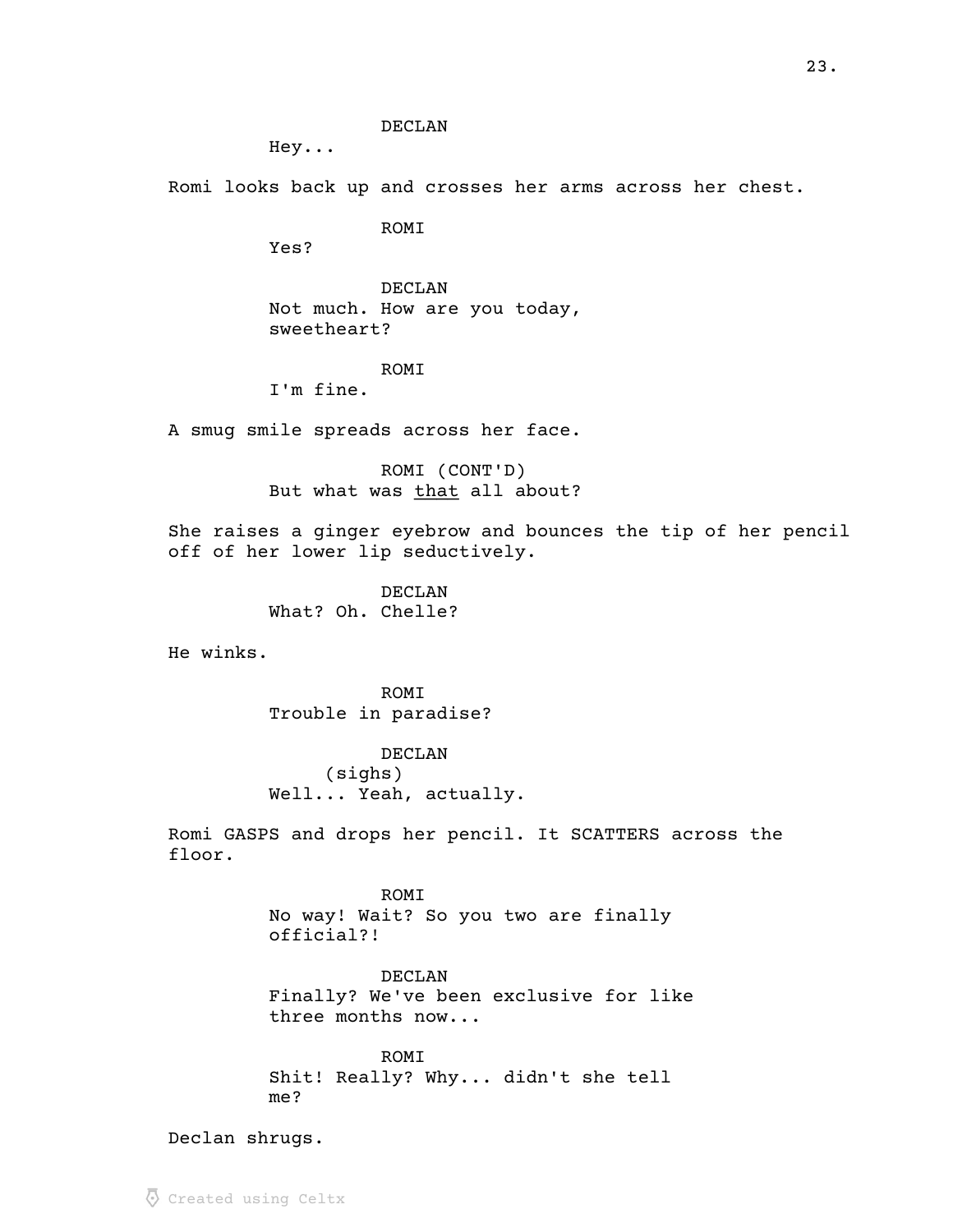DECLAN

Hey...

Romi looks back up and crosses her arms across her chest.

ROMI

Yes?

DECLAN

Not much. How are you today, sweetheart?

ROMI

I'm fine.

A smug smile spreads across her face.

ROMI (CONT'D)

But what was <u>that</u> all about?

She raises a ginger eyebrow and bounces the tip of her pencil off of her lower lip seductively.

DECLAN

What? Oh. Chelle?

He winks.

ROMI

Trouble in paradise?

DECLAN

(sighs)

Well... Yeah, actually.

Romi GASPS and drops her pencil. It SCATTERS across the floor.

ROMI

No way! Wait? So you two are finally official?!

DECLAN

Finally? We've been exclusive for like three months now...

ROMI

Shit! Really? Why... didn't she tell me?

Declan shrugs.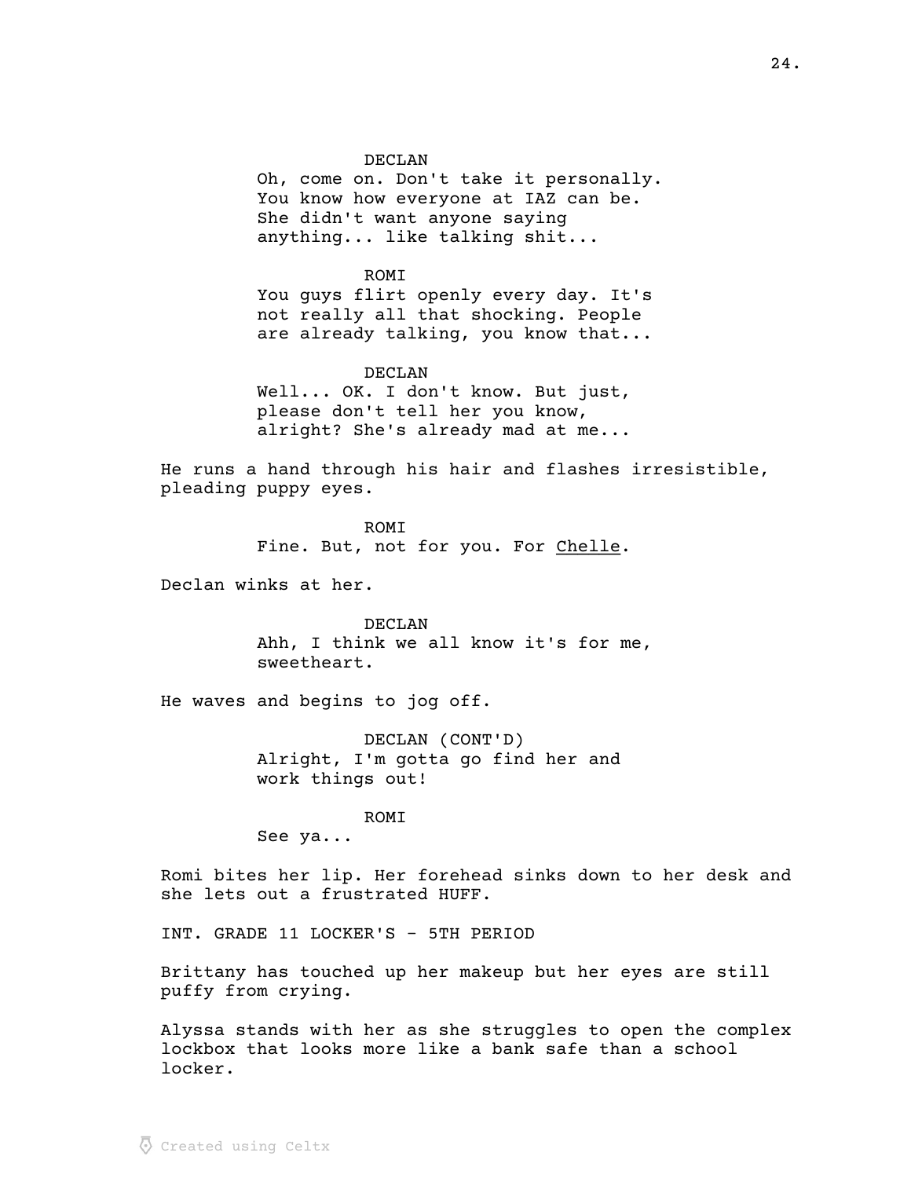DECLAN

Oh, come on. Don't take it personally. You know how everyone at IAZ can be. She didn't want anyone saying anything... like talking shit...

ROMI

You guys flirt openly every day. It's not really all that shocking. People are already talking, you know that...

DECLAN

Well... OK. I don't know. But just, please don't tell her you know, alright? She's already mad at me...

He runs a hand through his hair and flashes irresistible, pleading puppy eyes.

ROMI

Fine. But, not for you. For <u>Chelle</u>.

Declan winks at her.

DECLAN

Ahh, I think we all know it's for me, sweetheart.

He waves and begins to jog off.

DECLAN (CONT'D)

Alright, I'm gotta go find her and work things out!

ROMI

See ya...

Romi bites her lip. Her forehead sinks down to her desk and she lets out a frustrated HUFF.

INT. GRADE 11 LOCKER'S - 5TH PERIOD

Brittany has touched up her makeup but her eyes are still puffy from crying.

Alyssa stands with her as she struggles to open the complex lockbox that looks more like a bank safe than a school locker.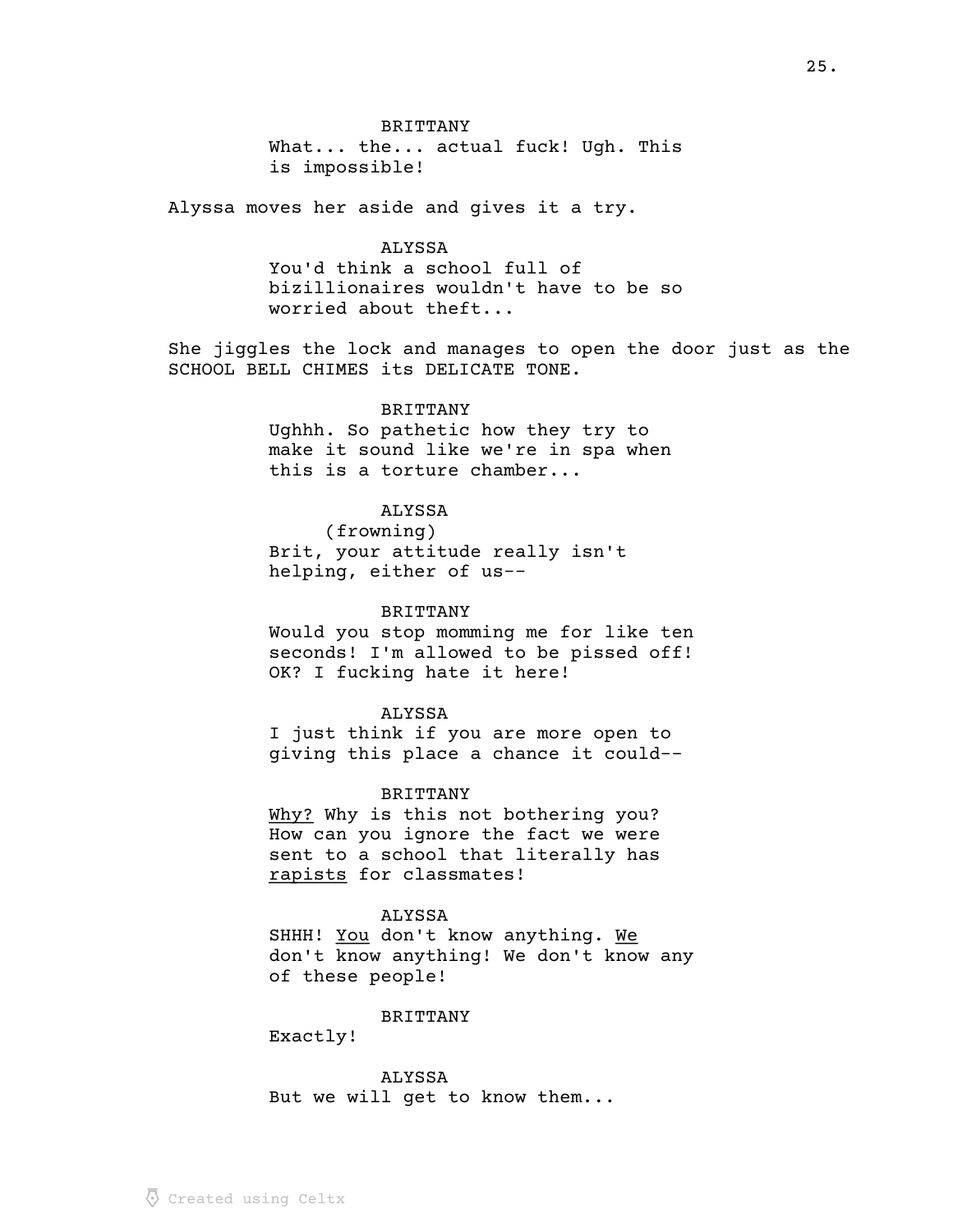BRITTANY
What... the... actual fuck! Ugh. This is impossible!

Alyssa moves her aside and gives it a try.

ALYSSA
You'd think a school full of bizillionaires wouldn't have to be so worried about theft...

She jiggles the lock and manages to open the door just as the SCHOOL BELL CHIMES its DELICATE TONE.

BRITTANY
Ughhh. So pathetic how they try to make it sound like we're in spa when this is a torture chamber...

ALYSSA
(frowning)
Brit, your attitude really isn't helping, either of us--

BRITTANY
Would you stop momming me for like ten seconds! I'm allowed to be pissed off! OK? I fucking hate it here!

ALYSSA
I just think if you are more open to giving this place a chance it could--

BRITTANY
<u>Why?</u> Why is this not bothering you? How can you ignore the fact we were sent to a school that literally has <u>rapists</u> for classmates!

ALYSSA
SHHH! <u>You</u> don't know anything. <u>We</u> don't know anything! We don't know any of these people!

BRITTANY
Exactly!

ALYSSA
But we will get to know them...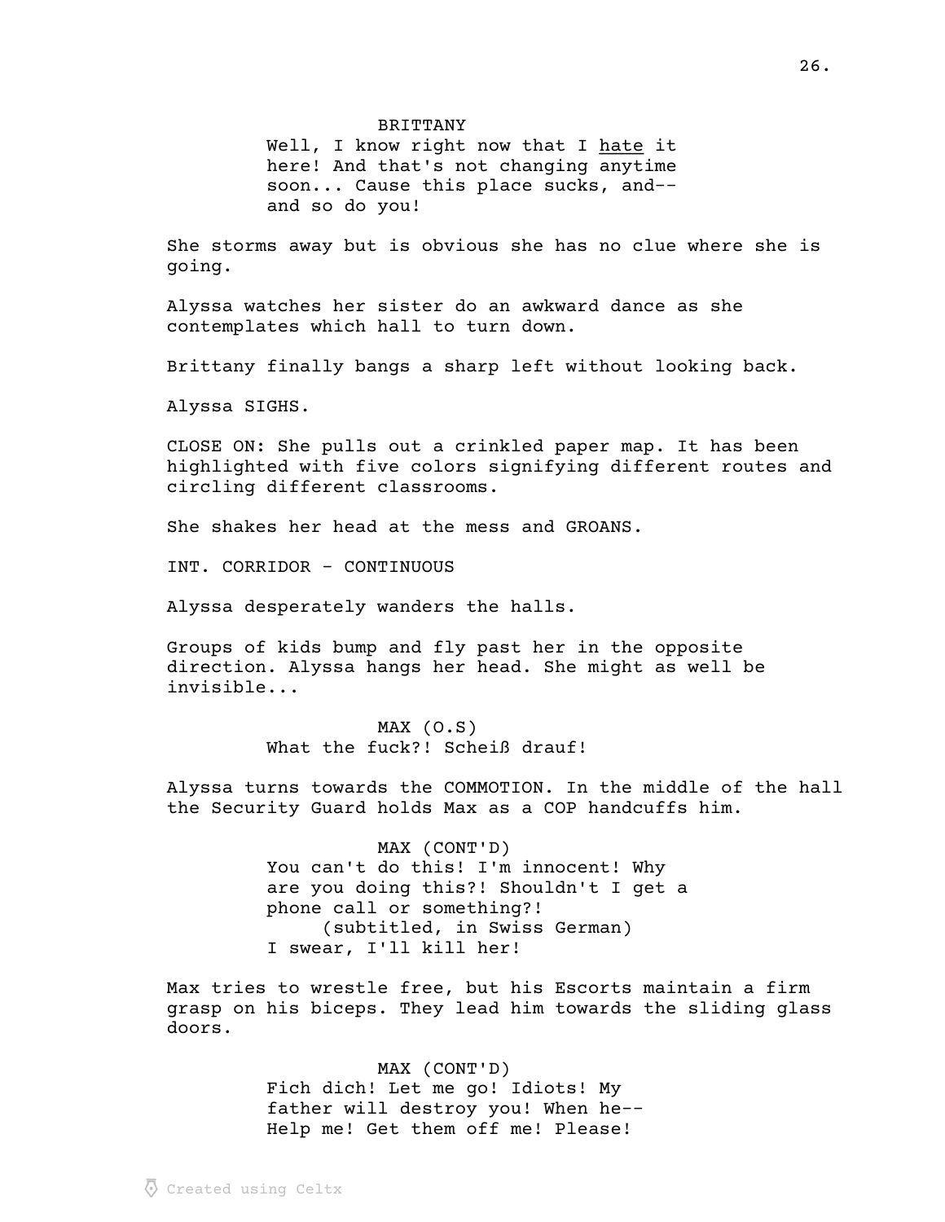BRITTANY
Well, I know right now that I hate it here! And that's not changing anytime soon... Cause this place sucks, and-- and so do you!

She storms away but is obvious she has no clue where she is going.

Alyssa watches her sister do an awkward dance as she contemplates which hall to turn down.

Brittany finally bangs a sharp left without looking back.

Alyssa SIGHS.

CLOSE ON: She pulls out a crinkled paper map. It has been highlighted with five colors signifying different routes and circling different classrooms.

She shakes her head at the mess and GROANS.

INT. CORRIDOR - CONTINUOUS

Alyssa desperately wanders the halls.

Groups of kids bump and fly past her in the opposite direction. Alyssa hangs her head. She might as well be invisible...

MAX (O.S)
What the fuck?! Scheiß drauf!

Alyssa turns towards the COMMOTION. In the middle of the hall the Security Guard holds Max as a COP handcuffs him.

MAX (CONT'D)
You can't do this! I'm innocent! Why are you doing this?! Shouldn't I get a phone call or something?!
(subtitled, in Swiss German)
I swear, I'll kill her!

Max tries to wrestle free, but his Escorts maintain a firm grasp on his biceps. They lead him towards the sliding glass doors.

MAX (CONT'D)
Fich dich! Let me go! Idiots! My father will destroy you! When he-- Help me! Get them off me! Please!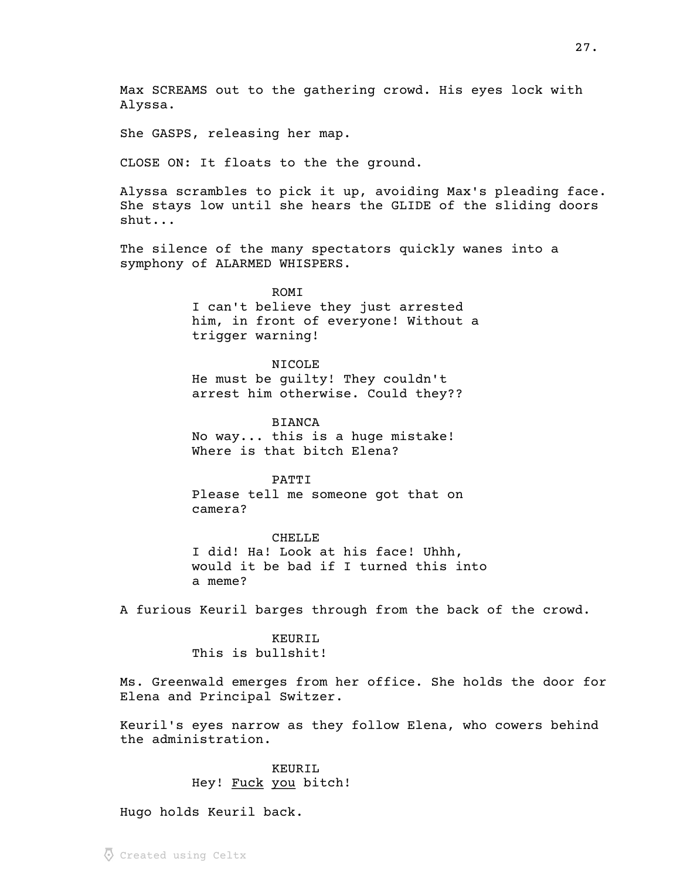Max SCREAMS out to the gathering crowd. His eyes lock with Alyssa.

She GASPS, releasing her map.

CLOSE ON: It floats to the the ground.

Alyssa scrambles to pick it up, avoiding Max's pleading face. She stays low until she hears the GLIDE of the sliding doors shut...

The silence of the many spectators quickly wanes into a symphony of ALARMED WHISPERS.

ROMI
I can't believe they just arrested him, in front of everyone! Without a trigger warning!

NICOLE
He must be guilty! They couldn't arrest him otherwise. Could they??

BIANCA
No way... this is a huge mistake! Where is that bitch Elena?

PATTI
Please tell me someone got that on camera?

CHELLE
I did! Ha! Look at his face! Uhhh, would it be bad if I turned this into a meme?

A furious Keuril barges through from the back of the crowd.

KEURIL
This is bullshit!

Ms. Greenwald emerges from her office. She holds the door for Elena and Principal Switzer.

Keuril's eyes narrow as they follow Elena, who cowers behind the administration.

KEURIL
Hey! <u>Fuck</u> <u>you</u> bitch!

Hugo holds Keuril back.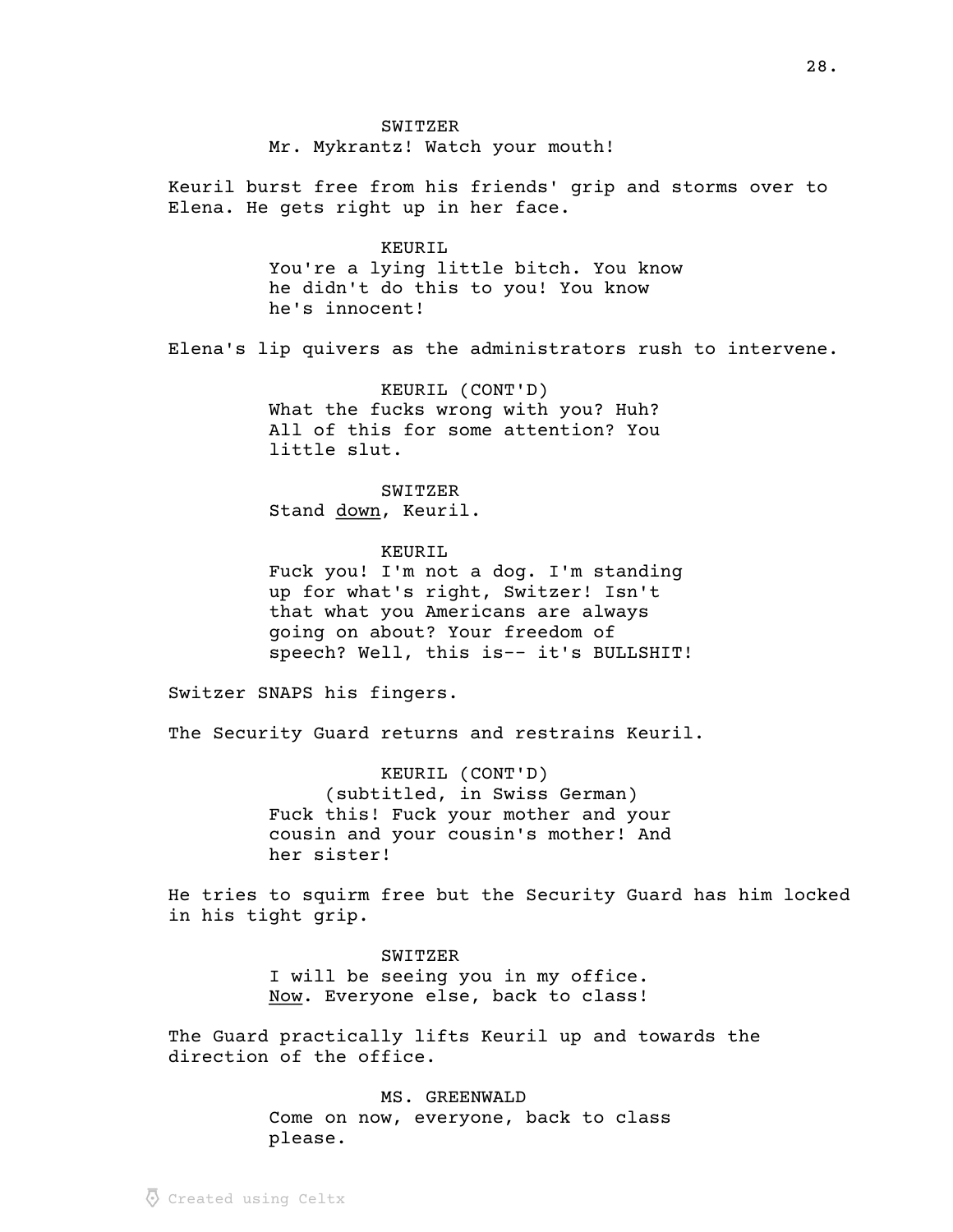SWITZER
Mr. Mykrantz! Watch your mouth!

Keuril burst free from his friends' grip and storms over to Elena. He gets right up in her face.

KEURIL
You're a lying little bitch. You know he didn't do this to you! You know he's innocent!

Elena's lip quivers as the administrators rush to intervene.

KEURIL (CONT'D)
What the fucks wrong with you? Huh? All of this for some attention? You little slut.

SWITZER
Stand <u>down</u>, Keuril.

KEURIL
Fuck you! I'm not a dog. I'm standing up for what's right, Switzer! Isn't that what you Americans are always going on about? Your freedom of speech? Well, this is-- it's BULLSHIT!

Switzer SNAPS his fingers.

The Security Guard returns and restrains Keuril.

KEURIL (CONT'D)
(subtitled, in Swiss German)
Fuck this! Fuck your mother and your cousin and your cousin's mother! And her sister!

He tries to squirm free but the Security Guard has him locked in his tight grip.

SWITZER
I will be seeing you in my office. <u>Now</u>. Everyone else, back to class!

The Guard practically lifts Keuril up and towards the direction of the office.

MS. GREENWALD
Come on now, everyone, back to class please.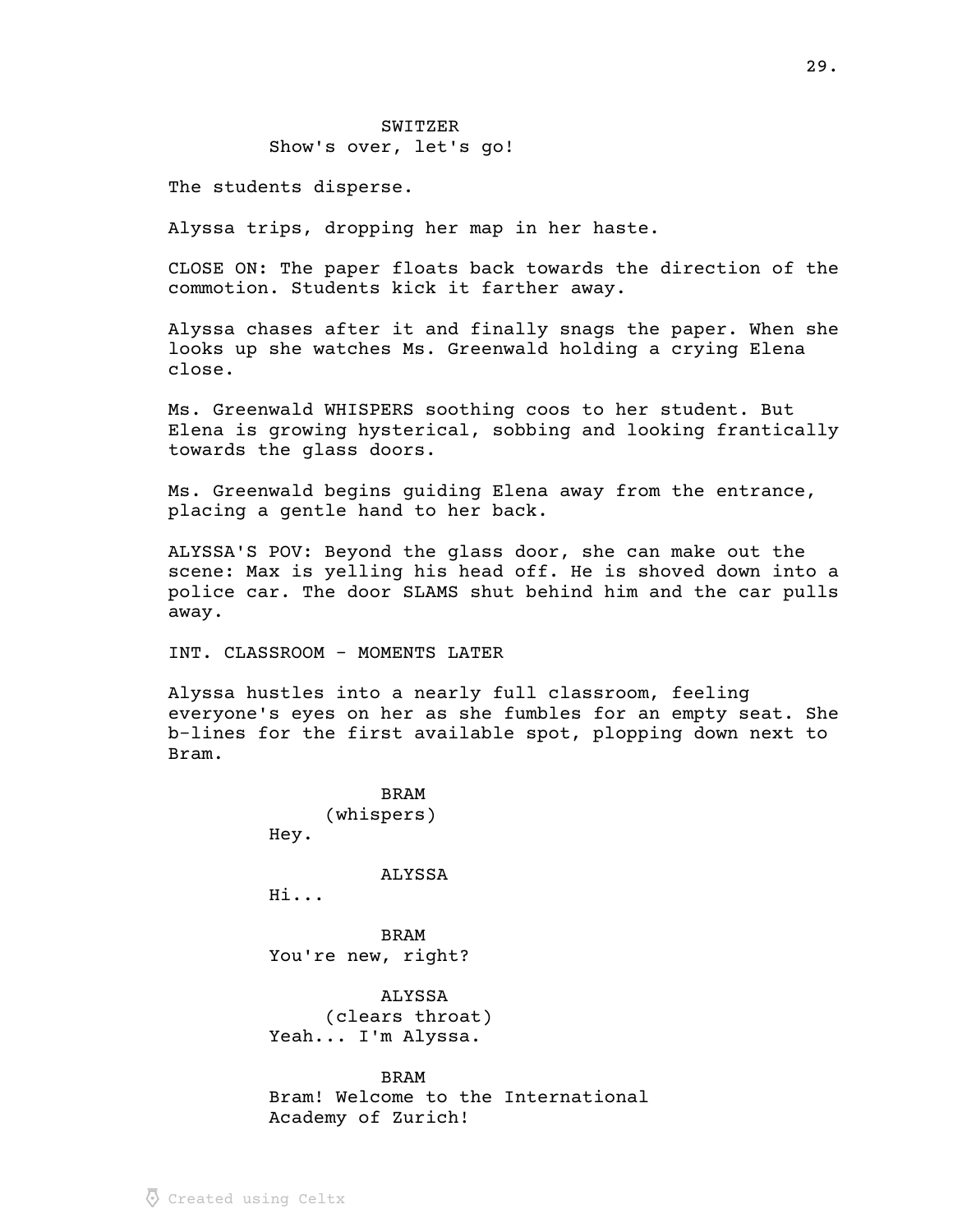SWITZER
Show's over, let's go!

The students disperse.

Alyssa trips, dropping her map in her haste.

CLOSE ON: The paper floats back towards the direction of the commotion. Students kick it farther away.

Alyssa chases after it and finally snags the paper. When she looks up she watches Ms. Greenwald holding a crying Elena close.

Ms. Greenwald WHISPERS soothing coos to her student. But Elena is growing hysterical, sobbing and looking frantically towards the glass doors.

Ms. Greenwald begins guiding Elena away from the entrance, placing a gentle hand to her back.

ALYSSA'S POV: Beyond the glass door, she can make out the scene: Max is yelling his head off. He is shoved down into a police car. The door SLAMS shut behind him and the car pulls away.

INT. CLASSROOM - MOMENTS LATER

Alyssa hustles into a nearly full classroom, feeling everyone's eyes on her as she fumbles for an empty seat. She b-lines for the first available spot, plopping down next to Bram.

BRAM
(whispers)
Hey.

ALYSSA
Hi...

BRAM
You're new, right?

ALYSSA
(clears throat)
Yeah... I'm Alyssa.

BRAM
Bram! Welcome to the International Academy of Zurich!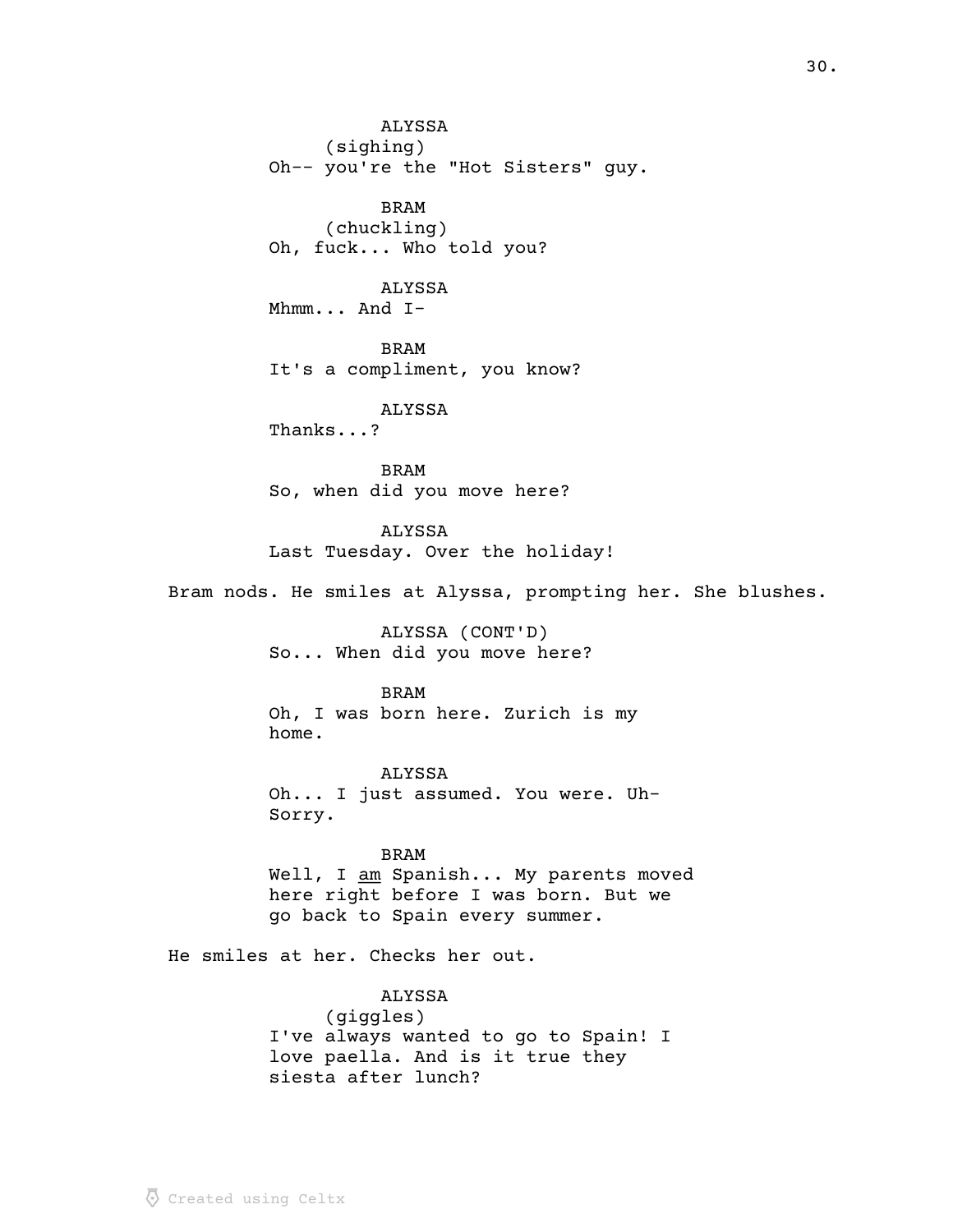ALYSSA
(sighing)
Oh-- you're the "Hot Sisters" guy.

BRAM
(chuckling)
Oh, fuck... Who told you?

ALYSSA
Mhmm... And I-

BRAM
It's a compliment, you know?

ALYSSA
Thanks...?

BRAM
So, when did you move here?

ALYSSA
Last Tuesday. Over the holiday!

Bram nods. He smiles at Alyssa, prompting her. She blushes.

ALYSSA (CONT'D)
So... When did you move here?

BRAM
Oh, I was born here. Zurich is my home.

ALYSSA
Oh... I just assumed. You were. Uh- Sorry.

BRAM
Well, I <u>am</u> Spanish... My parents moved here right before I was born. But we go back to Spain every summer.

He smiles at her. Checks her out.

ALYSSA
(giggles)
I've always wanted to go to Spain! I love paella. And is it true they siesta after lunch?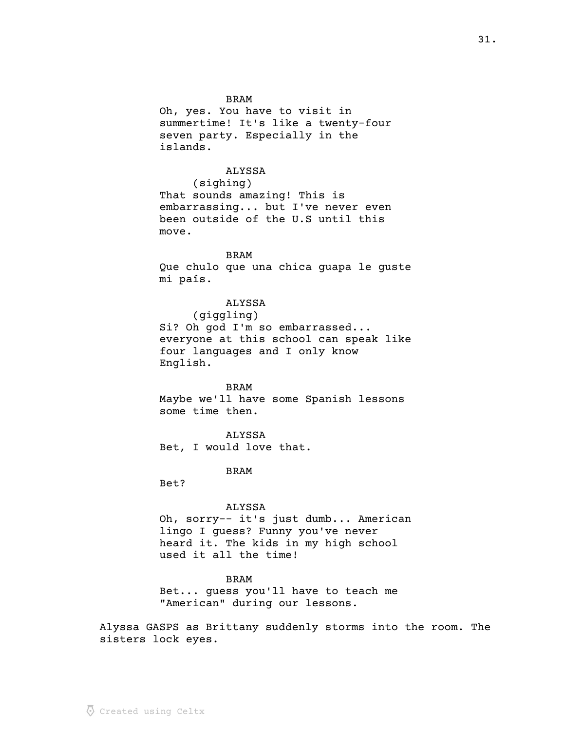BRAM
Oh, yes. You have to visit in summertime! It's like a twenty-four seven party. Especially in the islands.

ALYSSA
(sighing)
That sounds amazing! This is embarrassing... but I've never even been outside of the U.S until this move.

BRAM
Que chulo que una chica guapa le guste mi país.

ALYSSA
(giggling)
Si? Oh god I'm so embarrassed... everyone at this school can speak like four languages and I only know English.

BRAM
Maybe we'll have some Spanish lessons some time then.

ALYSSA
Bet, I would love that.

BRAM
Bet?

ALYSSA
Oh, sorry-- it's just dumb... American lingo I guess? Funny you've never heard it. The kids in my high school used it all the time!

BRAM
Bet... guess you'll have to teach me "American" during our lessons.

Alyssa GASPS as Brittany suddenly storms into the room. The sisters lock eyes.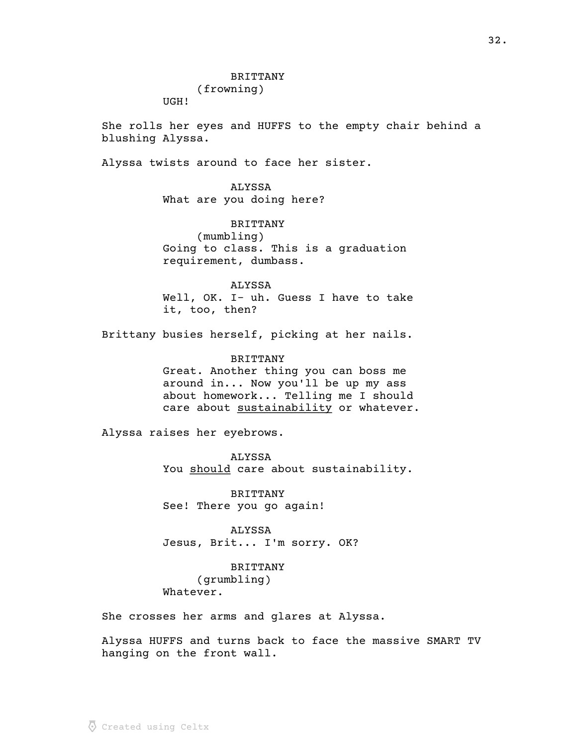BRITTANY
(frowning)
UGH!

She rolls her eyes and HUFFS to the empty chair behind a blushing Alyssa.

Alyssa twists around to face her sister.

ALYSSA
What are you doing here?

BRITTANY
(mumbling)
Going to class. This is a graduation requirement, dumbass.

ALYSSA
Well, OK. I- uh. Guess I have to take it, too, then?

Brittany busies herself, picking at her nails.

BRITTANY
Great. Another thing you can boss me around in... Now you'll be up my ass about homework... Telling me I should care about <u>sustainability</u> or whatever.

Alyssa raises her eyebrows.

ALYSSA
You <u>should</u> care about sustainability.

BRITTANY
See! There you go again!

ALYSSA
Jesus, Brit... I'm sorry. OK?

BRITTANY
(grumbling)
Whatever.

She crosses her arms and glares at Alyssa.

Alyssa HUFFS and turns back to face the massive SMART TV hanging on the front wall.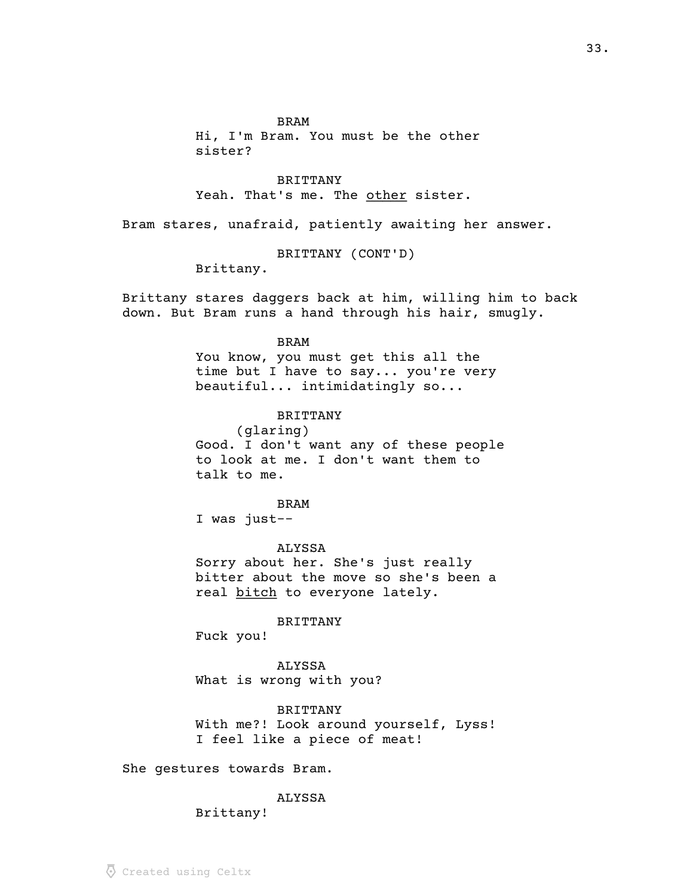BRAM
Hi, I'm Bram. You must be the other sister?

BRITTANY
Yeah. That's me. The <u>other</u> sister.

Bram stares, unafraid, patiently awaiting her answer.

BRITTANY (CONT'D)
Brittany.

Brittany stares daggers back at him, willing him to back down. But Bram runs a hand through his hair, smugly.

BRAM
You know, you must get this all the time but I have to say... you're very beautiful... intimidatingly so...

BRITTANY
(glaring)
Good. I don't want any of these people to look at me. I don't want them to talk to me.

BRAM
I was just--

ALYSSA
Sorry about her. She's just really bitter about the move so she's been a real <u>bitch</u> to everyone lately.

BRITTANY
Fuck you!

ALYSSA
What is wrong with you?

BRITTANY
With me?! Look around yourself, Lyss! I feel like a piece of meat!

She gestures towards Bram.

ALYSSA
Brittany!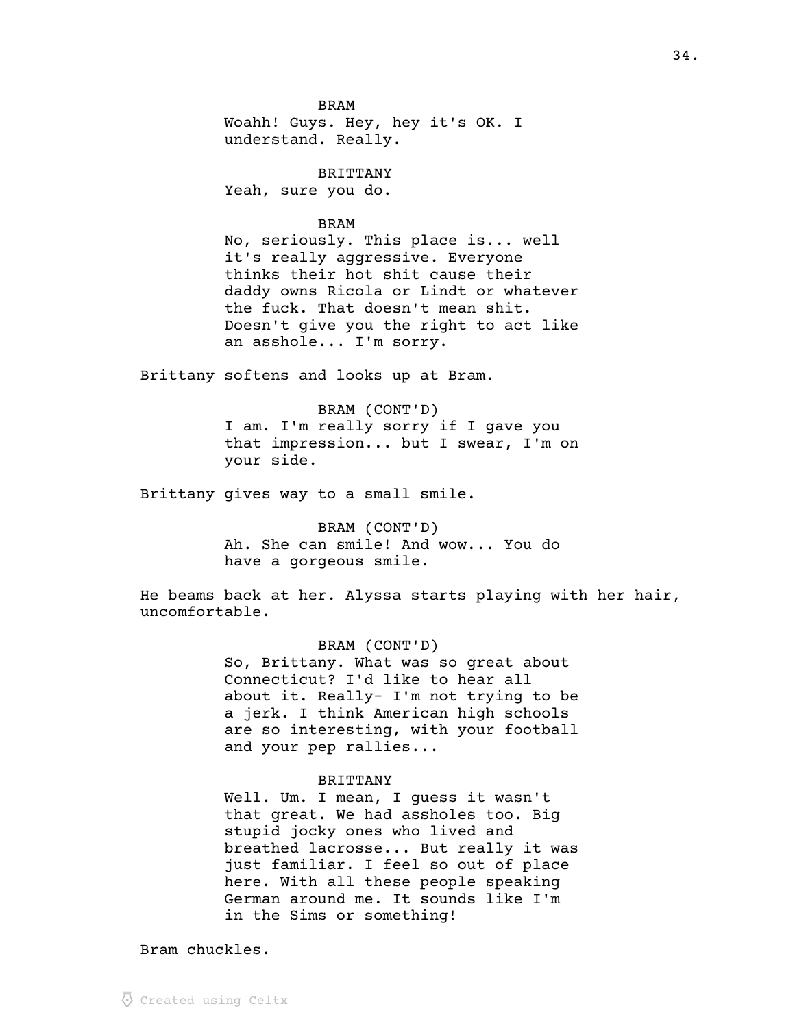BRAM
Woahh! Guys. Hey, hey it's OK. I understand. Really.

BRITTANY
Yeah, sure you do.

BRAM
No, seriously. This place is... well it's really aggressive. Everyone thinks their hot shit cause their daddy owns Ricola or Lindt or whatever the fuck. That doesn't mean shit. Doesn't give you the right to act like an asshole... I'm sorry.

Brittany softens and looks up at Bram.

BRAM (CONT'D)
I am. I'm really sorry if I gave you that impression... but I swear, I'm on your side.

Brittany gives way to a small smile.

BRAM (CONT'D)
Ah. She can smile! And wow... You do have a gorgeous smile.

He beams back at her. Alyssa starts playing with her hair, uncomfortable.

BRAM (CONT'D)
So, Brittany. What was so great about Connecticut? I'd like to hear all about it. Really- I'm not trying to be a jerk. I think American high schools are so interesting, with your football and your pep rallies...

BRITTANY
Well. Um. I mean, I guess it wasn't that great. We had assholes too. Big stupid jocky ones who lived and breathed lacrosse... But really it was just familiar. I feel so out of place here. With all these people speaking German around me. It sounds like I'm in the Sims or something!

Bram chuckles.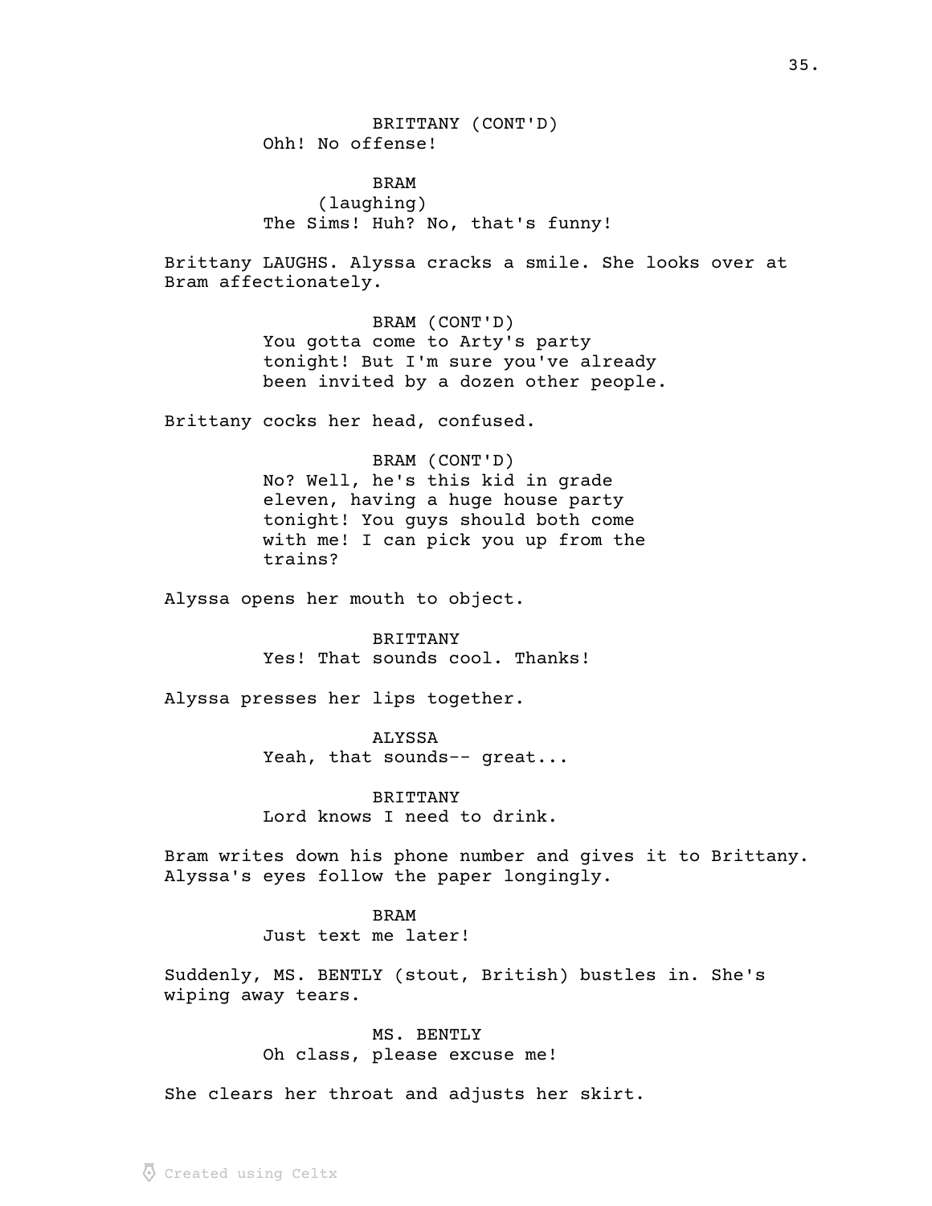BRITTANY (CONT'D)
Ohh! No offense!

BRAM
(laughing)
The Sims! Huh? No, that's funny!

Brittany LAUGHS. Alyssa cracks a smile. She looks over at Bram affectionately.

BRAM (CONT'D)
You gotta come to Arty's party tonight! But I'm sure you've already been invited by a dozen other people.

Brittany cocks her head, confused.

BRAM (CONT'D)
No? Well, he's this kid in grade eleven, having a huge house party tonight! You guys should both come with me! I can pick you up from the trains?

Alyssa opens her mouth to object.

BRITTANY
Yes! That sounds cool. Thanks!

Alyssa presses her lips together.

ALYSSA
Yeah, that sounds-- great...

BRITTANY
Lord knows I need to drink.

Bram writes down his phone number and gives it to Brittany. Alyssa's eyes follow the paper longingly.

BRAM
Just text me later!

Suddenly, MS. BENTLY (stout, British) bustles in. She's wiping away tears.

MS. BENTLY
Oh class, please excuse me!

She clears her throat and adjusts her skirt.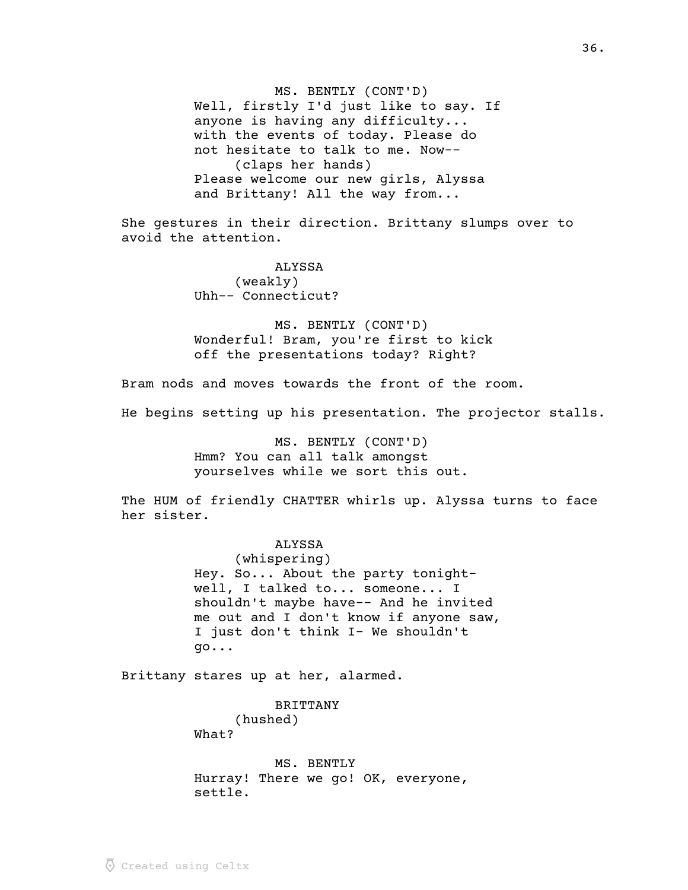MS. BENTLY (CONT'D)
Well, firstly I'd just like to say. If anyone is having any difficulty... with the events of today. Please do not hesitate to talk to me. Now--
(claps her hands)
Please welcome our new girls, Alyssa and Brittany! All the way from...

She gestures in their direction. Brittany slumps over to avoid the attention.

ALYSSA
(weakly)
Uhh-- Connecticut?

MS. BENTLY (CONT'D)
Wonderful! Bram, you're first to kick off the presentations today? Right?

Bram nods and moves towards the front of the room.

He begins setting up his presentation. The projector stalls.

MS. BENTLY (CONT'D)
Hmm? You can all talk amongst yourselves while we sort this out.

The HUM of friendly CHATTER whirls up. Alyssa turns to face her sister.

ALYSSA
(whispering)
Hey. So... About the party tonight- well, I talked to... someone... I shouldn't maybe have-- And he invited me out and I don't know if anyone saw, I just don't think I- We shouldn't go...

Brittany stares up at her, alarmed.

BRITTANY
(hushed)
What?

MS. BENTLY
Hurray! There we go! OK, everyone, settle.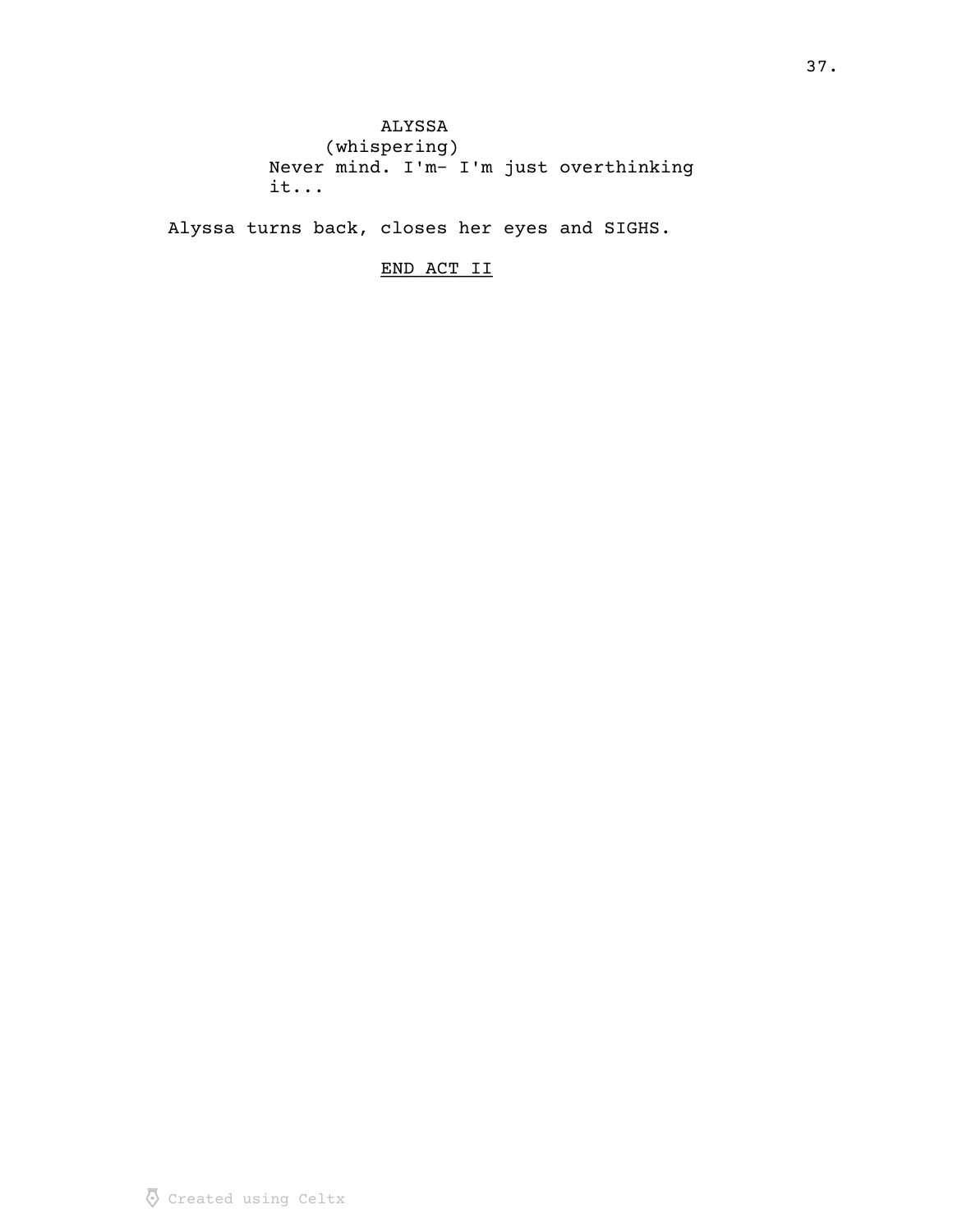ALYSSA
(whispering)
Never mind. I'm- I'm just overthinking it...

Alyssa turns back, closes her eyes and SIGHS.

<u>END ACT II</u>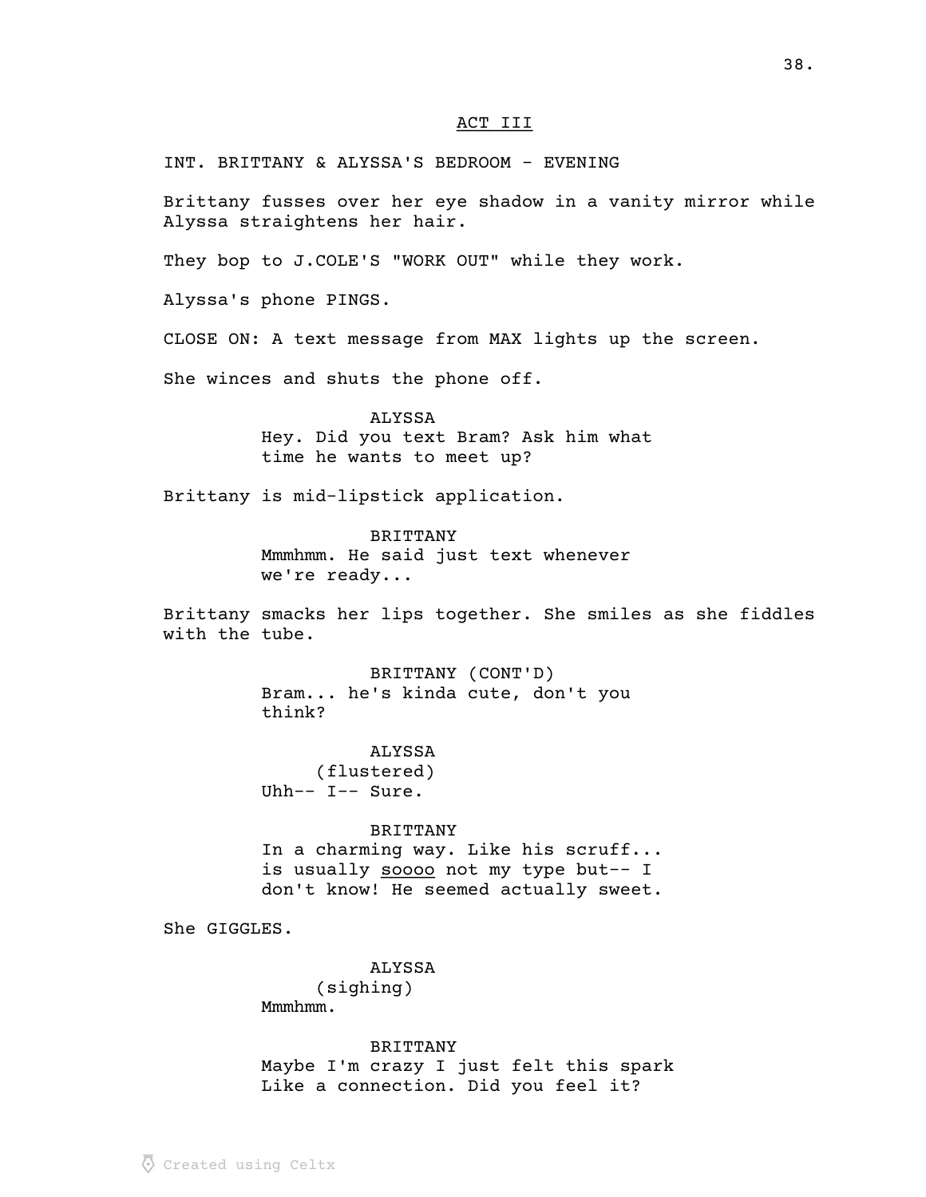ACT III

INT. BRITTANY & ALYSSA'S BEDROOM - EVENING

Brittany fusses over her eye shadow in a vanity mirror while Alyssa straightens her hair.

They bop to J.COLE'S "WORK OUT" while they work.

Alyssa's phone PINGS.

CLOSE ON: A text message from MAX lights up the screen.

She winces and shuts the phone off.

ALYSSA
Hey. Did you text Bram? Ask him what time he wants to meet up?

Brittany is mid-lipstick application.

BRITTANY
Mmmhmm. He said just text whenever we're ready...

Brittany smacks her lips together. She smiles as she fiddles with the tube.

BRITTANY (CONT'D)
Bram... he's kinda cute, don't you think?

ALYSSA
(flustered)
Uhh-- I-- Sure.

BRITTANY
In a charming way. Like his scruff... is usually <u>soooo</u> not my type but-- I don't know! He seemed actually sweet.

She GIGGLES.

ALYSSA
(sighing)
Mmmhmm.

BRITTANY
Maybe I'm crazy I just felt this spark Like a connection. Did you feel it?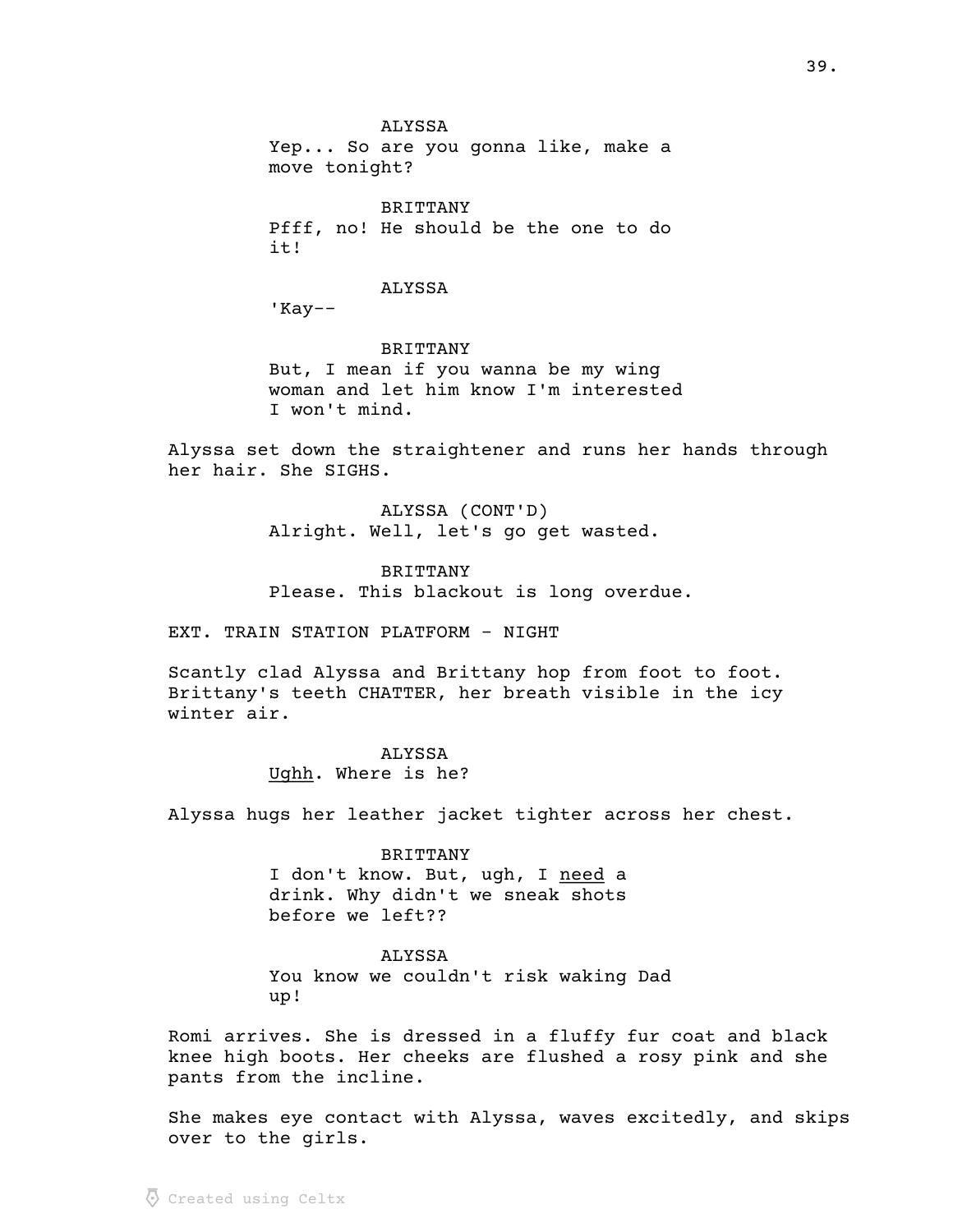ALYSSA

Yep... So are you gonna like, make a move tonight?

BRITTANY

Pfff, no! He should be the one to do it!

ALYSSA

'Kay--

BRITTANY

But, I mean if you wanna be my wing woman and let him know I'm interested I won't mind.

Alyssa set down the straightener and runs her hands through her hair. She SIGHS.

ALYSSA (CONT'D)

Alright. Well, let's go get wasted.

BRITTANY

Please. This blackout is long overdue.

EXT. TRAIN STATION PLATFORM - NIGHT

Scantly clad Alyssa and Brittany hop from foot to foot. Brittany's teeth CHATTER, her breath visible in the icy winter air.

ALYSSA

<u>Ughh</u>. Where is he?

Alyssa hugs her leather jacket tighter across her chest.

BRITTANY

I don't know. But, ugh, I <u>need</u> a drink. Why didn't we sneak shots before we left??

ALYSSA

You know we couldn't risk waking Dad up!

Romi arrives. She is dressed in a fluffy fur coat and black knee high boots. Her cheeks are flushed a rosy pink and she pants from the incline.

She makes eye contact with Alyssa, waves excitedly, and skips over to the girls.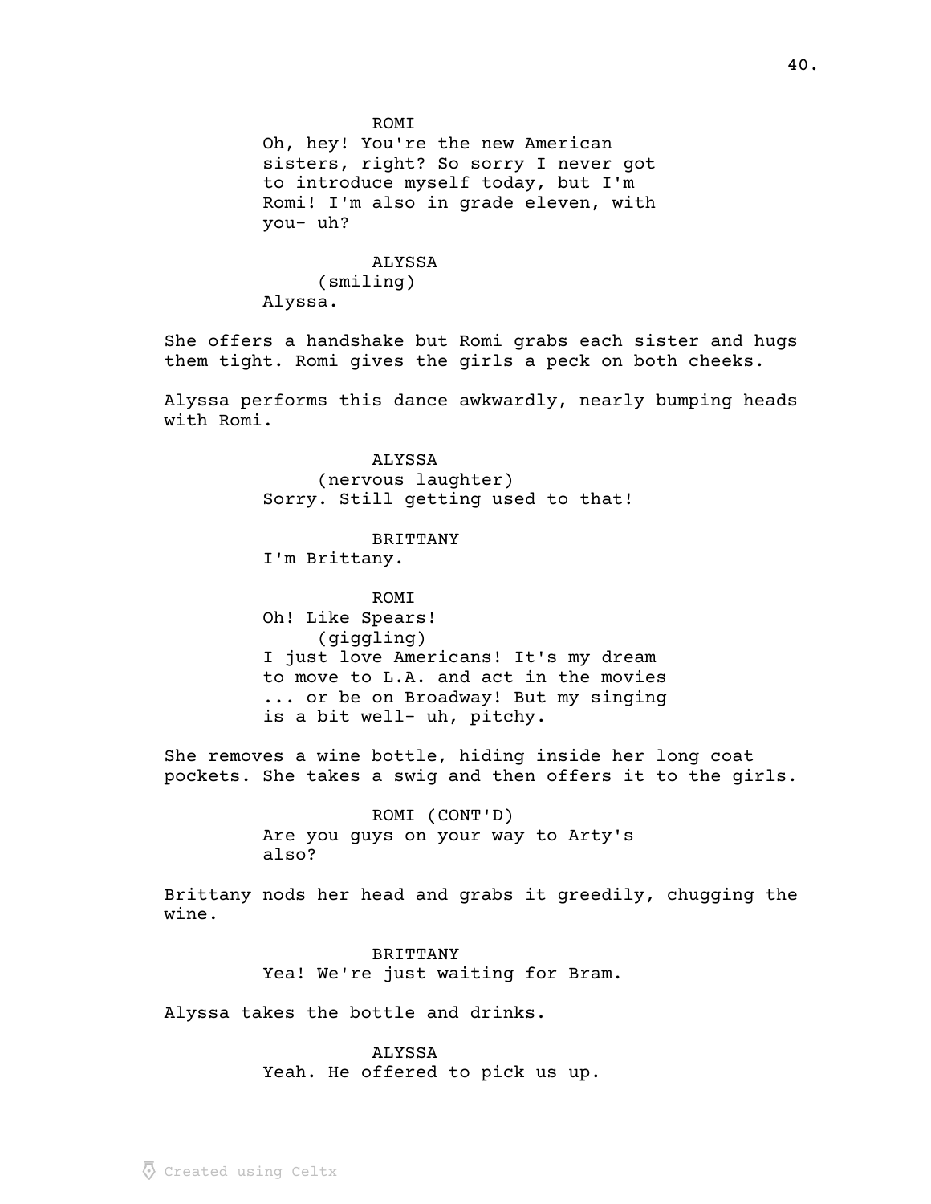ROMI
Oh, hey! You're the new American sisters, right? So sorry I never got to introduce myself today, but I'm Romi! I'm also in grade eleven, with you- uh?

ALYSSA
(smiling)
Alyssa.

She offers a handshake but Romi grabs each sister and hugs them tight. Romi gives the girls a peck on both cheeks.

Alyssa performs this dance awkwardly, nearly bumping heads with Romi.

ALYSSA
(nervous laughter)
Sorry. Still getting used to that!

BRITTANY
I'm Brittany.

ROMI
Oh! Like Spears!
(giggling)
I just love Americans! It's my dream to move to L.A. and act in the movies ... or be on Broadway! But my singing is a bit well- uh, pitchy.

She removes a wine bottle, hiding inside her long coat pockets. She takes a swig and then offers it to the girls.

ROMI (CONT'D)
Are you guys on your way to Arty's also?

Brittany nods her head and grabs it greedily, chugging the wine.

BRITTANY
Yea! We're just waiting for Bram.

Alyssa takes the bottle and drinks.

ALYSSA
Yeah. He offered to pick us up.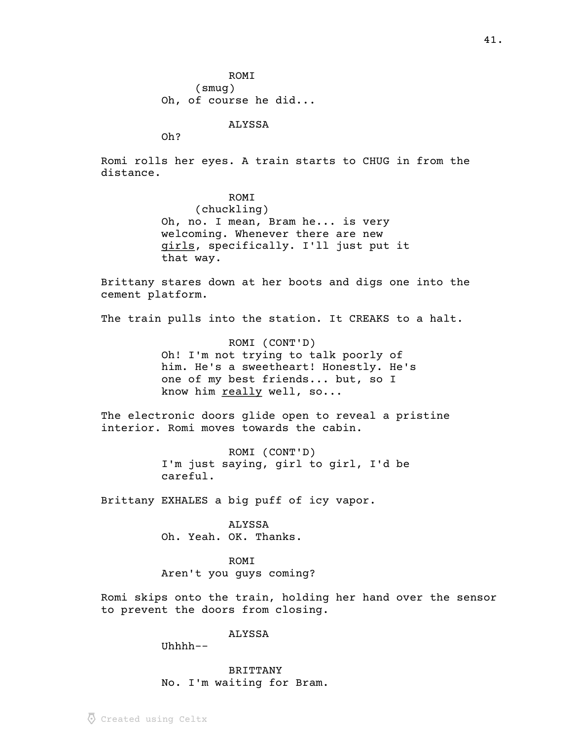ROMI
(smug)
Oh, of course he did...

ALYSSA
Oh?

Romi rolls her eyes. A train starts to CHUG in from the distance.

ROMI
(chuckling)
Oh, no. I mean, Bram he... is very welcoming. Whenever there are new <u>girls</u>, specifically. I'll just put it that way.

Brittany stares down at her boots and digs one into the cement platform.

The train pulls into the station. It CREAKS to a halt.

ROMI (CONT'D)
Oh! I'm not trying to talk poorly of him. He's a sweetheart! Honestly. He's one of my best friends... but, so I know him <u>really</u> well, so...

The electronic doors glide open to reveal a pristine interior. Romi moves towards the cabin.

ROMI (CONT'D)
I'm just saying, girl to girl, I'd be careful.

Brittany EXHALES a big puff of icy vapor.

ALYSSA
Oh. Yeah. OK. Thanks.

ROMI
Aren't you guys coming?

Romi skips onto the train, holding her hand over the sensor to prevent the doors from closing.

ALYSSA
Uhhhh--

BRITTANY
No. I'm waiting for Bram.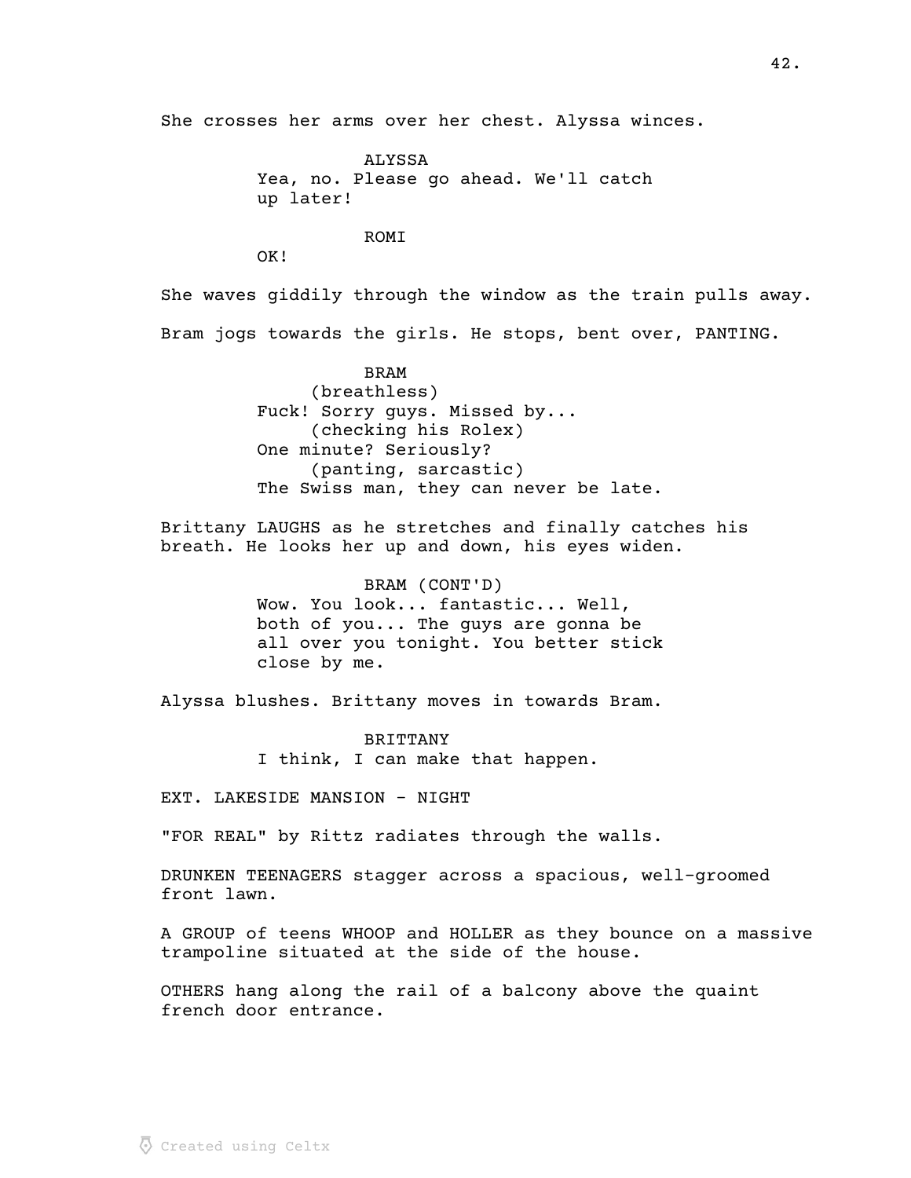She crosses her arms over her chest. Alyssa winces.

ALYSSA
Yea, no. Please go ahead. We'll catch up later!

ROMI
OK!

She waves giddily through the window as the train pulls away.

Bram jogs towards the girls. He stops, bent over, PANTING.

BRAM
(breathless)
Fuck! Sorry guys. Missed by...
(checking his Rolex)
One minute? Seriously?
(panting, sarcastic)
The Swiss man, they can never be late.

Brittany LAUGHS as he stretches and finally catches his breath. He looks her up and down, his eyes widen.

BRAM (CONT'D)
Wow. You look... fantastic... Well, both of you... The guys are gonna be all over you tonight. You better stick close by me.

Alyssa blushes. Brittany moves in towards Bram.

BRITTANY
I think, I can make that happen.

EXT. LAKESIDE MANSION - NIGHT

"FOR REAL" by Rittz radiates through the walls.

DRUNKEN TEENAGERS stagger across a spacious, well-groomed front lawn.

A GROUP of teens WHOOP and HOLLER as they bounce on a massive trampoline situated at the side of the house.

OTHERS hang along the rail of a balcony above the quaint french door entrance.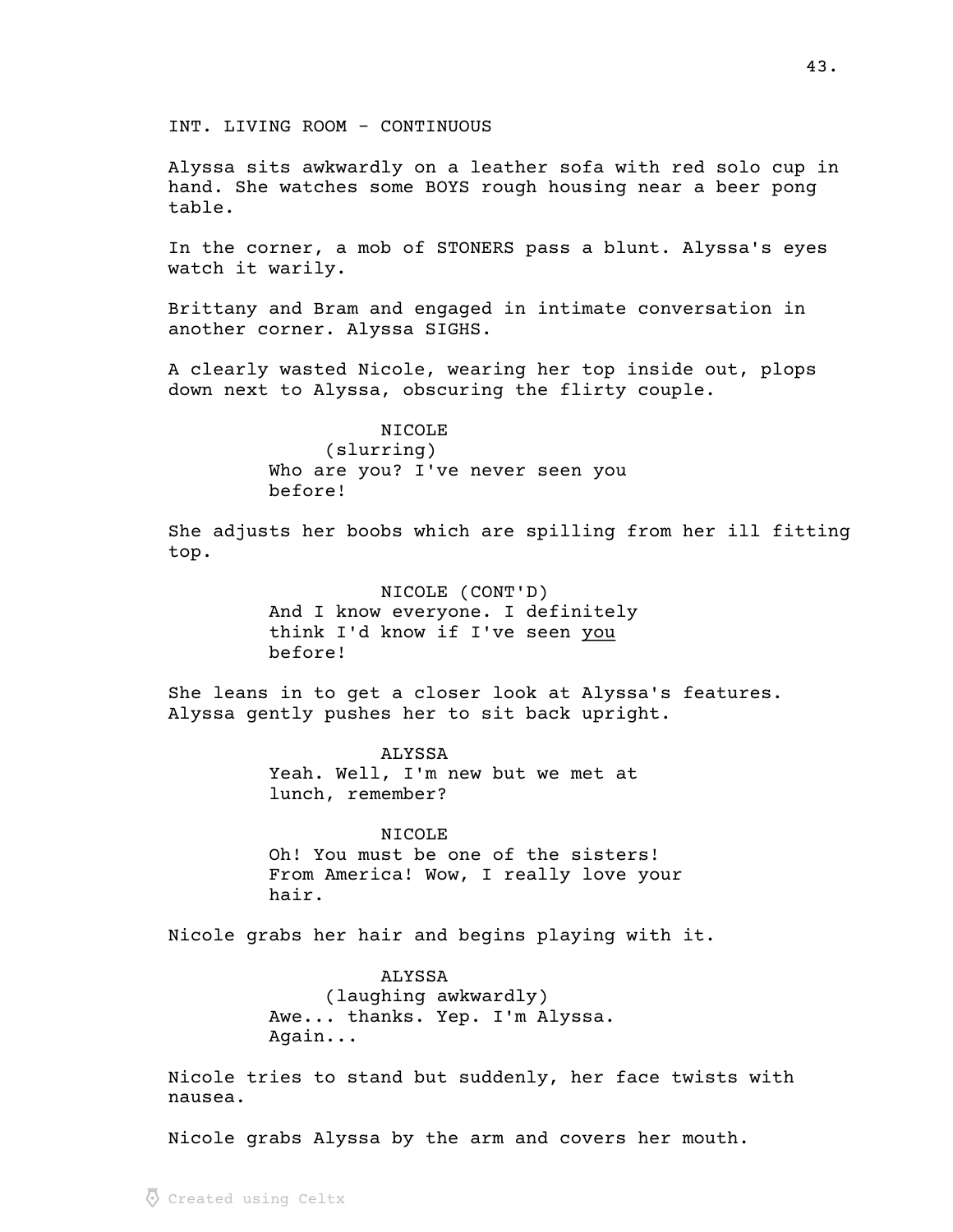INT. LIVING ROOM - CONTINUOUS

Alyssa sits awkwardly on a leather sofa with red solo cup in hand. She watches some BOYS rough housing near a beer pong table.

In the corner, a mob of STONERS pass a blunt. Alyssa's eyes watch it warily.

Brittany and Bram and engaged in intimate conversation in another corner. Alyssa SIGHS.

A clearly wasted Nicole, wearing her top inside out, plops down next to Alyssa, obscuring the flirty couple.

NICOLE
(slurring)
Who are you? I've never seen you before!

She adjusts her boobs which are spilling from her ill fitting top.

NICOLE (CONT'D)
And I know everyone. I definitely think I'd know if I've seen <u>you</u> before!

She leans in to get a closer look at Alyssa's features. Alyssa gently pushes her to sit back upright.

ALYSSA
Yeah. Well, I'm new but we met at lunch, remember?

NICOLE
Oh! You must be one of the sisters! From America! Wow, I really love your hair.

Nicole grabs her hair and begins playing with it.

ALYSSA
(laughing awkwardly)
Awe... thanks. Yep. I'm Alyssa. Again...

Nicole tries to stand but suddenly, her face twists with nausea.

Nicole grabs Alyssa by the arm and covers her mouth.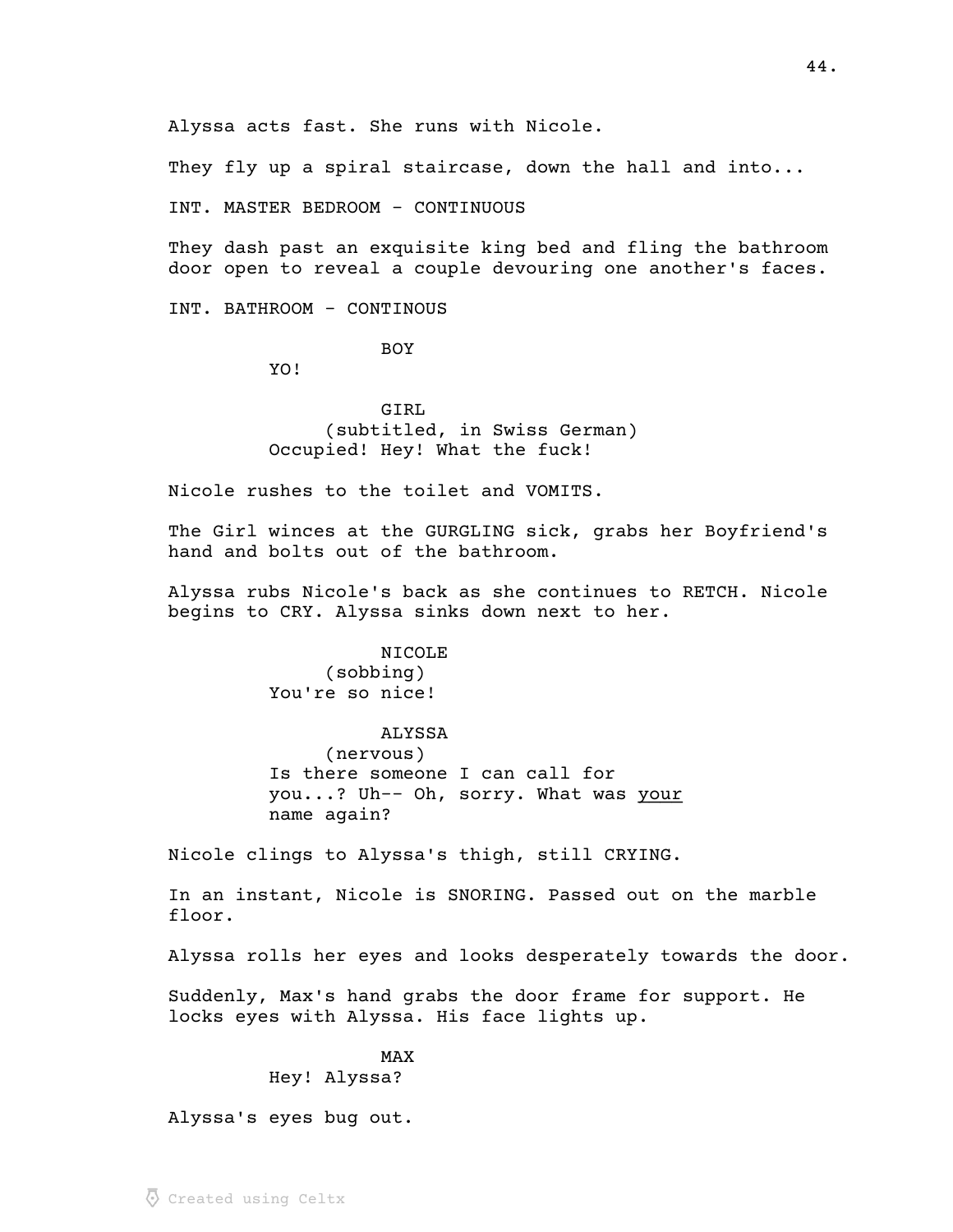Alyssa acts fast. She runs with Nicole.

They fly up a spiral staircase, down the hall and into...

INT. MASTER BEDROOM - CONTINUOUS

They dash past an exquisite king bed and fling the bathroom door open to reveal a couple devouring one another's faces.

INT. BATHROOM - CONTINOUS

BOY
YO!

GIRL
(subtitled, in Swiss German)
Occupied! Hey! What the fuck!

Nicole rushes to the toilet and VOMITS.

The Girl winces at the GURGLING sick, grabs her Boyfriend's hand and bolts out of the bathroom.

Alyssa rubs Nicole's back as she continues to RETCH. Nicole begins to CRY. Alyssa sinks down next to her.

NICOLE
(sobbing)
You're so nice!

ALYSSA
(nervous)
Is there someone I can call for you...? Uh-- Oh, sorry. What was <u>your</u> name again?

Nicole clings to Alyssa's thigh, still CRYING.

In an instant, Nicole is SNORING. Passed out on the marble floor.

Alyssa rolls her eyes and looks desperately towards the door.

Suddenly, Max's hand grabs the door frame for support. He locks eyes with Alyssa. His face lights up.

MAX
Hey! Alyssa?

Alyssa's eyes bug out.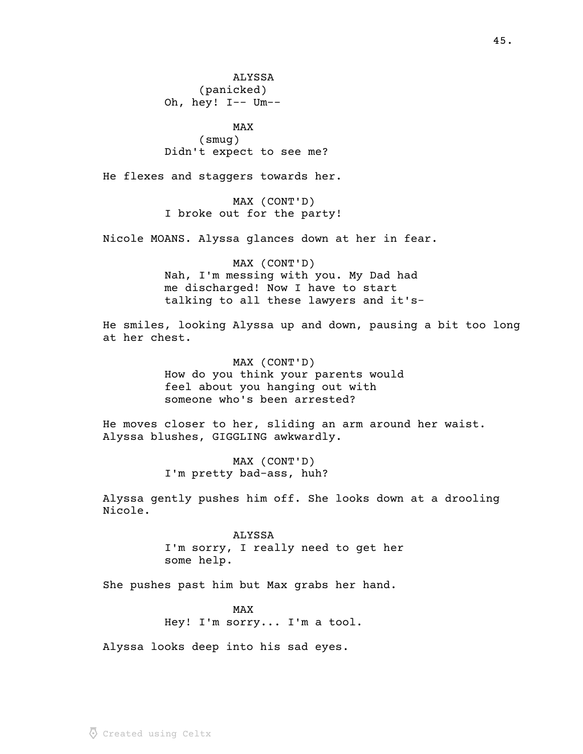ALYSSA
(panicked)
Oh, hey! I-- Um--

MAX
(smug)
Didn't expect to see me?

He flexes and staggers towards her.

MAX (CONT'D)
I broke out for the party!

Nicole MOANS. Alyssa glances down at her in fear.

MAX (CONT'D)
Nah, I'm messing with you. My Dad had me discharged! Now I have to start talking to all these lawyers and it's-

He smiles, looking Alyssa up and down, pausing a bit too long at her chest.

MAX (CONT'D)
How do you think your parents would feel about you hanging out with someone who's been arrested?

He moves closer to her, sliding an arm around her waist. Alyssa blushes, GIGGLING awkwardly.

MAX (CONT'D)
I'm pretty bad-ass, huh?

Alyssa gently pushes him off. She looks down at a drooling Nicole.

ALYSSA
I'm sorry, I really need to get her some help.

She pushes past him but Max grabs her hand.

MAX
Hey! I'm sorry... I'm a tool.

Alyssa looks deep into his sad eyes.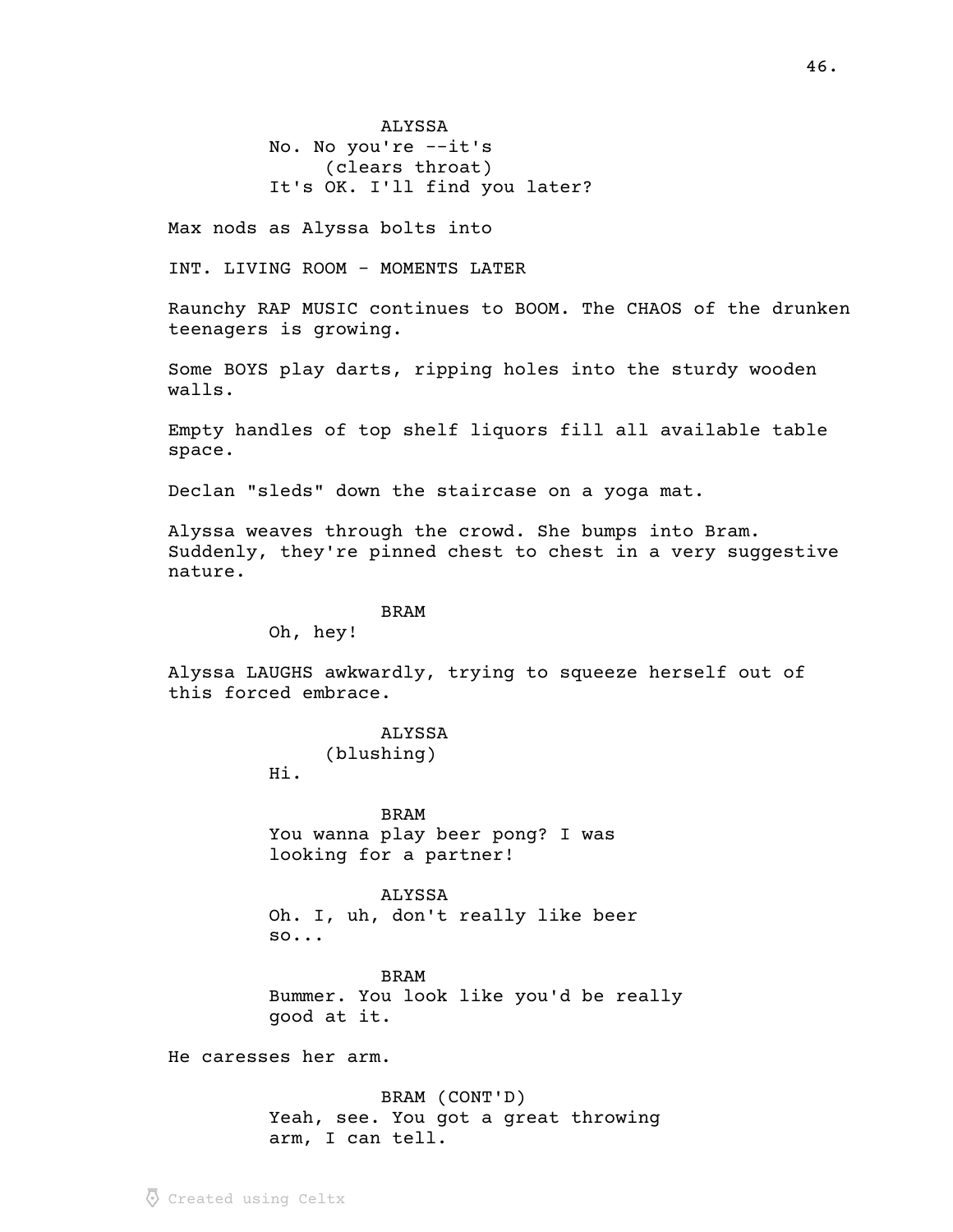ALYSSA
No. No you're --it's
(clears throat)
It's OK. I'll find you later?

Max nods as Alyssa bolts into

INT. LIVING ROOM - MOMENTS LATER

Raunchy RAP MUSIC continues to BOOM. The CHAOS of the drunken teenagers is growing.

Some BOYS play darts, ripping holes into the sturdy wooden walls.

Empty handles of top shelf liquors fill all available table space.

Declan "sleds" down the staircase on a yoga mat.

Alyssa weaves through the crowd. She bumps into Bram. Suddenly, they're pinned chest to chest in a very suggestive nature.

BRAM
Oh, hey!

Alyssa LAUGHS awkwardly, trying to squeeze herself out of this forced embrace.

ALYSSA
(blushing)
Hi.

BRAM
You wanna play beer pong? I was looking for a partner!

ALYSSA
Oh. I, uh, don't really like beer so...

BRAM
Bummer. You look like you'd be really good at it.

He caresses her arm.

BRAM (CONT'D)
Yeah, see. You got a great throwing arm, I can tell.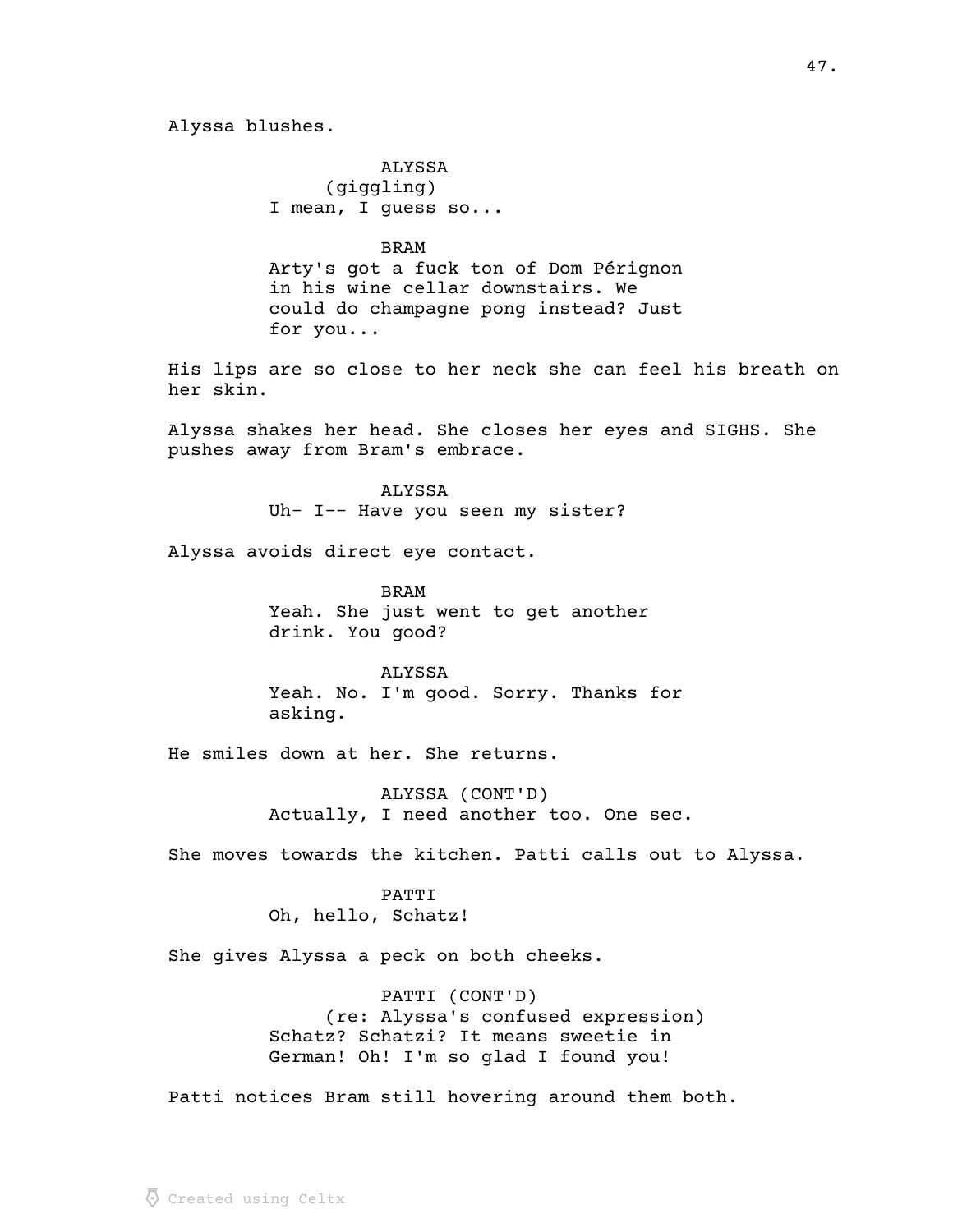Alyssa blushes.

ALYSSA
(giggling)
I mean, I guess so...

BRAM
Arty's got a fuck ton of Dom Pérignon in his wine cellar downstairs. We could do champagne pong instead? Just for you...

His lips are so close to her neck she can feel his breath on her skin.

Alyssa shakes her head. She closes her eyes and SIGHS. She pushes away from Bram's embrace.

ALYSSA
Uh- I-- Have you seen my sister?

Alyssa avoids direct eye contact.

BRAM
Yeah. She just went to get another drink. You good?

ALYSSA
Yeah. No. I'm good. Sorry. Thanks for asking.

He smiles down at her. She returns.

ALYSSA (CONT'D)
Actually, I need another too. One sec.

She moves towards the kitchen. Patti calls out to Alyssa.

PATTI
Oh, hello, Schatz!

She gives Alyssa a peck on both cheeks.

PATTI (CONT'D)
(re: Alyssa's confused expression)
Schatz? Schatzi? It means sweetie in German! Oh! I'm so glad I found you!

Patti notices Bram still hovering around them both.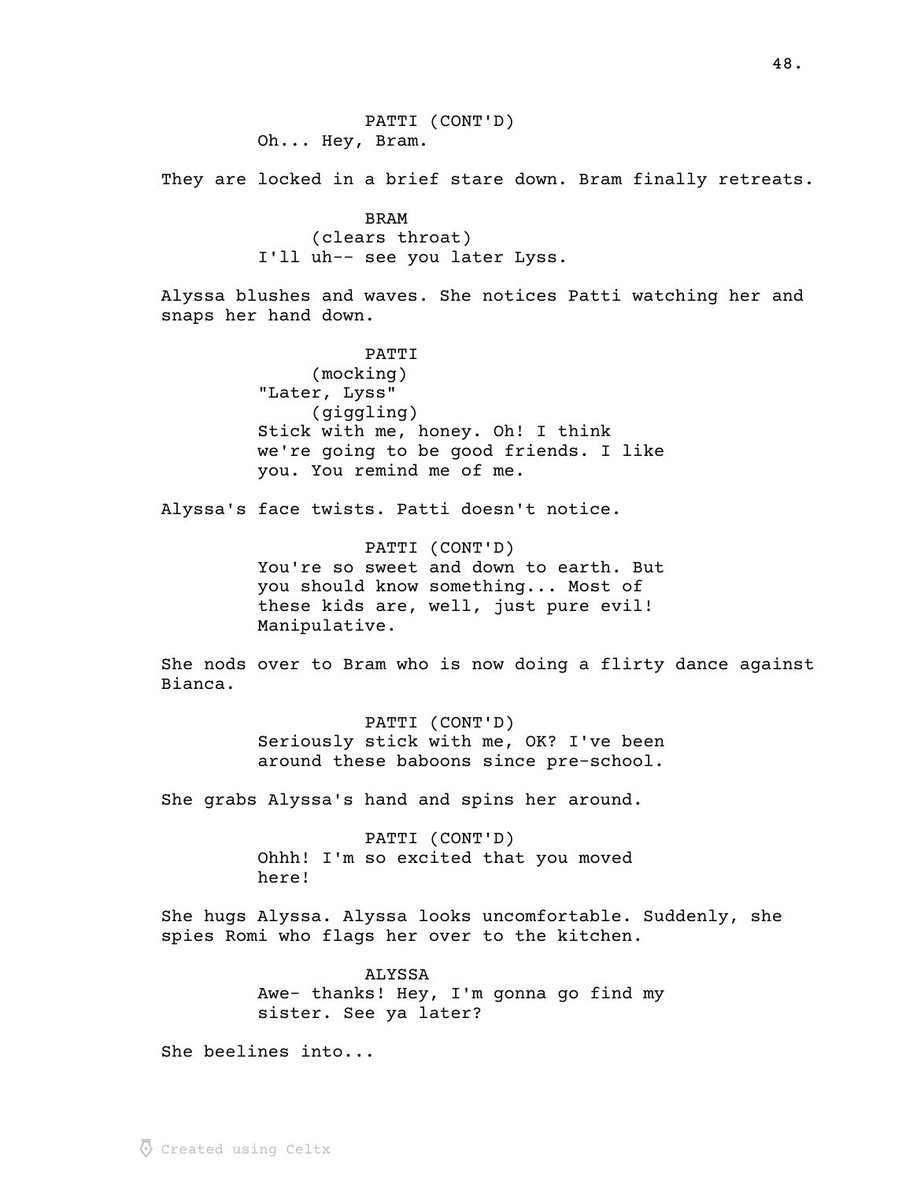PATTI (CONT'D)
Oh... Hey, Bram.

They are locked in a brief stare down. Bram finally retreats.

BRAM
(clears throat)
I'll uh-- see you later Lyss.

Alyssa blushes and waves. She notices Patti watching her and snaps her hand down.

PATTI
(mocking)
"Later, Lyss"
(giggling)
Stick with me, honey. Oh! I think we're going to be good friends. I like you. You remind me of me.

Alyssa's face twists. Patti doesn't notice.

PATTI (CONT'D)
You're so sweet and down to earth. But you should know something... Most of these kids are, well, just pure evil! Manipulative.

She nods over to Bram who is now doing a flirty dance against Bianca.

PATTI (CONT'D)
Seriously stick with me, OK? I've been around these baboons since pre-school.

She grabs Alyssa's hand and spins her around.

PATTI (CONT'D)
Ohhh! I'm so excited that you moved here!

She hugs Alyssa. Alyssa looks uncomfortable. Suddenly, she spies Romi who flags her over to the kitchen.

ALYSSA
Awe- thanks! Hey, I'm gonna go find my sister. See ya later?

She beelines into...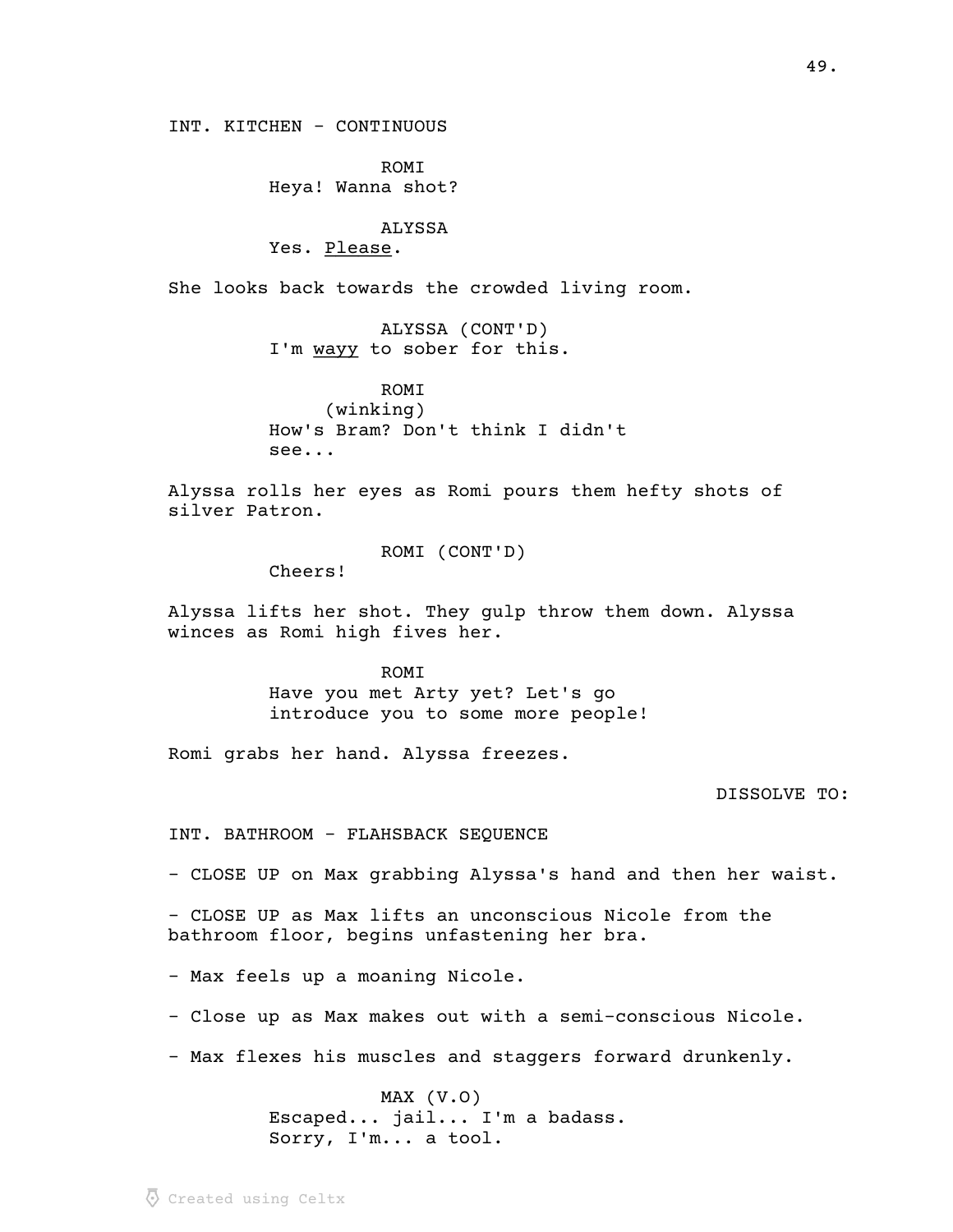INT. KITCHEN - CONTINUOUS

ROMI
Heya! Wanna shot?

ALYSSA
Yes. <u>Please</u>.

She looks back towards the crowded living room.

ALYSSA (CONT'D)
I'm <u>wayy</u> to sober for this.

ROMI
(winking)
How's Bram? Don't think I didn't see...

Alyssa rolls her eyes as Romi pours them hefty shots of silver Patron.

ROMI (CONT'D)
Cheers!

Alyssa lifts her shot. They gulp throw them down. Alyssa winces as Romi high fives her.

ROMI
Have you met Arty yet? Let's go introduce you to some more people!

Romi grabs her hand. Alyssa freezes.

DISSOLVE TO:

INT. BATHROOM - FLAHSBACK SEQUENCE

- CLOSE UP on Max grabbing Alyssa's hand and then her waist.

- CLOSE UP as Max lifts an unconscious Nicole from the bathroom floor, begins unfastening her bra.

- Max feels up a moaning Nicole.

- Close up as Max makes out with a semi-conscious Nicole.

- Max flexes his muscles and staggers forward drunkenly.

MAX (V.O)
Escaped... jail... I'm a badass.
Sorry, I'm... a tool.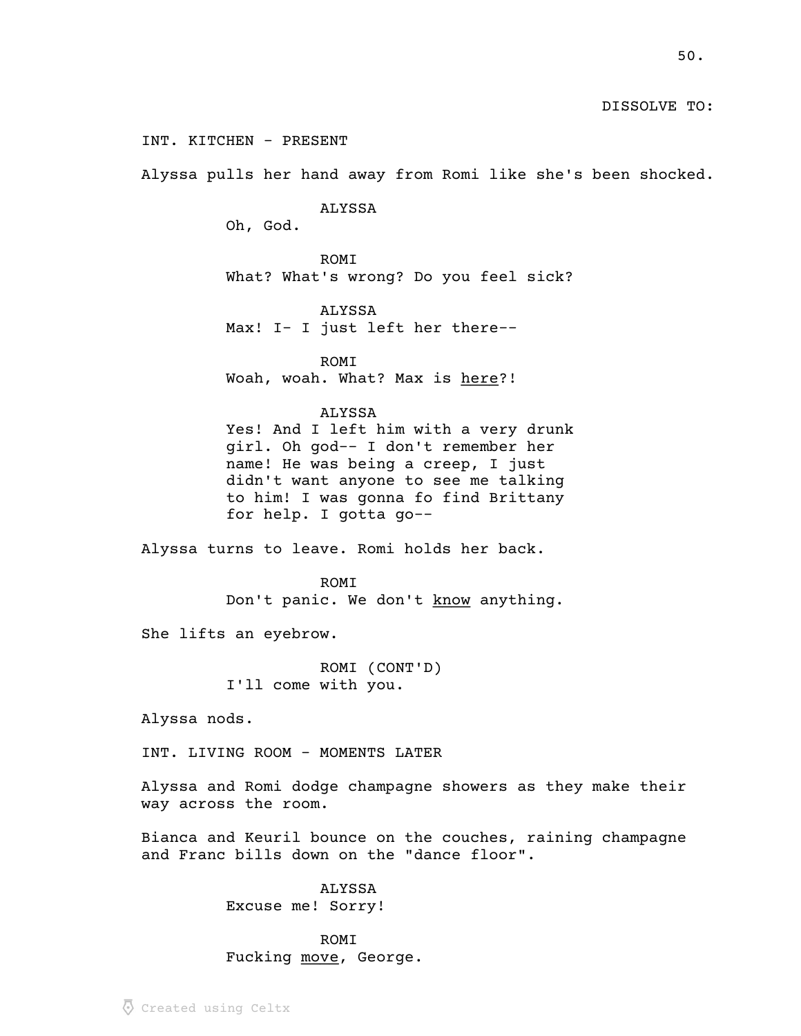DISSOLVE TO:

INT. KITCHEN - PRESENT

Alyssa pulls her hand away from Romi like she's been shocked.

ALYSSA
Oh, God.

ROMI
What? What's wrong? Do you feel sick?

ALYSSA
Max! I- I just left her there--

ROMI
Woah, woah. What? Max is <u>here</u>?!

ALYSSA
Yes! And I left him with a very drunk girl. Oh god-- I don't remember her name! He was being a creep, I just didn't want anyone to see me talking to him! I was gonna fo find Brittany for help. I gotta go--

Alyssa turns to leave. Romi holds her back.

ROMI
Don't panic. We don't <u>know</u> anything.

She lifts an eyebrow.

ROMI (CONT'D)
I'll come with you.

Alyssa nods.

INT. LIVING ROOM - MOMENTS LATER

Alyssa and Romi dodge champagne showers as they make their way across the room.

Bianca and Keuril bounce on the couches, raining champagne and Franc bills down on the "dance floor".

ALYSSA
Excuse me! Sorry!

ROMI
Fucking <u>move</u>, George.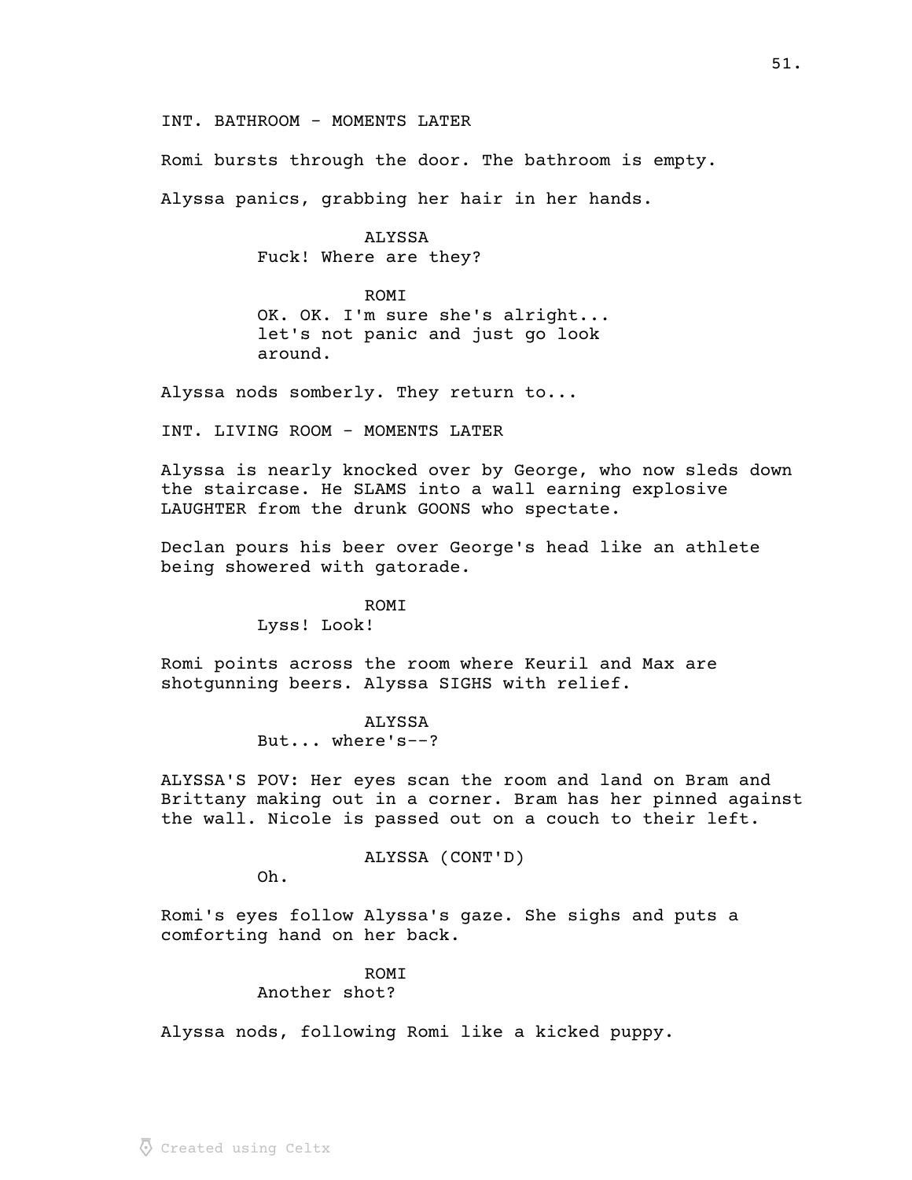INT. BATHROOM - MOMENTS LATER

Romi bursts through the door. The bathroom is empty.

Alyssa panics, grabbing her hair in her hands.

ALYSSA
Fuck! Where are they?

ROMI
OK. OK. I'm sure she's alright... let's not panic and just go look around.

Alyssa nods somberly. They return to...

INT. LIVING ROOM - MOMENTS LATER

Alyssa is nearly knocked over by George, who now sleds down the staircase. He SLAMS into a wall earning explosive LAUGHTER from the drunk GOONS who spectate.

Declan pours his beer over George's head like an athlete being showered with gatorade.

ROMI
Lyss! Look!

Romi points across the room where Keuril and Max are shotgunning beers. Alyssa SIGHS with relief.

ALYSSA
But... where's--?

ALYSSA'S POV: Her eyes scan the room and land on Bram and Brittany making out in a corner. Bram has her pinned against the wall. Nicole is passed out on a couch to their left.

ALYSSA (CONT'D)
Oh.

Romi's eyes follow Alyssa's gaze. She sighs and puts a comforting hand on her back.

ROMI
Another shot?

Alyssa nods, following Romi like a kicked puppy.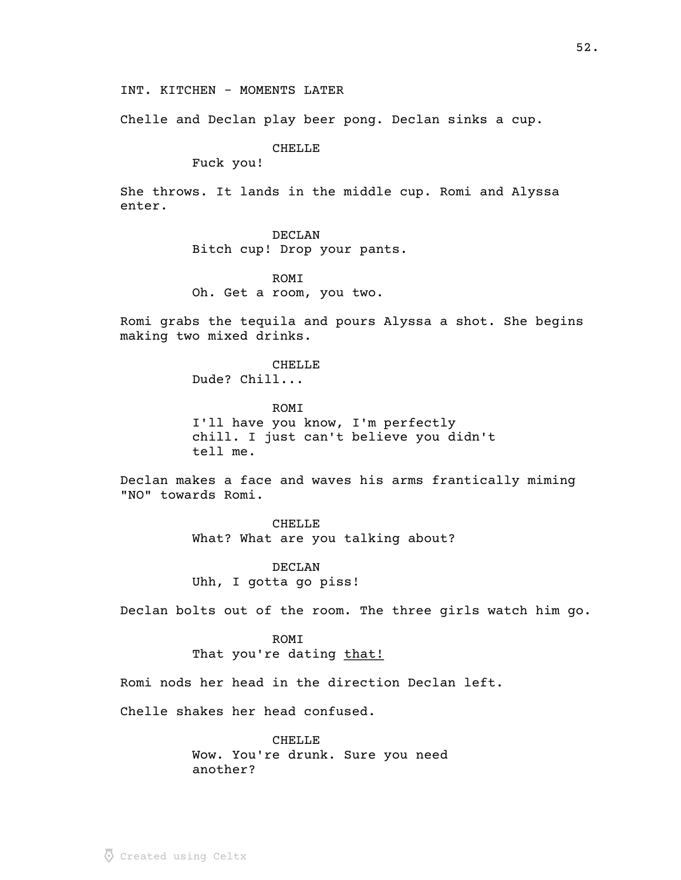INT. KITCHEN - MOMENTS LATER

Chelle and Declan play beer pong. Declan sinks a cup.

CHELLE
Fuck you!

She throws. It lands in the middle cup. Romi and Alyssa enter.

DECLAN
Bitch cup! Drop your pants.

ROMI
Oh. Get a room, you two.

Romi grabs the tequila and pours Alyssa a shot. She begins making two mixed drinks.

CHELLE
Dude? Chill...

ROMI
I'll have you know, I'm perfectly chill. I just can't believe you didn't tell me.

Declan makes a face and waves his arms frantically miming "NO" towards Romi.

CHELLE
What? What are you talking about?

DECLAN
Uhh, I gotta go piss!

Declan bolts out of the room. The three girls watch him go.

ROMI
That you're dating <u>that!</u>

Romi nods her head in the direction Declan left.

Chelle shakes her head confused.

CHELLE
Wow. You're drunk. Sure you need another?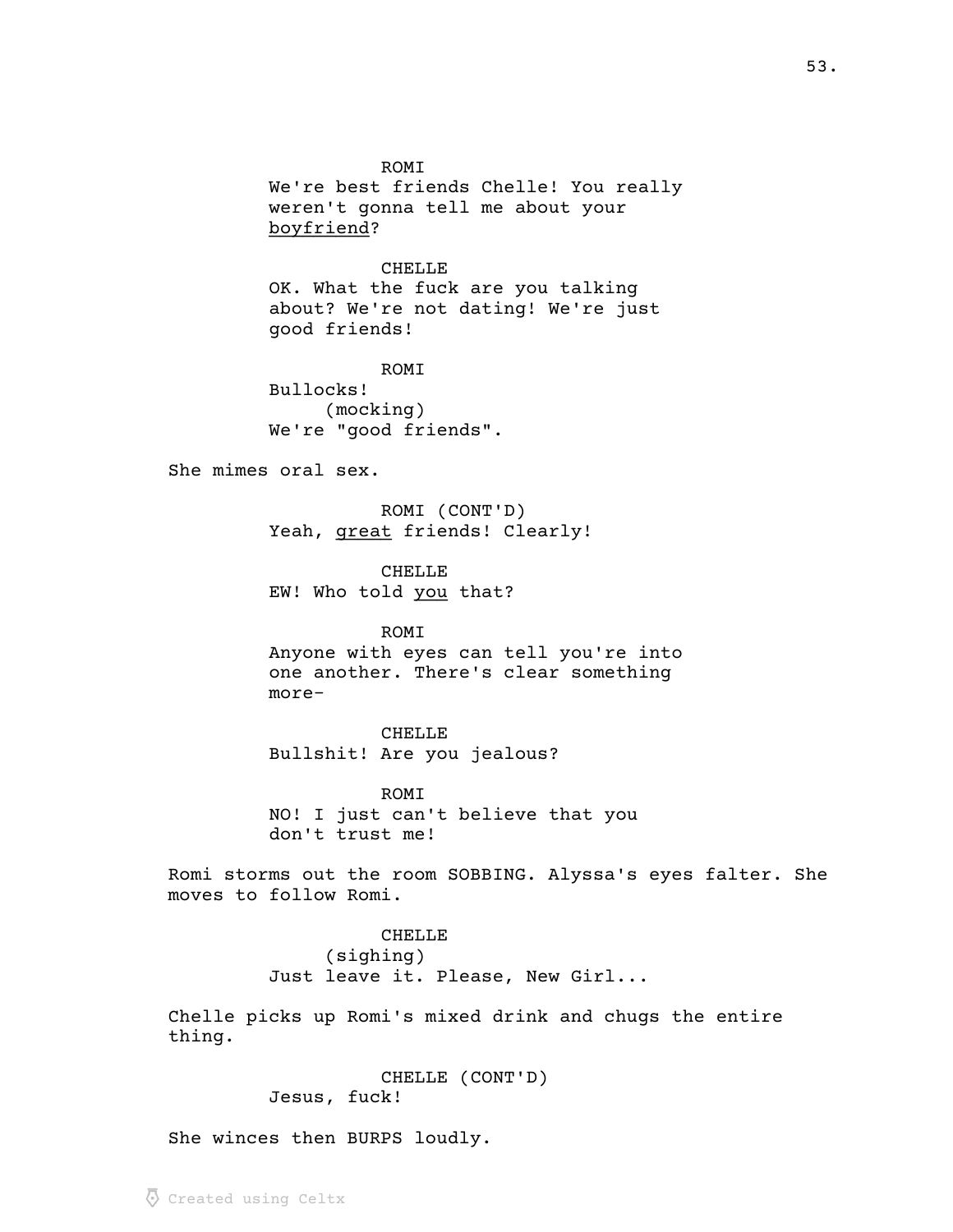ROMI
We're best friends Chelle! You really weren't gonna tell me about your <u>boyfriend</u>?

CHELLE
OK. What the fuck are you talking about? We're not dating! We're just good friends!

ROMI
Bullocks!
(mocking)
We're "good friends".

She mimes oral sex.

ROMI (CONT'D)
Yeah, <u>great</u> friends! Clearly!

CHELLE
EW! Who told <u>you</u> that?

ROMI
Anyone with eyes can tell you're into one another. There's clear something more-

CHELLE
Bullshit! Are you jealous?

ROMI
NO! I just can't believe that you don't trust me!

Romi storms out the room SOBBING. Alyssa's eyes falter. She moves to follow Romi.

CHELLE
(sighing)
Just leave it. Please, New Girl...

Chelle picks up Romi's mixed drink and chugs the entire thing.

CHELLE (CONT'D)
Jesus, fuck!

She winces then BURPS loudly.

Created using Celtx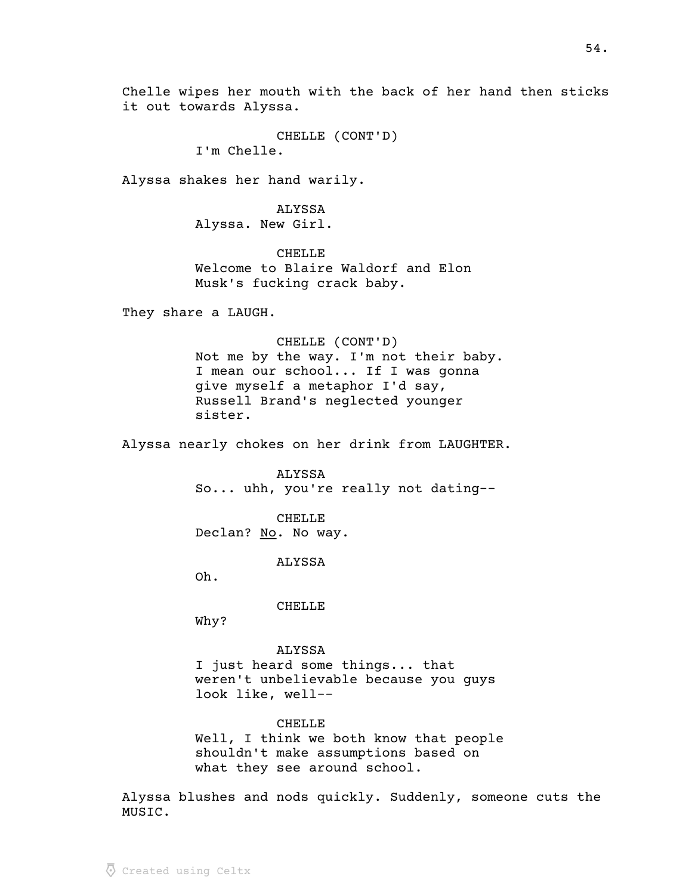Chelle wipes her mouth with the back of her hand then sticks it out towards Alyssa.

CHELLE (CONT'D)
I'm Chelle.

Alyssa shakes her hand warily.

ALYSSA
Alyssa. New Girl.

CHELLE
Welcome to Blaire Waldorf and Elon Musk's fucking crack baby.

They share a LAUGH.

CHELLE (CONT'D)
Not me by the way. I'm not their baby. I mean our school... If I was gonna give myself a metaphor I'd say, Russell Brand's neglected younger sister.

Alyssa nearly chokes on her drink from LAUGHTER.

ALYSSA
So... uhh, you're really not dating--

CHELLE
Declan? <u>No</u>. No way.

ALYSSA
Oh.

CHELLE
Why?

ALYSSA
I just heard some things... that weren't unbelievable because you guys look like, well--

CHELLE
Well, I think we both know that people shouldn't make assumptions based on what they see around school.

Alyssa blushes and nods quickly. Suddenly, someone cuts the MUSIC.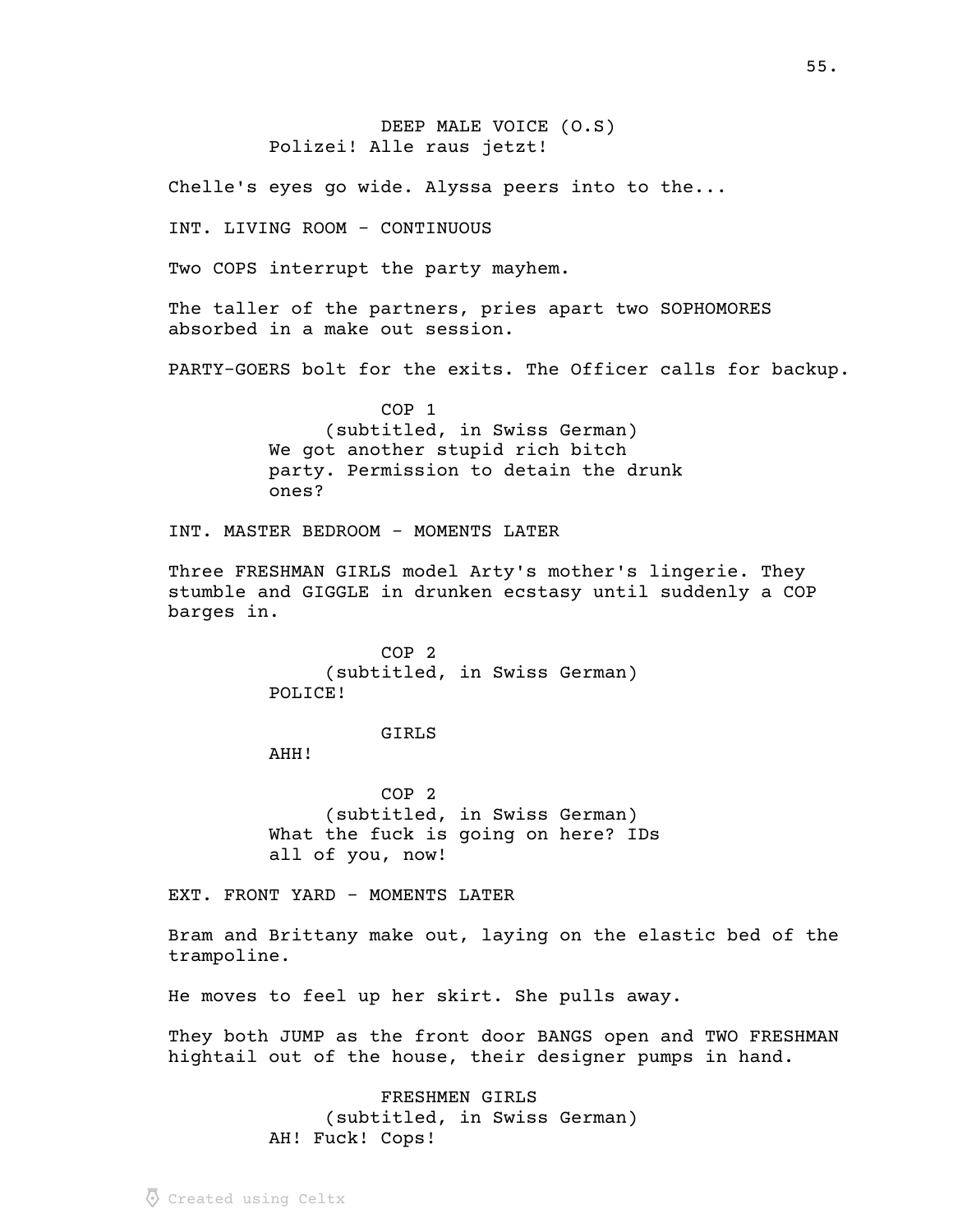DEEP MALE VOICE (O.S)
Polizei! Alle raus jetzt!

Chelle's eyes go wide. Alyssa peers into to the...

INT. LIVING ROOM - CONTINUOUS

Two COPS interrupt the party mayhem.

The taller of the partners, pries apart two SOPHOMORES absorbed in a make out session.

PARTY-GOERS bolt for the exits. The Officer calls for backup.

COP 1
(subtitled, in Swiss German)
We got another stupid rich bitch party. Permission to detain the drunk ones?

INT. MASTER BEDROOM - MOMENTS LATER

Three FRESHMAN GIRLS model Arty's mother's lingerie. They stumble and GIGGLE in drunken ecstasy until suddenly a COP barges in.

COP 2
(subtitled, in Swiss German)
POLICE!

GIRLS
AHH!

COP 2
(subtitled, in Swiss German)
What the fuck is going on here? IDs all of you, now!

EXT. FRONT YARD - MOMENTS LATER

Bram and Brittany make out, laying on the elastic bed of the trampoline.

He moves to feel up her skirt. She pulls away.

They both JUMP as the front door BANGS open and TWO FRESHMAN hightail out of the house, their designer pumps in hand.

FRESHMEN GIRLS
(subtitled, in Swiss German)
AH! Fuck! Cops!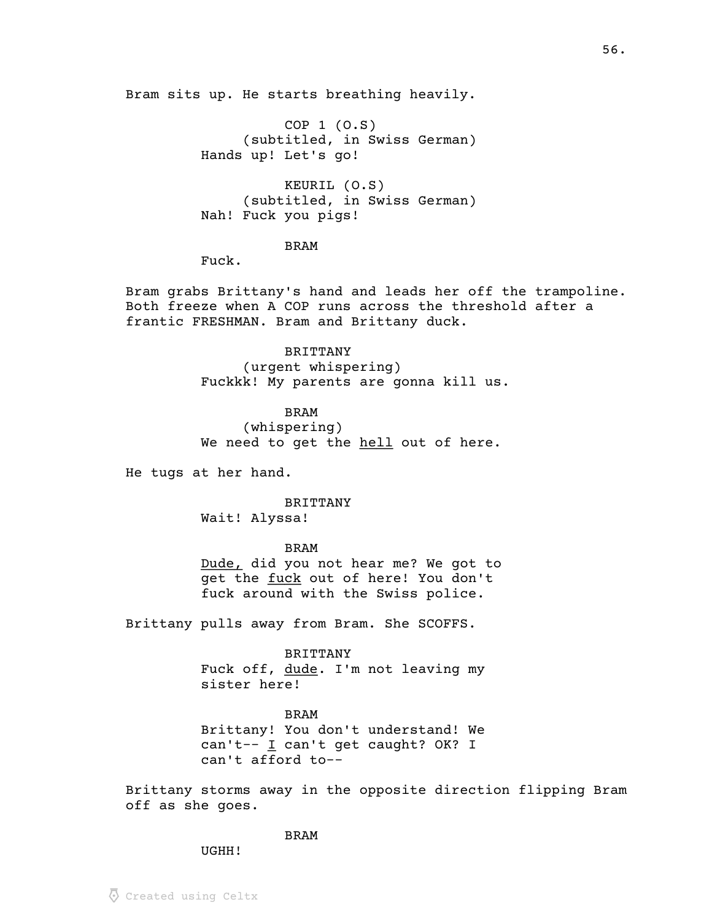Bram sits up. He starts breathing heavily.

COP 1 (O.S)
(subtitled, in Swiss German)
Hands up! Let's go!

KEURIL (O.S)
(subtitled, in Swiss German)
Nah! Fuck you pigs!

BRAM
Fuck.

Bram grabs Brittany's hand and leads her off the trampoline. Both freeze when A COP runs across the threshold after a frantic FRESHMAN. Bram and Brittany duck.

BRITTANY
(urgent whispering)
Fuckkk! My parents are gonna kill us.

BRAM
(whispering)
We need to get the <u>hell</u> out of here.

He tugs at her hand.

BRITTANY
Wait! Alyssa!

BRAM
<u>Dude,</u> did you not hear me? We got to get the <u>fuck</u> out of here! You don't fuck around with the Swiss police.

Brittany pulls away from Bram. She SCOFFS.

BRITTANY
Fuck off, <u>dude</u>. I'm not leaving my sister here!

BRAM
Brittany! You don't understand! We can't-- <u>I</u> can't get caught? OK? I can't afford to--

Brittany storms away in the opposite direction flipping Bram off as she goes.

BRAM
UGHH!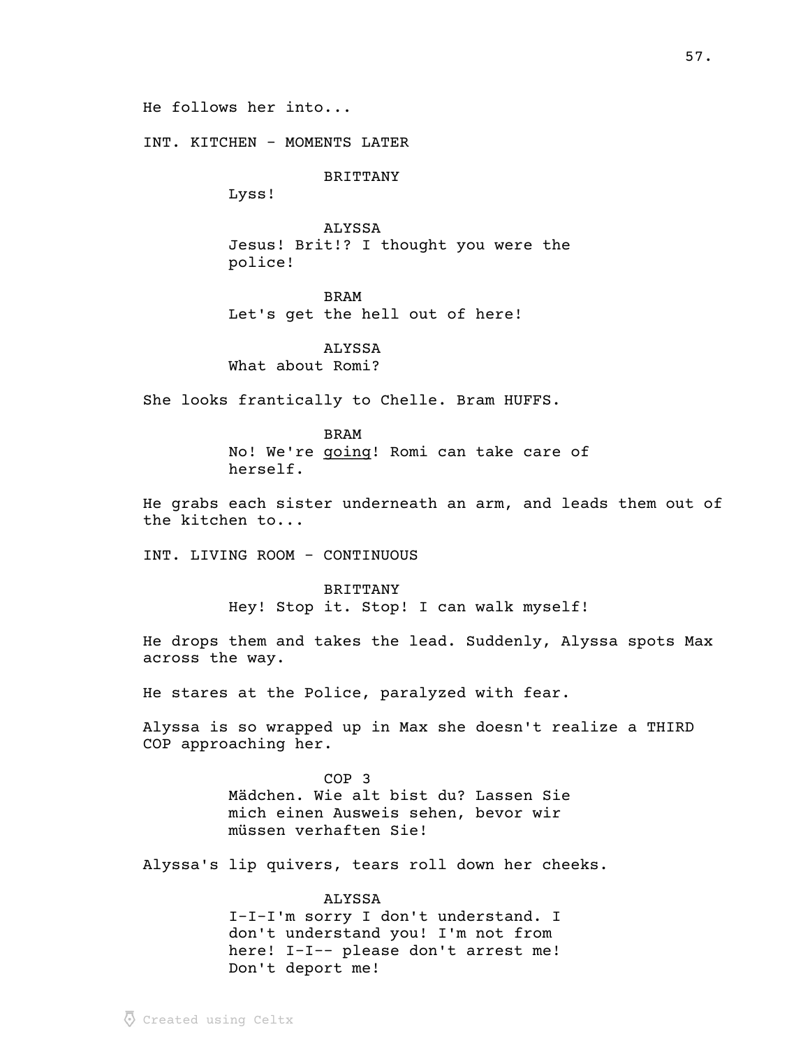He follows her into...

INT. KITCHEN - MOMENTS LATER

BRITTANY
Lyss!

ALYSSA
Jesus! Brit!? I thought you were the police!

BRAM
Let's get the hell out of here!

ALYSSA
What about Romi?

She looks frantically to Chelle. Bram HUFFS.

BRAM
No! We're <u>going</u>! Romi can take care of herself.

He grabs each sister underneath an arm, and leads them out of the kitchen to...

INT. LIVING ROOM - CONTINUOUS

BRITTANY
Hey! Stop it. Stop! I can walk myself!

He drops them and takes the lead. Suddenly, Alyssa spots Max across the way.

He stares at the Police, paralyzed with fear.

Alyssa is so wrapped up in Max she doesn't realize a THIRD COP approaching her.

COP 3
Mädchen. Wie alt bist du? Lassen Sie mich einen Ausweis sehen, bevor wir müssen verhaften Sie!

Alyssa's lip quivers, tears roll down her cheeks.

ALYSSA
I-I-I'm sorry I don't understand. I don't understand you! I'm not from here! I-I-- please don't arrest me! Don't deport me!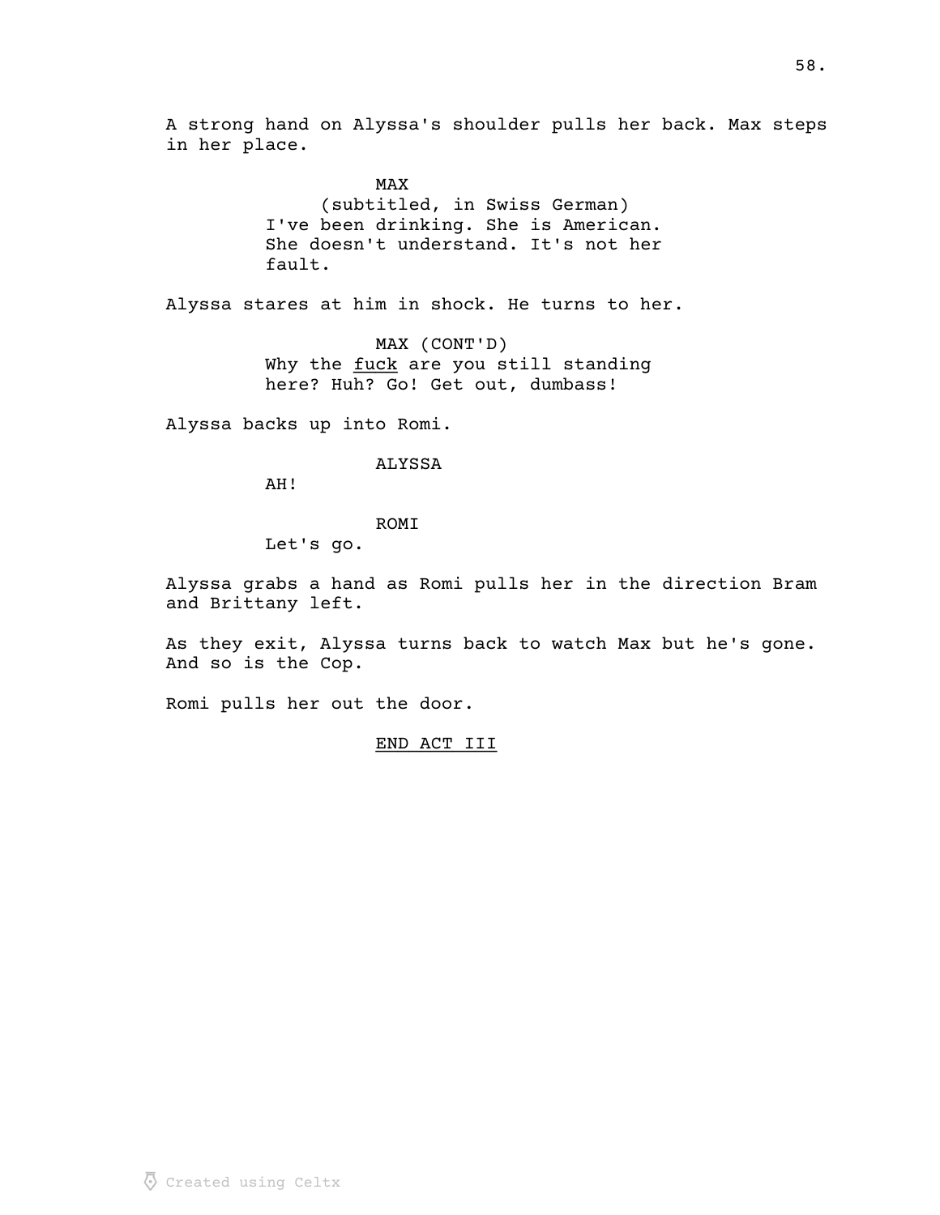A strong hand on Alyssa's shoulder pulls her back. Max steps in her place.

MAX
(subtitled, in Swiss German)
I've been drinking. She is American. She doesn't understand. It's not her fault.

Alyssa stares at him in shock. He turns to her.

MAX (CONT'D)
Why the <u>fuck</u> are you still standing here? Huh? Go! Get out, dumbass!

Alyssa backs up into Romi.

ALYSSA
AH!

ROMI
Let's go.

Alyssa grabs a hand as Romi pulls her in the direction Bram and Brittany left.

As they exit, Alyssa turns back to watch Max but he's gone. And so is the Cop.

Romi pulls her out the door.

<u>END ACT III</u>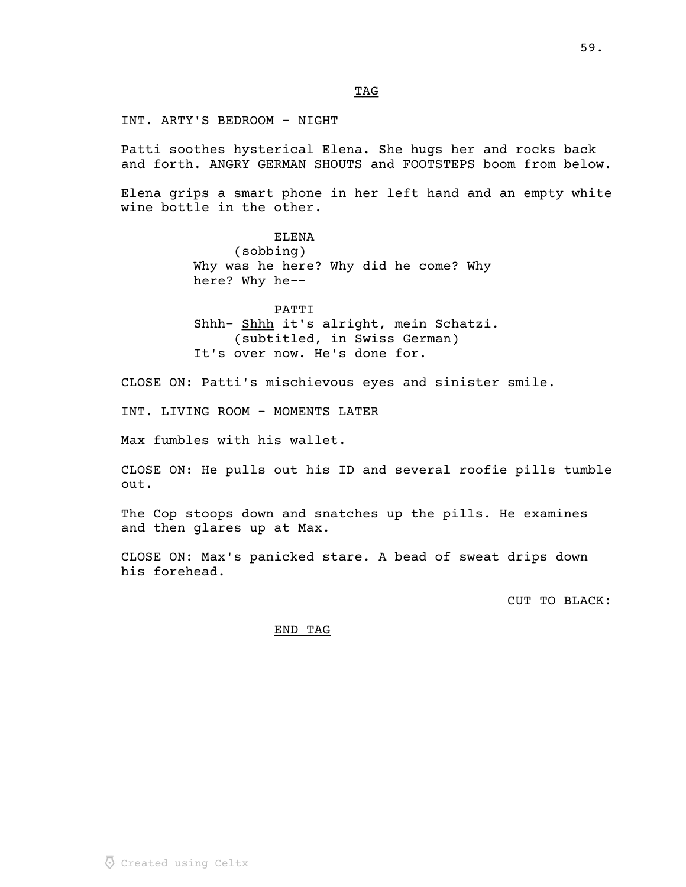TAG

INT. ARTY'S BEDROOM - NIGHT

Patti soothes hysterical Elena. She hugs her and rocks back and forth. ANGRY GERMAN SHOUTS and FOOTSTEPS boom from below.

Elena grips a smart phone in her left hand and an empty white wine bottle in the other.

ELENA
(sobbing)
Why was he here? Why did he come? Why here? Why he--

PATTI
Shhh- Shhh it's alright, mein Schatzi.
(subtitled, in Swiss German)
It's over now. He's done for.

CLOSE ON: Patti's mischievous eyes and sinister smile.

INT. LIVING ROOM - MOMENTS LATER

Max fumbles with his wallet.

CLOSE ON: He pulls out his ID and several roofie pills tumble out.

The Cop stoops down and snatches up the pills. He examines and then glares up at Max.

CLOSE ON: Max's panicked stare. A bead of sweat drips down his forehead.

CUT TO BLACK:

END TAG